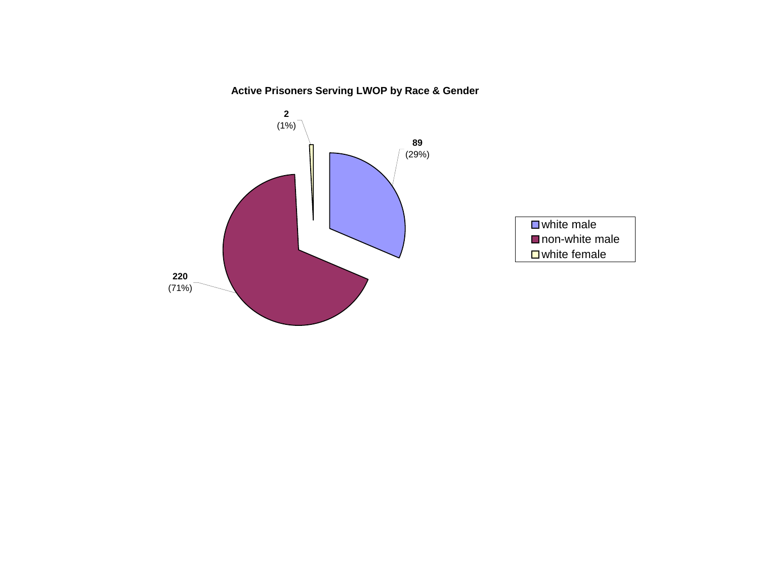**Active Prisoners Serving LWOP by Race & Gender**

| Category | Count | Percentage |
| --- | --- | --- |
| white male | 89 | (29%) |
| non-white male | 220 | (71%) |
| white female | 2 | (1%) |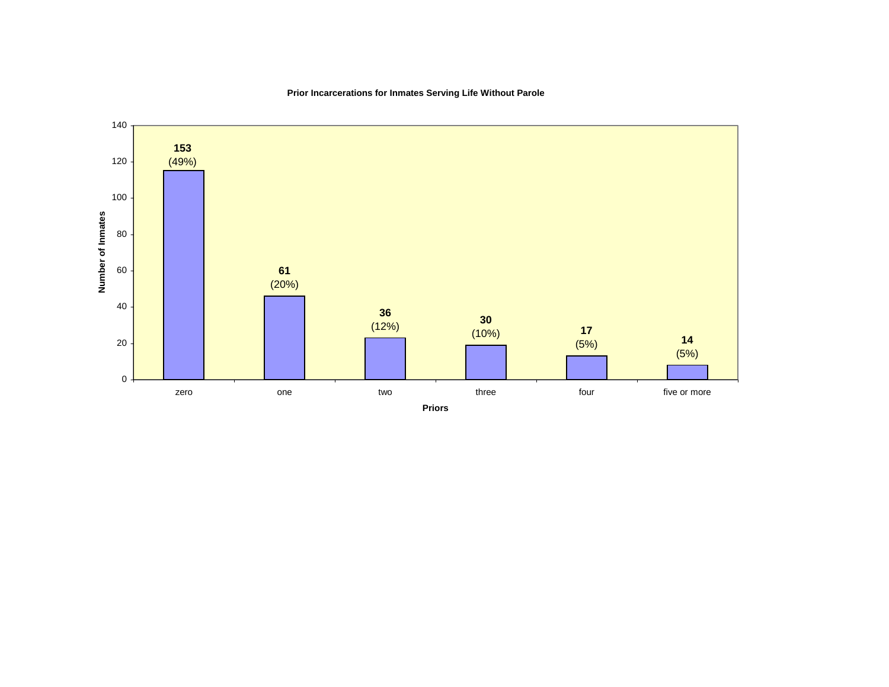**Prior Incarcerations for Inmates Serving Life Without Parole**

| Priors | Number of Inmates | Percent |
|---|---|---|
| zero | 153 | (49%) |
| one | 61 | (20%) |
| two | 36 | (12%) |
| three | 30 | (10%) |
| four | 17 | (5%) |
| five or more | 14 | (5%) |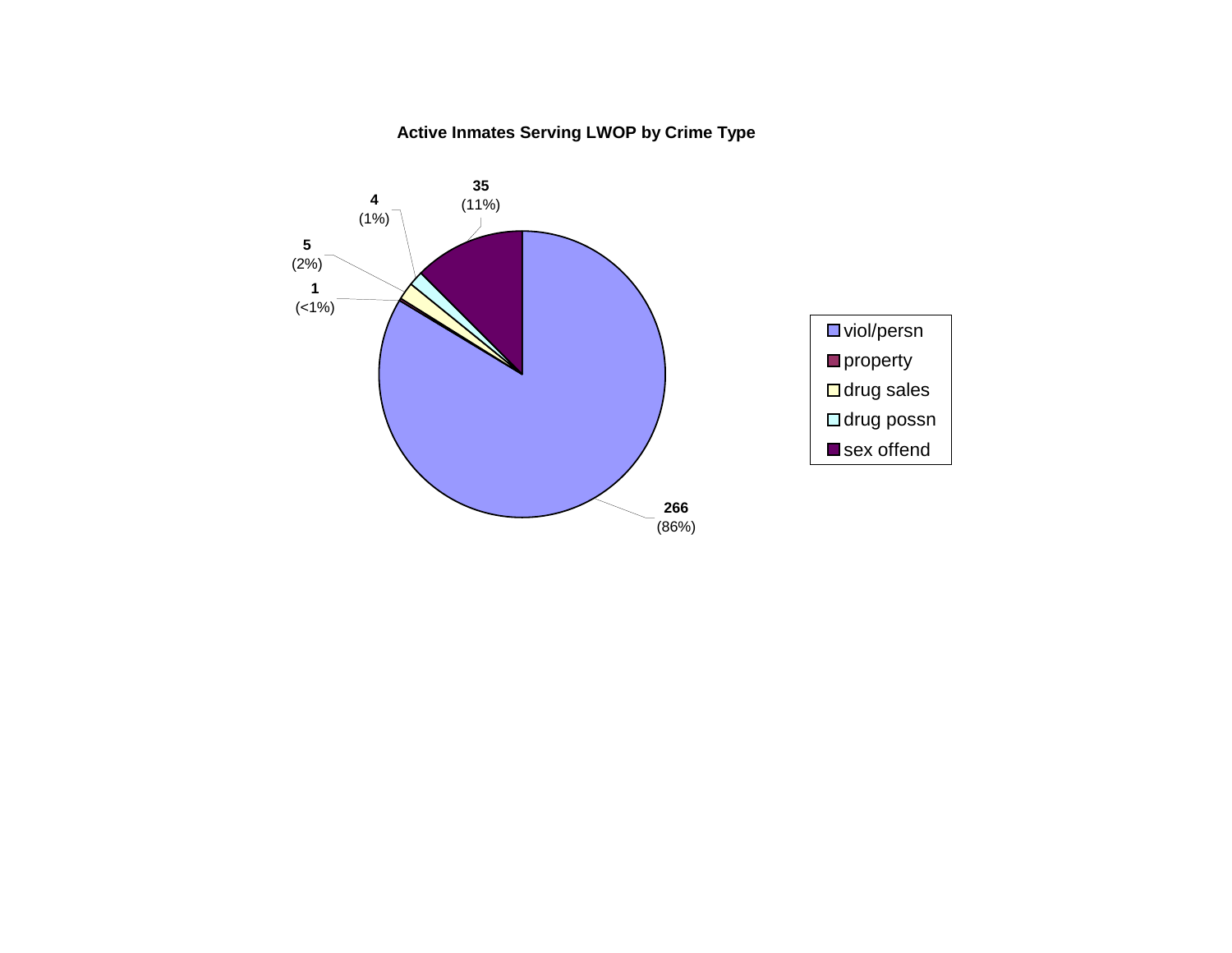**Active Inmates Serving LWOP by Crime Type**

| Crime Type | Count | Percent |
|---|---|---|
| viol/persn | 266 | (86%) |
| property | 1 | (<1%) |
| drug sales | 5 | (2%) |
| drug possn | 4 | (1%) |
| sex offend | 35 | (11%) |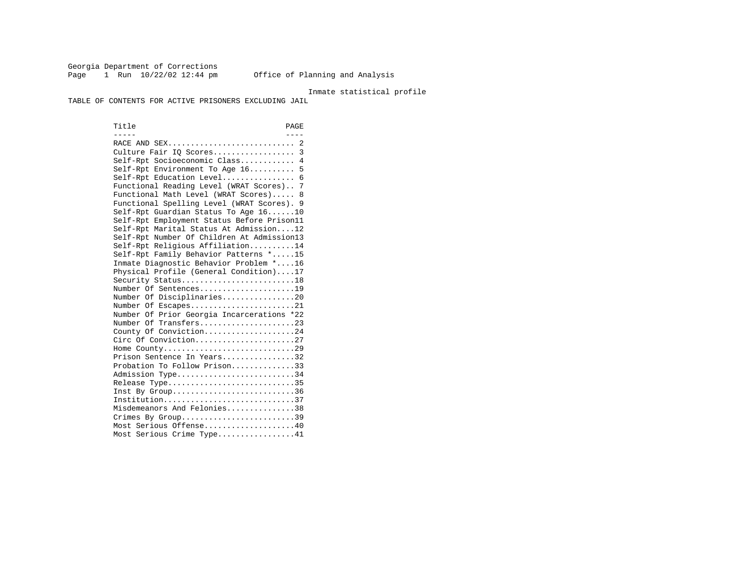Georgia Department of Corrections
Office of Planning and Analysis

Inmate statistical profile

TABLE OF CONTENTS FOR ACTIVE PRISONERS EXCLUDING JAIL

| Title | PAGE |
|---|---|
| RACE AND SEX | 2 |
| Culture Fair IQ Scores | 3 |
| Self-Rpt Socioeconomic Class | 4 |
| Self-Rpt Environment To Age 16 | 5 |
| Self-Rpt Education Level | 6 |
| Functional Reading Level (WRAT Scores) | 7 |
| Functional Math Level (WRAT Scores) | 8 |
| Functional Spelling Level (WRAT Scores) | 9 |
| Self-Rpt Guardian Status To Age 16 | 10 |
| Self-Rpt Employment Status Before Prison | 11 |
| Self-Rpt Marital Status At Admission | 12 |
| Self-Rpt Number Of Children At Admission | 13 |
| Self-Rpt Religious Affiliation | 14 |
| Self-Rpt Family Behavior Patterns * | 15 |
| Inmate Diagnostic Behavior Problem * | 16 |
| Physical Profile (General Condition) | 17 |
| Security Status | 18 |
| Number Of Sentences | 19 |
| Number Of Disciplinaries | 20 |
| Number Of Escapes | 21 |
| Number Of Prior Georgia Incarcerations * | 22 |
| Number Of Transfers | 23 |
| County Of Conviction | 24 |
| Circ Of Conviction | 27 |
| Home County | 29 |
| Prison Sentence In Years | 32 |
| Probation To Follow Prison | 33 |
| Admission Type | 34 |
| Release Type | 35 |
| Inst By Group | 36 |
| Institution | 37 |
| Misdemeanors And Felonies | 38 |
| Crimes By Group | 39 |
| Most Serious Offense | 40 |
| Most Serious Crime Type | 41 |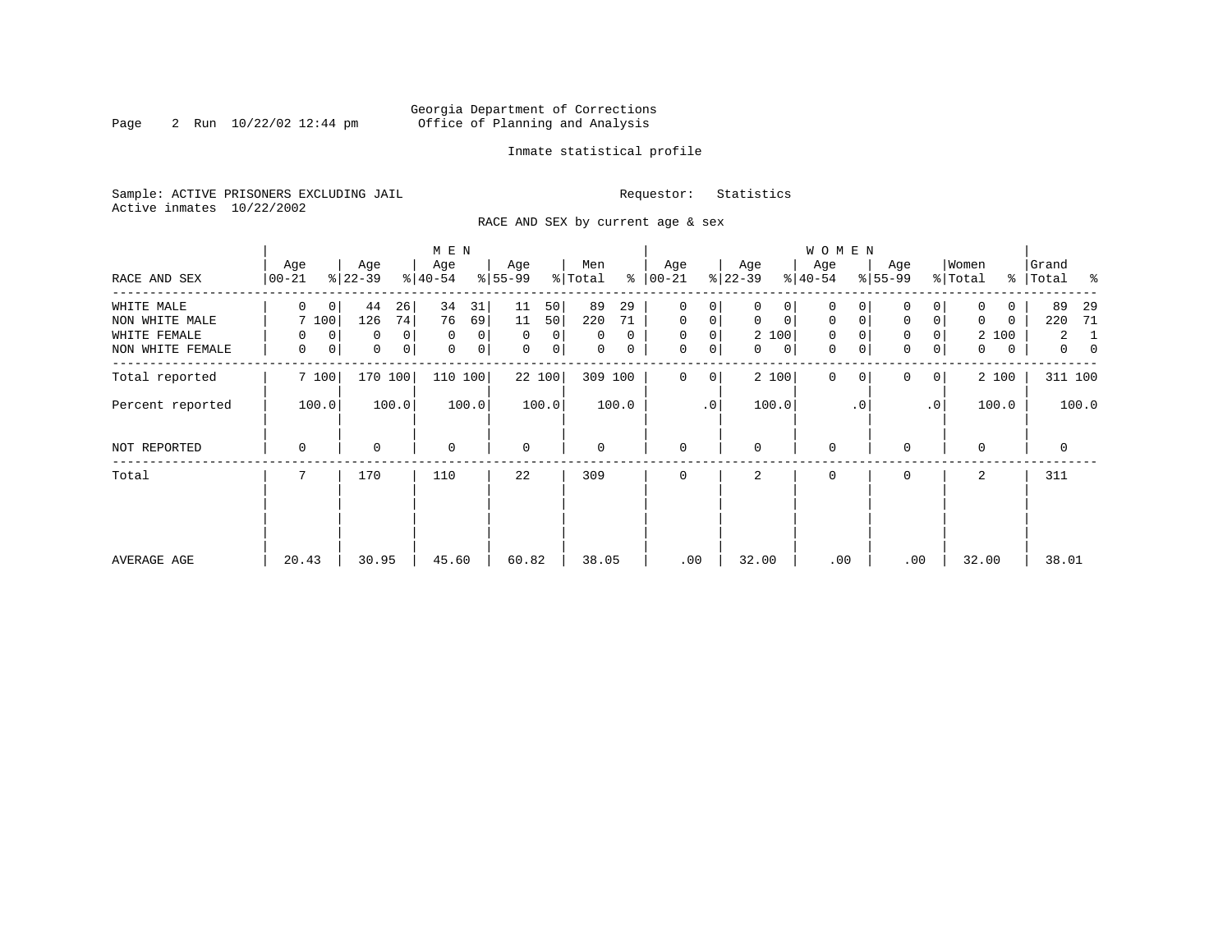Georgia Department of Corrections
Office of Planning and Analysis

Inmate statistical profile

Sample: ACTIVE PRISONERS EXCLUDING JAIL          Requestor: Statistics
Active inmates 10/22/2002

RACE AND SEX by current age & sex

| RACE AND SEX | MEN Age 00-21 | % | Age 22-39 | % | Age 40-54 | % | Age 55-99 | % | Men Total | % | WOMEN Age 00-21 | % | Age 22-39 | % | Age 40-54 | % | Age 55-99 | % | Women Total | % | Grand Total | % |
|---|---|---|---|---|---|---|---|---|---|---|---|---|---|---|---|---|---|---|---|---|---|---|
| WHITE MALE | 0 | 0 | 44 | 26 | 34 | 31 | 11 | 50 | 89 | 29 | 0 | 0 | 0 | 0 | 0 | 0 | 0 | 0 | 0 | 0 | 89 | 29 |
| NON WHITE MALE | 7 | 100 | 126 | 74 | 76 | 69 | 11 | 50 | 220 | 71 | 0 | 0 | 0 | 0 | 0 | 0 | 0 | 0 | 0 | 0 | 220 | 71 |
| WHITE FEMALE | 0 | 0 | 0 | 0 | 0 | 0 | 0 | 0 | 0 | 0 | 0 | 0 | 2 | 100 | 0 | 0 | 0 | 0 | 2 | 100 | 2 | 1 |
| NON WHITE FEMALE | 0 | 0 | 0 | 0 | 0 | 0 | 0 | 0 | 0 | 0 | 0 | 0 | 0 | 0 | 0 | 0 | 0 | 0 | 0 | 0 | 0 | 0 |
| Total reported | 7 | 100 | 170 | 100 | 110 | 100 | 22 | 100 | 309 | 100 | 0 | 0 | 2 | 100 | 0 | 0 | 0 | 0 | 2 | 100 | 311 | 100 |
| Percent reported | | 100.0 | | 100.0 | | 100.0 | | 100.0 | | 100.0 | | .0 | | 100.0 | | .0 | | .0 | | 100.0 | | 100.0 |
| NOT REPORTED | 0 | | 0 | | 0 | | 0 | | 0 | | 0 | | 0 | | 0 | | 0 | | 0 | | 0 | |
| Total | 7 | | 170 | | 110 | | 22 | | 309 | | 0 | | 2 | | 0 | | 0 | | 2 | | 311 | |
| AVERAGE AGE | 20.43 | | 30.95 | | 45.60 | | 60.82 | | 38.05 | | .00 | | 32.00 | | .00 | | .00 | | 32.00 | | 38.01 | |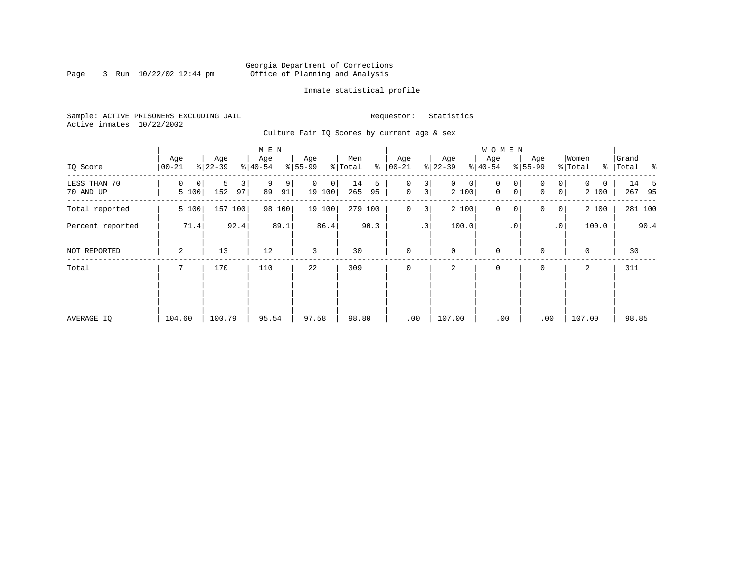Georgia Department of Corrections
Office of Planning and Analysis

Inmate statistical profile

Sample: ACTIVE PRISONERS EXCLUDING JAIL

Requestor: Statistics

Active inmates 10/22/2002

Culture Fair IQ Scores by current age & sex

| IQ Score | MEN Age 00-21 | % | Age 22-39 | % | Age 40-54 | % | Age 55-99 | % | Men Total | % | WOMEN Age 00-21 | % | Age 22-39 | % | Age 40-54 | % | Age 55-99 | % | Women Total | % | Grand Total | % |
|---|---|---|---|---|---|---|---|---|---|---|---|---|---|---|---|---|---|---|---|---|---|---|
| LESS THAN 70 | 0 | 0 | 5 | 3 | 9 | 9 | 0 | 0 | 14 | 5 | 0 | 0 | 0 | 0 | 0 | 0 | 0 | 0 | 0 | 0 | 14 | 5 |
| 70 AND UP | 5 | 100 | 152 | 97 | 89 | 91 | 19 | 100 | 265 | 95 | 0 | 0 | 2 | 100 | 0 | 0 | 0 | 0 | 2 | 100 | 267 | 95 |
| Total reported | 5 | 100 | 157 | 100 | 98 | 100 | 19 | 100 | 279 | 100 | 0 | 0 | 2 | 100 | 0 | 0 | 0 | 0 | 2 | 100 | 281 | 100 |
| Percent reported | | 71.4 | | 92.4 | | 89.1 | | 86.4 | | 90.3 | | .0 | | 100.0 | | .0 | | .0 | | 100.0 | | 90.4 |
| NOT REPORTED | 2 | | 13 | | 12 | | 3 | | 30 | | 0 | | 0 | | 0 | | 0 | | 0 | | 30 | |
| Total | 7 | | 170 | | 110 | | 22 | | 309 | | 0 | | 2 | | 0 | | 0 | | 2 | | 311 | |
| AVERAGE IQ | 104.60 | | 100.79 | | 95.54 | | 97.58 | | 98.80 | | .00 | | 107.00 | | .00 | | .00 | | 107.00 | | 98.85 | |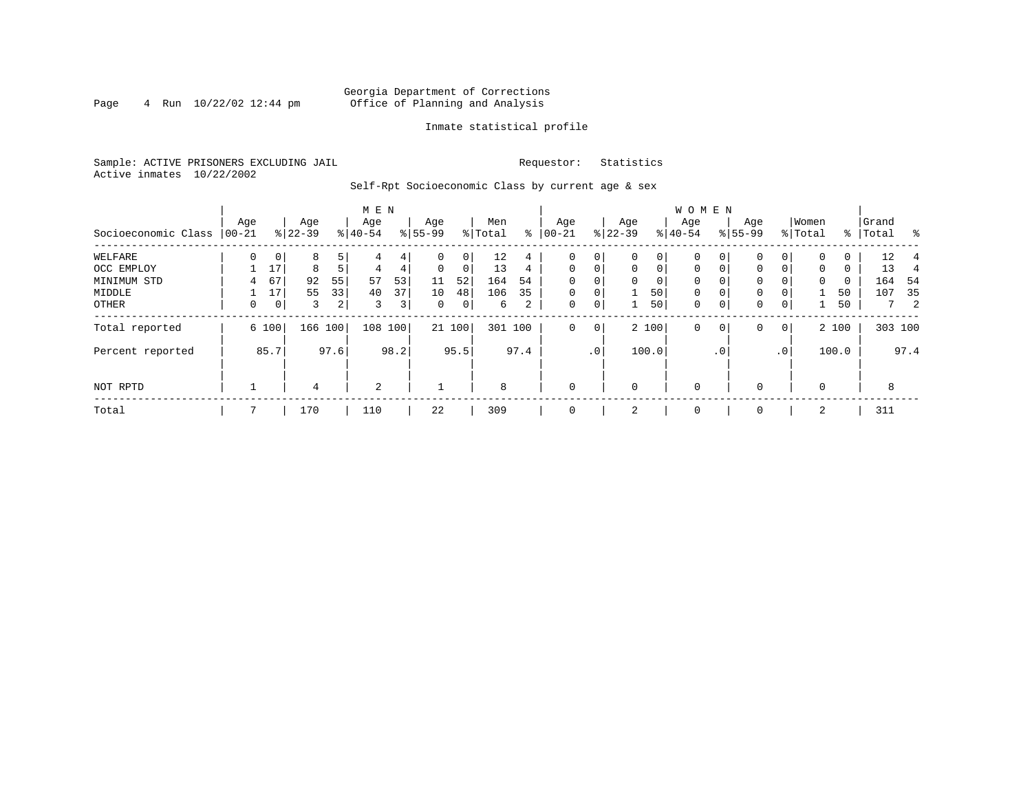Georgia Department of Corrections
Office of Planning and Analysis

Inmate statistical profile

Sample: ACTIVE PRISONERS EXCLUDING JAIL     Requestor: Statistics
Active inmates 10/22/2002

Self-Rpt Socioeconomic Class by current age & sex

| | MEN | | | | | | | | | | WOMEN | | | | | | | | | | | |
|---|---|---|---|---|---|---|---|---|---|---|---|---|---|---|---|---|---|---|---|---|---|---|
| Socioeconomic Class | Age 00-21 | % | Age 22-39 | % | Age 40-54 | % | Age 55-99 | % | Men Total | % | Age 00-21 | % | Age 22-39 | % | Age 40-54 | % | Age 55-99 | % | Women Total | % | Grand Total | % |
| WELFARE | 0 | 0 | 8 | 5 | 4 | 4 | 0 | 0 | 12 | 4 | 0 | 0 | 0 | 0 | 0 | 0 | 0 | 0 | 0 | 0 | 12 | 4 |
| OCC EMPLOY | 1 | 17 | 8 | 5 | 4 | 4 | 0 | 0 | 13 | 4 | 0 | 0 | 0 | 0 | 0 | 0 | 0 | 0 | 0 | 0 | 13 | 4 |
| MINIMUM STD | 4 | 67 | 92 | 55 | 57 | 53 | 11 | 52 | 164 | 54 | 0 | 0 | 0 | 0 | 0 | 0 | 0 | 0 | 0 | 0 | 164 | 54 |
| MIDDLE | 1 | 17 | 55 | 33 | 40 | 37 | 10 | 48 | 106 | 35 | 0 | 0 | 1 | 50 | 0 | 0 | 0 | 0 | 1 | 50 | 107 | 35 |
| OTHER | 0 | 0 | 3 | 2 | 3 | 3 | 0 | 0 | 6 | 2 | 0 | 0 | 1 | 50 | 0 | 0 | 0 | 0 | 1 | 50 | 7 | 2 |
| Total reported | 6 | 100 | 166 | 100 | 108 | 100 | 21 | 100 | 301 | 100 | 0 | 0 | 2 | 100 | 0 | 0 | 0 | 0 | 2 | 100 | 303 | 100 |
| Percent reported | | 85.7 | | 97.6 | | 98.2 | | 95.5 | | 97.4 | | .0 | | 100.0 | | .0 | | .0 | | 100.0 | | 97.4 |
| NOT RPTD | 1 | | 4 | | 2 | | 1 | | 8 | | 0 | | 0 | | 0 | | 0 | | 0 | | 8 | |
| Total | 7 | | 170 | | 110 | | 22 | | 309 | | 0 | | 2 | | 0 | | 0 | | 2 | | 311 | |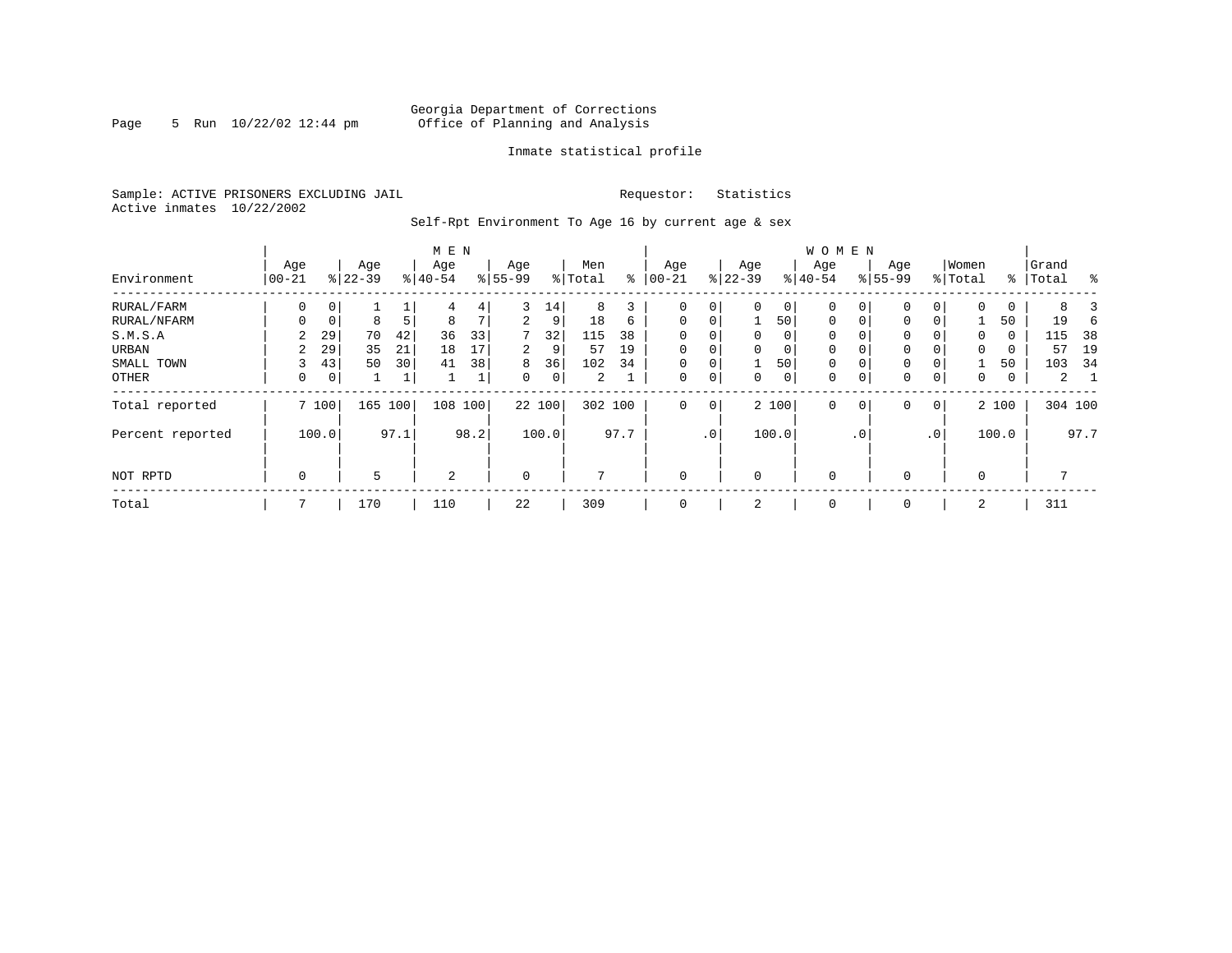Georgia Department of Corrections
Office of Planning and Analysis

Inmate statistical profile

Sample: ACTIVE PRISONERS EXCLUDING JAIL    Requestor: Statistics
Active inmates 10/22/2002

Self-Rpt Environment To Age 16 by current age & sex

| Environment | MEN Age 00-21 | % | Age 22-39 | % | Age 40-54 | % | Age 55-99 | % | Men Total | % | WOMEN Age 00-21 | % | Age 22-39 | % | Age 40-54 | % | Age 55-99 | % | Women Total | % | Grand Total | % |
|---|---|---|---|---|---|---|---|---|---|---|---|---|---|---|---|---|---|---|---|---|---|---|
| RURAL/FARM | 0 | 0 | 1 | 1 | 4 | 4 | 3 | 14 | 8 | 3 | 0 | 0 | 0 | 0 | 0 | 0 | 0 | 0 | 0 | 0 | 8 | 3 |
| RURAL/NFARM | 0 | 0 | 8 | 5 | 8 | 7 | 2 | 9 | 18 | 6 | 0 | 0 | 1 | 50 | 0 | 0 | 0 | 0 | 1 | 50 | 19 | 6 |
| S.M.S.A | 2 | 29 | 70 | 42 | 36 | 33 | 7 | 32 | 115 | 38 | 0 | 0 | 0 | 0 | 0 | 0 | 0 | 0 | 0 | 0 | 115 | 38 |
| URBAN | 2 | 29 | 35 | 21 | 18 | 17 | 2 | 9 | 57 | 19 | 0 | 0 | 0 | 0 | 0 | 0 | 0 | 0 | 0 | 0 | 57 | 19 |
| SMALL TOWN | 3 | 43 | 50 | 30 | 41 | 38 | 8 | 36 | 102 | 34 | 0 | 0 | 1 | 50 | 0 | 0 | 0 | 0 | 1 | 50 | 103 | 34 |
| OTHER | 0 | 0 | 1 | 1 | 1 | 1 | 0 | 0 | 2 | 1 | 0 | 0 | 0 | 0 | 0 | 0 | 0 | 0 | 0 | 0 | 2 | 1 |
| Total reported | 7 | 100 | 165 | 100 | 108 | 100 | 22 | 100 | 302 | 100 | 0 | 0 | 2 | 100 | 0 | 0 | 0 | 0 | 2 | 100 | 304 | 100 |
| Percent reported | | 100.0 | | 97.1 | | 98.2 | | 100.0 | | 97.7 | | .0 | | 100.0 | | .0 | | .0 | | 100.0 | | 97.7 |
| NOT RPTD | 0 | | 5 | | 2 | | 0 | | 7 | | 0 | | 0 | | 0 | | 0 | | 0 | | 7 | |
| Total | 7 | | 170 | | 110 | | 22 | | 309 | | 0 | | 2 | | 0 | | 0 | | 2 | | 311 | |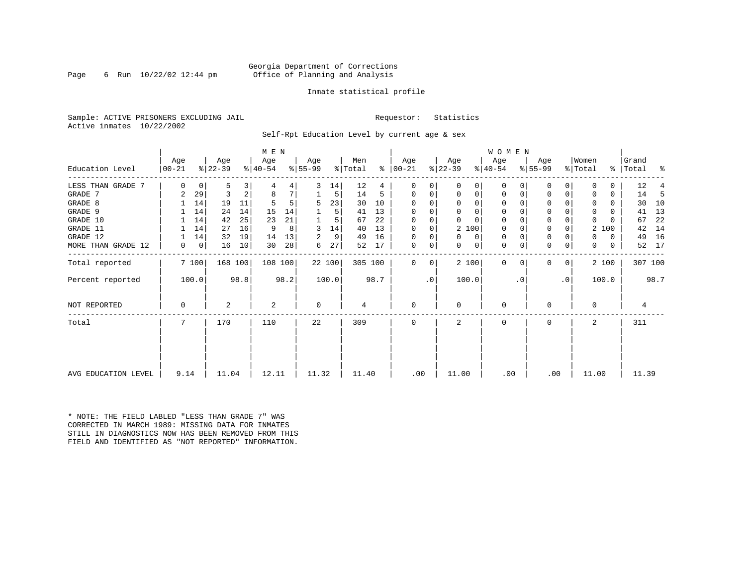Georgia Department of Corrections
Office of Planning and Analysis

Inmate statistical profile

Sample: ACTIVE PRISONERS EXCLUDING JAIL

Requestor: Statistics

Active inmates 10/22/2002

Self-Rpt Education Level by current age & sex

| Education Level | MEN Age 00-21 | % | Age 22-39 | % | Age 40-54 | % | Age 55-99 | % | Men Total | % | WOMEN Age 00-21 | % | Age 22-39 | % | Age 40-54 | % | Age 55-99 | % | Women Total | % | Grand Total | % |
|---|---|---|---|---|---|---|---|---|---|---|---|---|---|---|---|---|---|---|---|---|---|---|
| LESS THAN GRADE 7 | 0 | 0 | 5 | 3 | 4 | 4 | 3 | 14 | 12 | 4 | 0 | 0 | 0 | 0 | 0 | 0 | 0 | 0 | 0 | 0 | 12 | 4 |
| GRADE 7 | 2 | 29 | 3 | 2 | 8 | 7 | 1 | 5 | 14 | 5 | 0 | 0 | 0 | 0 | 0 | 0 | 0 | 0 | 0 | 0 | 14 | 5 |
| GRADE 8 | 1 | 14 | 19 | 11 | 5 | 5 | 5 | 23 | 30 | 10 | 0 | 0 | 0 | 0 | 0 | 0 | 0 | 0 | 0 | 0 | 30 | 10 |
| GRADE 9 | 1 | 14 | 24 | 14 | 15 | 14 | 1 | 5 | 41 | 13 | 0 | 0 | 0 | 0 | 0 | 0 | 0 | 0 | 0 | 0 | 41 | 13 |
| GRADE 10 | 1 | 14 | 42 | 25 | 23 | 21 | 1 | 5 | 67 | 22 | 0 | 0 | 0 | 0 | 0 | 0 | 0 | 0 | 0 | 0 | 67 | 22 |
| GRADE 11 | 1 | 14 | 27 | 16 | 9 | 8 | 3 | 14 | 40 | 13 | 0 | 0 | 2 | 100 | 0 | 0 | 0 | 0 | 2 | 100 | 42 | 14 |
| GRADE 12 | 1 | 14 | 32 | 19 | 14 | 13 | 2 | 9 | 49 | 16 | 0 | 0 | 0 | 0 | 0 | 0 | 0 | 0 | 0 | 0 | 49 | 16 |
| MORE THAN GRADE 12 | 0 | 0 | 16 | 10 | 30 | 28 | 6 | 27 | 52 | 17 | 0 | 0 | 0 | 0 | 0 | 0 | 0 | 0 | 0 | 0 | 52 | 17 |
| Total reported | 7 | 100 | 168 | 100 | 108 | 100 | 22 | 100 | 305 | 100 | 0 | 0 | 2 | 100 | 0 | 0 | 0 | 0 | 2 | 100 | 307 | 100 |
| Percent reported | | 100.0 | | 98.8 | | 98.2 | | 100.0 | | 98.7 | | .0 | | 100.0 | | .0 | | .0 | | 100.0 | | 98.7 |
| NOT REPORTED | 0 | | 2 | | 2 | | 0 | | 4 | | 0 | | 0 | | 0 | | 0 | | 0 | | 4 | |
| Total | 7 | | 170 | | 110 | | 22 | | 309 | | 0 | | 2 | | 0 | | 0 | | 2 | | 311 | |
| AVG EDUCATION LEVEL | 9.14 | | 11.04 | | 12.11 | | 11.32 | | 11.40 | | .00 | | 11.00 | | .00 | | .00 | | 11.00 | | 11.39 | |

* NOTE: THE FIELD LABLED "LESS THAN GRADE 7" WAS CORRECTED IN MARCH 1989: MISSING DATA FOR INMATES STILL IN DIAGNOSTICS NOW HAS BEEN REMOVED FROM THIS FIELD AND IDENTIFIED AS "NOT REPORTED" INFORMATION.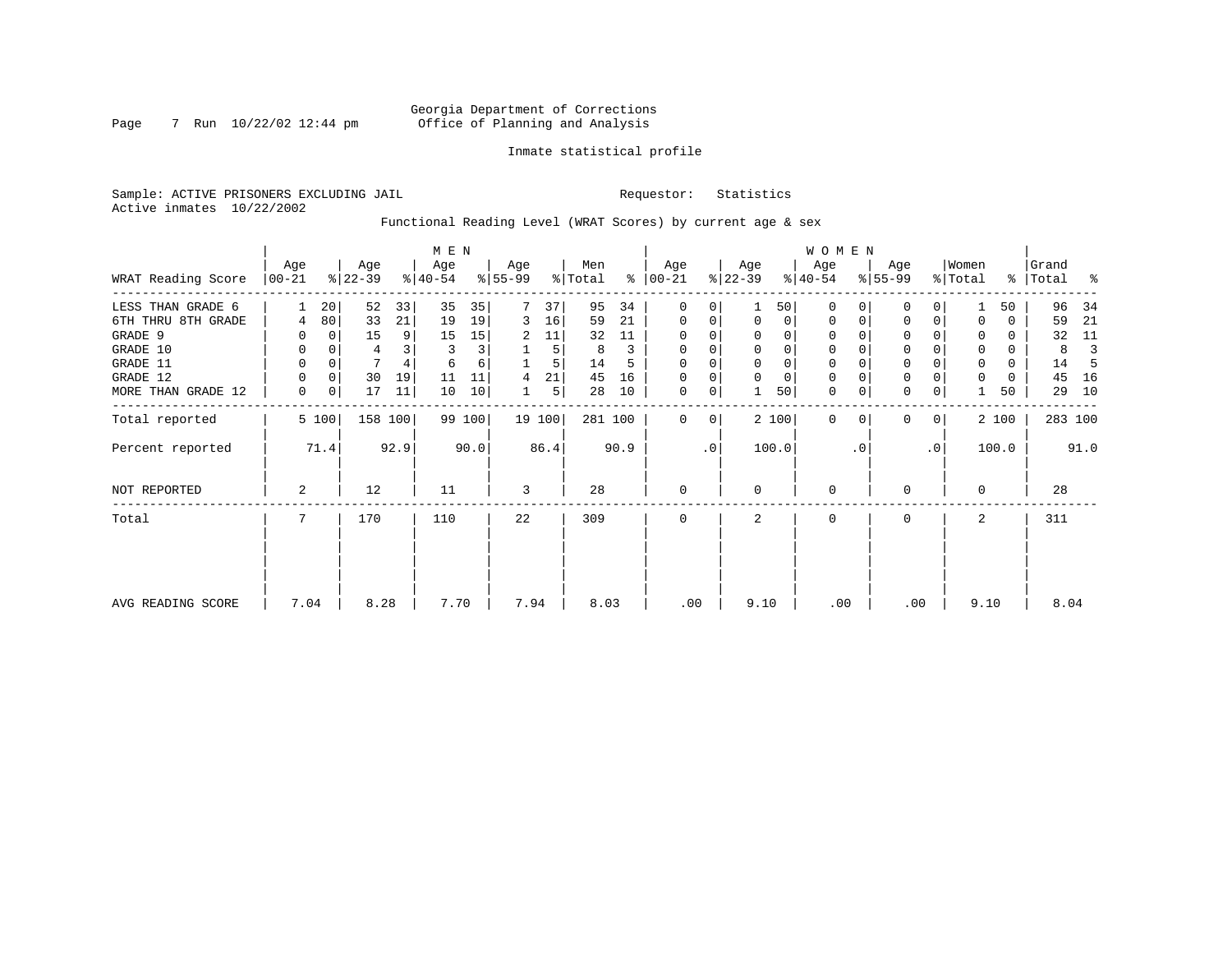Georgia Department of Corrections
Office of Planning and Analysis

Inmate statistical profile

Sample: ACTIVE PRISONERS EXCLUDING JAIL

Requestor: Statistics

Active inmates 10/22/2002

Functional Reading Level (WRAT Scores) by current age & sex

| | MEN | | | | | | | | | | WOMEN | | | | | | | | | | Grand | |
|---|---|---|---|---|---|---|---|---|---|---|---|---|---|---|---|---|---|---|---|---|---|---|
| WRAT Reading Score | Age 00-21 | % | Age 22-39 | % | Age 40-54 | % | Age 55-99 | % | Men Total | % | Age 00-21 | % | Age 22-39 | % | Age 40-54 | % | Age 55-99 | % | Women Total | % | Total | % |
| LESS THAN GRADE 6 | 1 | 20 | 52 | 33 | 35 | 35 | 7 | 37 | 95 | 34 | 0 | 0 | 1 | 50 | 0 | 0 | 0 | 0 | 1 | 50 | 96 | 34 |
| 6TH THRU 8TH GRADE | 4 | 80 | 33 | 21 | 19 | 19 | 3 | 16 | 59 | 21 | 0 | 0 | 0 | 0 | 0 | 0 | 0 | 0 | 0 | 0 | 59 | 21 |
| GRADE 9 | 0 | 0 | 15 | 9 | 15 | 15 | 2 | 11 | 32 | 11 | 0 | 0 | 0 | 0 | 0 | 0 | 0 | 0 | 0 | 0 | 32 | 11 |
| GRADE 10 | 0 | 0 | 4 | 3 | 3 | 3 | 1 | 5 | 8 | 3 | 0 | 0 | 0 | 0 | 0 | 0 | 0 | 0 | 0 | 0 | 8 | 3 |
| GRADE 11 | 0 | 0 | 7 | 4 | 6 | 6 | 1 | 5 | 14 | 5 | 0 | 0 | 0 | 0 | 0 | 0 | 0 | 0 | 0 | 0 | 14 | 5 |
| GRADE 12 | 0 | 0 | 30 | 19 | 11 | 11 | 4 | 21 | 45 | 16 | 0 | 0 | 0 | 0 | 0 | 0 | 0 | 0 | 0 | 0 | 45 | 16 |
| MORE THAN GRADE 12 | 0 | 0 | 17 | 11 | 10 | 10 | 1 | 5 | 28 | 10 | 0 | 0 | 1 | 50 | 0 | 0 | 0 | 0 | 1 | 50 | 29 | 10 |
| Total reported | 5 | 100 | 158 | 100 | 99 | 100 | 19 | 100 | 281 | 100 | 0 | 0 | 2 | 100 | 0 | 0 | 0 | 0 | 2 | 100 | 283 | 100 |
| Percent reported | | 71.4 | | 92.9 | | 90.0 | | 86.4 | | 90.9 | | .0 | | 100.0 | | .0 | | .0 | | 100.0 | | 91.0 |
| NOT REPORTED | 2 | | 12 | | 11 | | 3 | | 28 | | 0 | | 0 | | 0 | | 0 | | 0 | | 28 | |
| Total | 7 | | 170 | | 110 | | 22 | | 309 | | 0 | | 2 | | 0 | | 0 | | 2 | | 311 | |
| AVG READING SCORE | 7.04 | | 8.28 | | 7.70 | | 7.94 | | 8.03 | | .00 | | 9.10 | | .00 | | .00 | | 9.10 | | 8.04 | |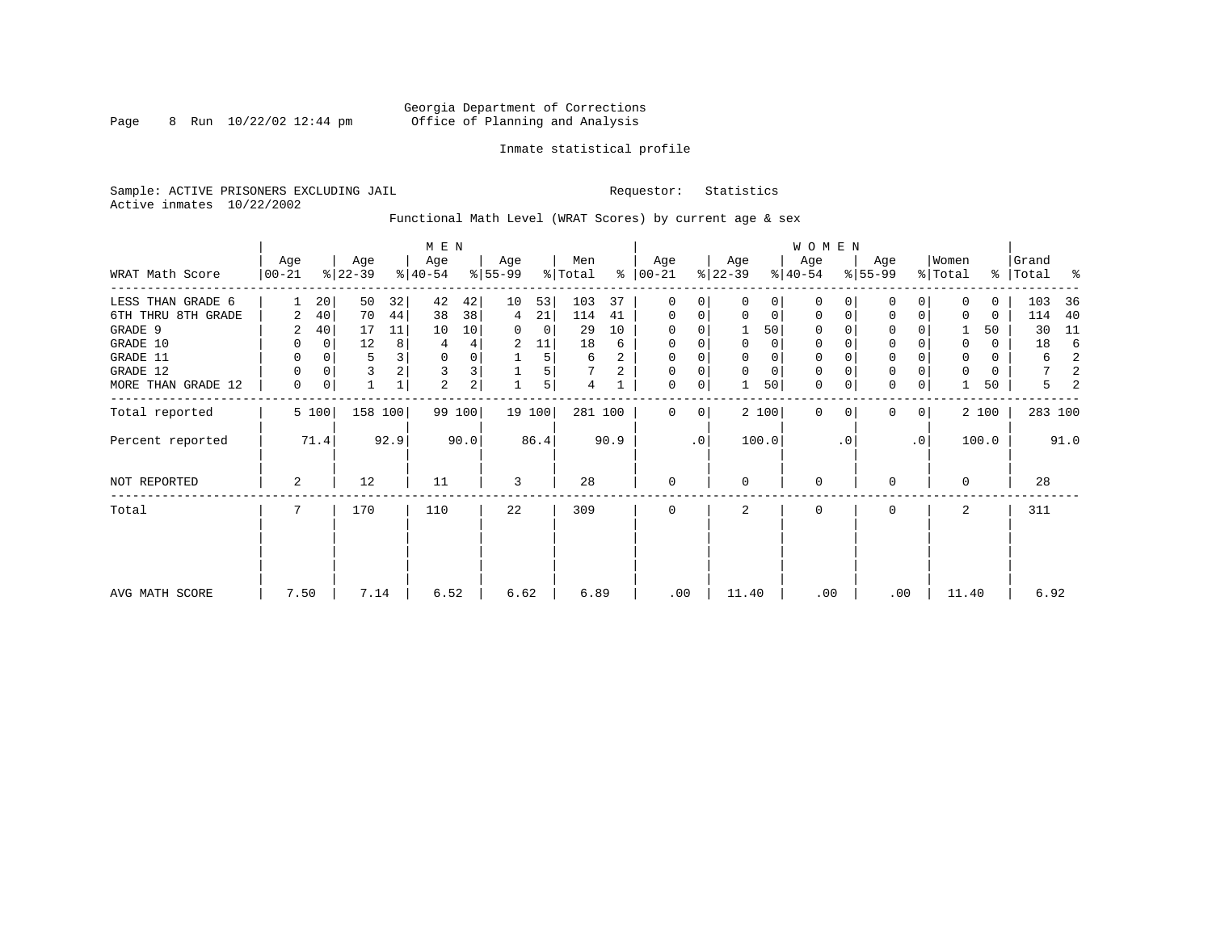Georgia Department of Corrections
Office of Planning and Analysis

Inmate statistical profile

Sample: ACTIVE PRISONERS EXCLUDING JAIL    Requestor: Statistics
Active inmates 10/22/2002

Functional Math Level (WRAT Scores) by current age & sex

| WRAT Math Score | MEN Age 00-21 | % | Age 22-39 | % | Age 40-54 | % | Age 55-99 | % | Men Total | % | WOMEN Age 00-21 | % | Age 22-39 | % | Age 40-54 | % | Age 55-99 | % | Women Total | % | Grand Total | % |
|---|---|---|---|---|---|---|---|---|---|---|---|---|---|---|---|---|---|---|---|---|---|---|
| LESS THAN GRADE 6 | 1 | 20 | 50 | 32 | 42 | 42 | 10 | 53 | 103 | 37 | 0 | 0 | 0 | 0 | 0 | 0 | 0 | 0 | 0 | 0 | 103 | 36 |
| 6TH THRU 8TH GRADE | 2 | 40 | 70 | 44 | 38 | 38 | 4 | 21 | 114 | 41 | 0 | 0 | 0 | 0 | 0 | 0 | 0 | 0 | 0 | 0 | 114 | 40 |
| GRADE 9 | 2 | 40 | 17 | 11 | 10 | 10 | 0 | 0 | 29 | 10 | 0 | 0 | 1 | 50 | 0 | 0 | 0 | 0 | 1 | 50 | 30 | 11 |
| GRADE 10 | 0 | 0 | 12 | 8 | 4 | 4 | 2 | 11 | 18 | 6 | 0 | 0 | 0 | 0 | 0 | 0 | 0 | 0 | 0 | 0 | 18 | 6 |
| GRADE 11 | 0 | 0 | 5 | 3 | 0 | 0 | 1 | 5 | 6 | 2 | 0 | 0 | 0 | 0 | 0 | 0 | 0 | 0 | 0 | 0 | 6 | 2 |
| GRADE 12 | 0 | 0 | 3 | 2 | 3 | 3 | 1 | 5 | 7 | 2 | 0 | 0 | 0 | 0 | 0 | 0 | 0 | 0 | 0 | 0 | 7 | 2 |
| MORE THAN GRADE 12 | 0 | 0 | 1 | 1 | 2 | 2 | 1 | 5 | 4 | 1 | 0 | 0 | 1 | 50 | 0 | 0 | 0 | 0 | 1 | 50 | 5 | 2 |
| Total reported | 5 | 100 | 158 | 100 | 99 | 100 | 19 | 100 | 281 | 100 | 0 | 0 | 2 | 100 | 0 | 0 | 0 | 0 | 2 | 100 | 283 | 100 |
| Percent reported | | 71.4 | | 92.9 | | 90.0 | | 86.4 | | 90.9 | | .0 | | 100.0 | | .0 | | .0 | | 100.0 | | 91.0 |
| NOT REPORTED | 2 | | 12 | | 11 | | 3 | | 28 | | 0 | | 0 | | 0 | | 0 | | 0 | | 28 | |
| Total | 7 | | 170 | | 110 | | 22 | | 309 | | 0 | | 2 | | 0 | | 0 | | 2 | | 311 | |
| AVG MATH SCORE | 7.50 | | 7.14 | | 6.52 | | 6.62 | | 6.89 | | .00 | | 11.40 | | .00 | | .00 | | 11.40 | | 6.92 | |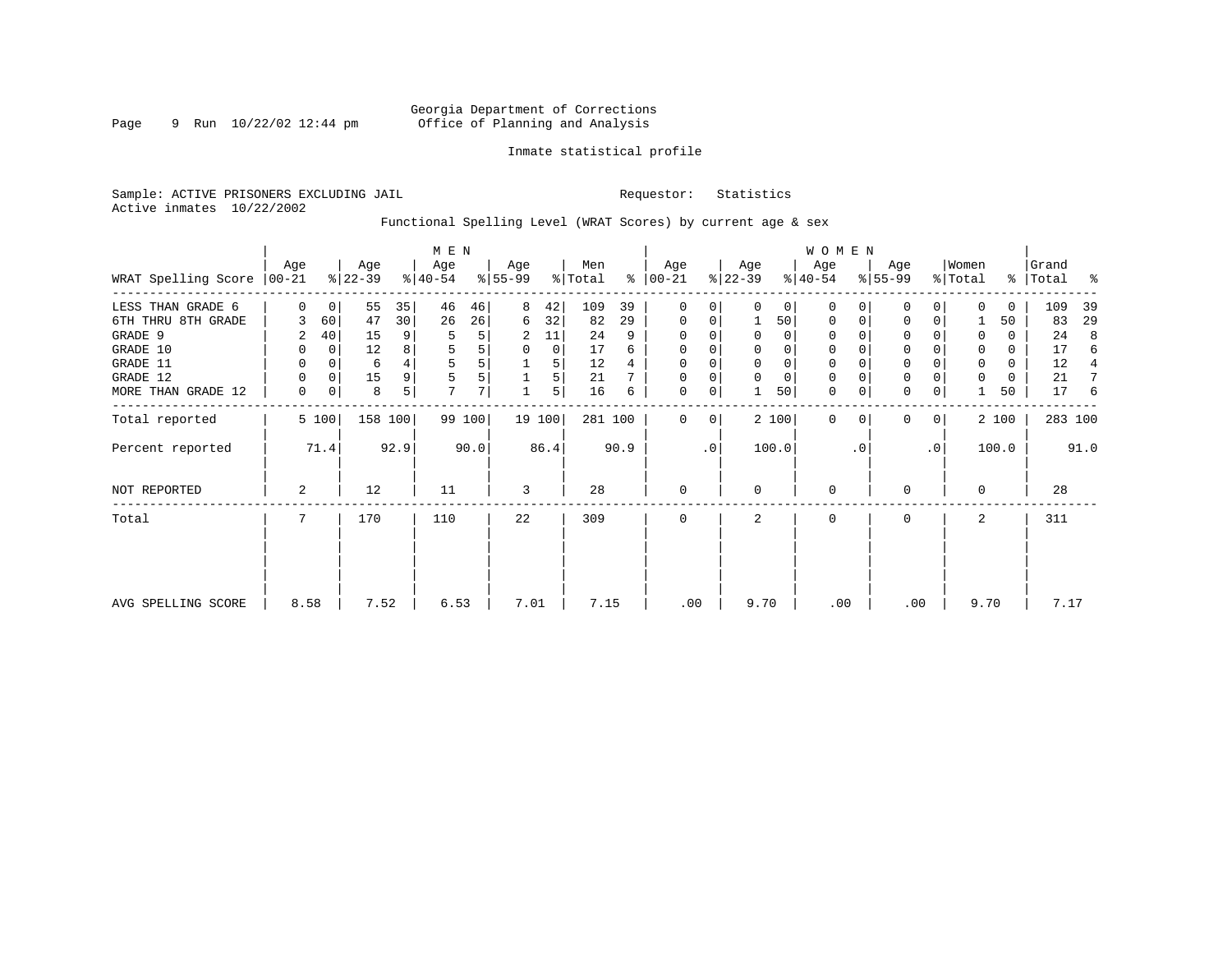Georgia Department of Corrections
Office of Planning and Analysis

Inmate statistical profile

Sample: ACTIVE PRISONERS EXCLUDING JAIL          Requestor: Statistics
Active inmates 10/22/2002

Functional Spelling Level (WRAT Scores) by current age & sex

| WRAT Spelling Score | MEN Age 00-21 | % | Age 22-39 | % | Age 40-54 | % | Age 55-99 | % | Men Total | % | WOMEN Age 00-21 | % | Age 22-39 | % | Age 40-54 | % | Age 55-99 | % | Women Total | % | Grand Total | % |
|---|---|---|---|---|---|---|---|---|---|---|---|---|---|---|---|---|---|---|---|---|---|---|
| LESS THAN GRADE 6 | 0 | 0 | 55 | 35 | 46 | 46 | 8 | 42 | 109 | 39 | 0 | 0 | 0 | 0 | 0 | 0 | 0 | 0 | 0 | 0 | 109 | 39 |
| 6TH THRU 8TH GRADE | 3 | 60 | 47 | 30 | 26 | 26 | 6 | 32 | 82 | 29 | 0 | 0 | 1 | 50 | 0 | 0 | 0 | 0 | 1 | 50 | 83 | 29 |
| GRADE 9 | 2 | 40 | 15 | 9 | 5 | 5 | 2 | 11 | 24 | 9 | 0 | 0 | 0 | 0 | 0 | 0 | 0 | 0 | 0 | 0 | 24 | 8 |
| GRADE 10 | 0 | 0 | 12 | 8 | 5 | 5 | 0 | 0 | 17 | 6 | 0 | 0 | 0 | 0 | 0 | 0 | 0 | 0 | 0 | 0 | 17 | 6 |
| GRADE 11 | 0 | 0 | 6 | 4 | 5 | 5 | 1 | 5 | 12 | 4 | 0 | 0 | 0 | 0 | 0 | 0 | 0 | 0 | 0 | 0 | 12 | 4 |
| GRADE 12 | 0 | 0 | 15 | 9 | 5 | 5 | 1 | 5 | 21 | 7 | 0 | 0 | 0 | 0 | 0 | 0 | 0 | 0 | 0 | 0 | 21 | 7 |
| MORE THAN GRADE 12 | 0 | 0 | 8 | 5 | 7 | 7 | 1 | 5 | 16 | 6 | 0 | 0 | 1 | 50 | 0 | 0 | 0 | 0 | 1 | 50 | 17 | 6 |
| Total reported | 5 | 100 | 158 | 100 | 99 | 100 | 19 | 100 | 281 | 100 | 0 | 0 | 2 | 100 | 0 | 0 | 0 | 0 | 2 | 100 | 283 | 100 |
| Percent reported | | 71.4 | | 92.9 | | 90.0 | | 86.4 | | 90.9 | | .0 | | 100.0 | | .0 | | .0 | | 100.0 | | 91.0 |
| NOT REPORTED | 2 | | 12 | | 11 | | 3 | | 28 | | 0 | | 0 | | 0 | | 0 | | 0 | | 28 | |
| Total | 7 | | 170 | | 110 | | 22 | | 309 | | 0 | | 2 | | 0 | | 0 | | 2 | | 311 | |
| AVG SPELLING SCORE | 8.58 | | 7.52 | | 6.53 | | 7.01 | | 7.15 | | .00 | | 9.70 | | .00 | | .00 | | 9.70 | | 7.17 | |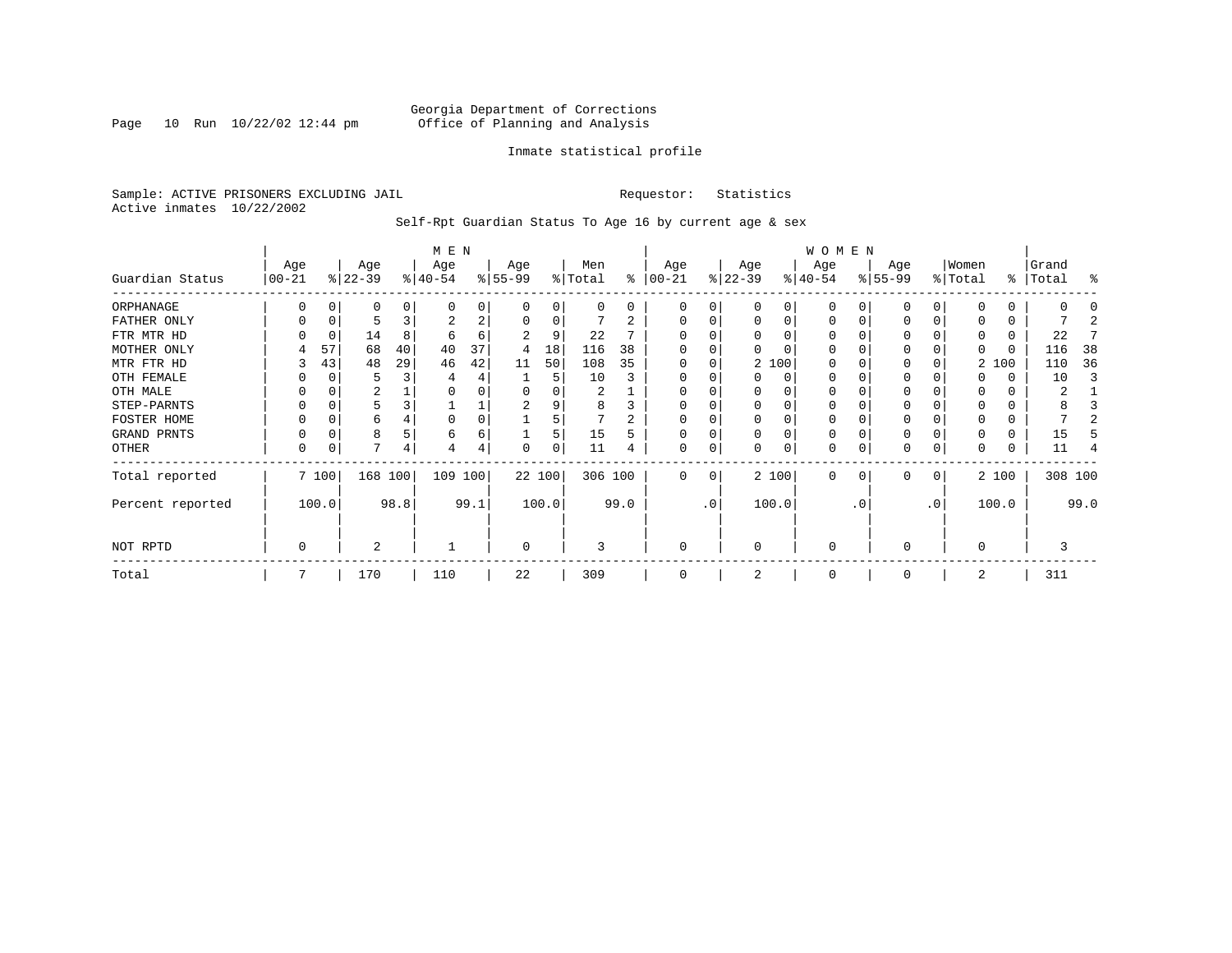Georgia Department of Corrections
Office of Planning and Analysis

Inmate statistical profile

Sample: ACTIVE PRISONERS EXCLUDING JAIL

Requestor: Statistics

Active inmates 10/22/2002

Self-Rpt Guardian Status To Age 16 by current age & sex

| | MEN | | | | | | | | | | WOMEN | | | | | | | | | | | |
|---|---|---|---|---|---|---|---|---|---|---|---|---|---|---|---|---|---|---|---|---|---|---|
| Guardian Status | Age 00-21 | % | Age 22-39 | % | Age 40-54 | % | Age 55-99 | % | Men Total | % | Age 00-21 | % | Age 22-39 | % | Age 40-54 | % | Age 55-99 | % | Women Total | % | Grand Total | % |
| ORPHANAGE | 0 | 0 | 0 | 0 | 0 | 0 | 0 | 0 | 0 | 0 | 0 | 0 | 0 | 0 | 0 | 0 | 0 | 0 | 0 | 0 | 0 | 0 |
| FATHER ONLY | 0 | 0 | 5 | 3 | 2 | 2 | 0 | 0 | 7 | 2 | 0 | 0 | 0 | 0 | 0 | 0 | 0 | 0 | 0 | 0 | 7 | 2 |
| FTR MTR HD | 0 | 0 | 14 | 8 | 6 | 6 | 2 | 9 | 22 | 7 | 0 | 0 | 0 | 0 | 0 | 0 | 0 | 0 | 0 | 0 | 22 | 7 |
| MOTHER ONLY | 4 | 57 | 68 | 40 | 40 | 37 | 4 | 18 | 116 | 38 | 0 | 0 | 0 | 0 | 0 | 0 | 0 | 0 | 0 | 0 | 116 | 38 |
| MTR FTR HD | 3 | 43 | 48 | 29 | 46 | 42 | 11 | 50 | 108 | 35 | 0 | 0 | 2 | 100 | 0 | 0 | 0 | 0 | 2 | 100 | 110 | 36 |
| OTH FEMALE | 0 | 0 | 5 | 3 | 4 | 4 | 1 | 5 | 10 | 3 | 0 | 0 | 0 | 0 | 0 | 0 | 0 | 0 | 0 | 0 | 10 | 3 |
| OTH MALE | 0 | 0 | 2 | 1 | 0 | 0 | 0 | 0 | 2 | 1 | 0 | 0 | 0 | 0 | 0 | 0 | 0 | 0 | 0 | 0 | 2 | 1 |
| STEP-PARNTS | 0 | 0 | 5 | 3 | 1 | 1 | 2 | 9 | 8 | 3 | 0 | 0 | 0 | 0 | 0 | 0 | 0 | 0 | 0 | 0 | 8 | 3 |
| FOSTER HOME | 0 | 0 | 6 | 4 | 0 | 0 | 1 | 5 | 7 | 2 | 0 | 0 | 0 | 0 | 0 | 0 | 0 | 0 | 0 | 0 | 7 | 2 |
| GRAND PRNTS | 0 | 0 | 8 | 5 | 6 | 6 | 1 | 5 | 15 | 5 | 0 | 0 | 0 | 0 | 0 | 0 | 0 | 0 | 0 | 0 | 15 | 5 |
| OTHER | 0 | 0 | 7 | 4 | 4 | 4 | 0 | 0 | 11 | 4 | 0 | 0 | 0 | 0 | 0 | 0 | 0 | 0 | 0 | 0 | 11 | 4 |
| Total reported | 7 | 100 | 168 | 100 | 109 | 100 | 22 | 100 | 306 | 100 | 0 | 0 | 2 | 100 | 0 | 0 | 0 | 0 | 2 | 100 | 308 | 100 |
| Percent reported | 100.0 | | 98.8 | | 99.1 | | 100.0 | | 99.0 | | .0 | | 100.0 | | .0 | | .0 | | 100.0 | | 99.0 | |
| NOT RPTD | 0 | | 2 | | 1 | | 0 | | 3 | | 0 | | 0 | | 0 | | 0 | | 0 | | 3 | |
| Total | 7 | | 170 | | 110 | | 22 | | 309 | | 0 | | 2 | | 0 | | 0 | | 2 | | 311 | |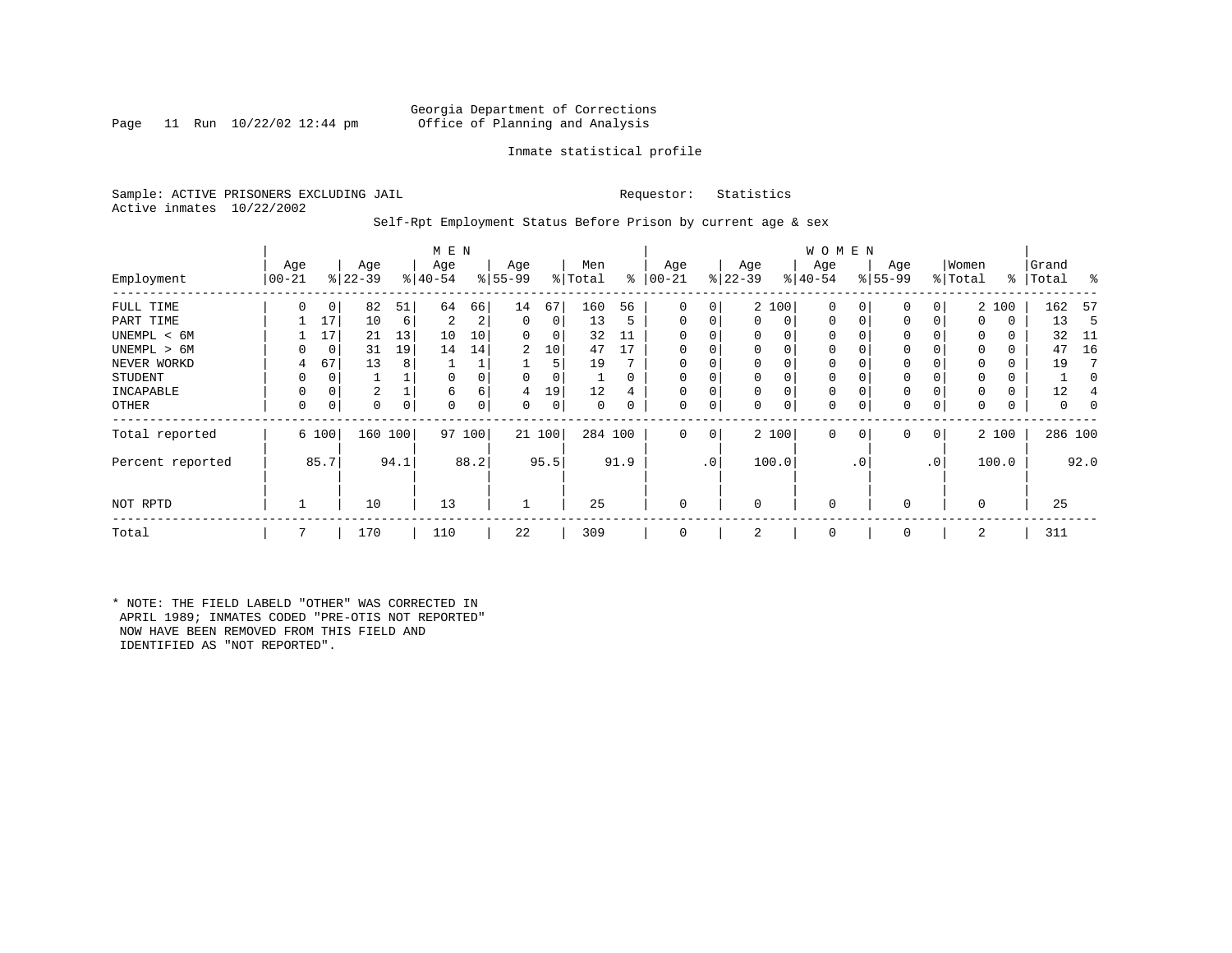Georgia Department of Corrections
Office of Planning and Analysis

Inmate statistical profile

Sample: ACTIVE PRISONERS EXCLUDING JAIL

Requestor: Statistics

Active inmates 10/22/2002

Self-Rpt Employment Status Before Prison by current age & sex

| Employment | MEN Age 00-21 | % | Age 22-39 | % | Age 40-54 | % | Age 55-99 | % | Men Total | % | WOMEN Age 00-21 | % | Age 22-39 | % | Age 40-54 | % | Age 55-99 | % | Women Total | % | Grand Total | % |
|---|---|---|---|---|---|---|---|---|---|---|---|---|---|---|---|---|---|---|---|---|---|---|
| FULL TIME | 0 | 0 | 82 | 51 | 64 | 66 | 14 | 67 | 160 | 56 | 0 | 0 | 2 | 100 | 0 | 0 | 0 | 0 | 2 | 100 | 162 | 57 |
| PART TIME | 1 | 17 | 10 | 6 | 2 | 2 | 0 | 0 | 13 | 5 | 0 | 0 | 0 | 0 | 0 | 0 | 0 | 0 | 0 | 0 | 13 | 5 |
| UNEMPL < 6M | 1 | 17 | 21 | 13 | 10 | 10 | 0 | 0 | 32 | 11 | 0 | 0 | 0 | 0 | 0 | 0 | 0 | 0 | 0 | 0 | 32 | 11 |
| UNEMPL > 6M | 0 | 0 | 31 | 19 | 14 | 14 | 2 | 10 | 47 | 17 | 0 | 0 | 0 | 0 | 0 | 0 | 0 | 0 | 0 | 0 | 47 | 16 |
| NEVER WORKD | 4 | 67 | 13 | 8 | 1 | 1 | 1 | 5 | 19 | 7 | 0 | 0 | 0 | 0 | 0 | 0 | 0 | 0 | 0 | 0 | 19 | 7 |
| STUDENT | 0 | 0 | 1 | 1 | 0 | 0 | 0 | 0 | 1 | 0 | 0 | 0 | 0 | 0 | 0 | 0 | 0 | 0 | 0 | 0 | 1 | 0 |
| INCAPABLE | 0 | 0 | 2 | 1 | 6 | 6 | 4 | 19 | 12 | 4 | 0 | 0 | 0 | 0 | 0 | 0 | 0 | 0 | 0 | 0 | 12 | 4 |
| OTHER | 0 | 0 | 0 | 0 | 0 | 0 | 0 | 0 | 0 | 0 | 0 | 0 | 0 | 0 | 0 | 0 | 0 | 0 | 0 | 0 | 0 | 0 |
| Total reported | 6 | 100 | 160 | 100 | 97 | 100 | 21 | 100 | 284 | 100 | 0 | 0 | 2 | 100 | 0 | 0 | 0 | 0 | 2 | 100 | 286 | 100 |
| Percent reported | | 85.7 | | 94.1 | | 88.2 | | 95.5 | | 91.9 | | .0 | | 100.0 | | .0 | | .0 | | 100.0 | | 92.0 |
| NOT RPTD | 1 | | 10 | | 13 | | 1 | | 25 | | 0 | | 0 | | 0 | | 0 | | 0 | | 25 | |
| Total | 7 | | 170 | | 110 | | 22 | | 309 | | 0 | | 2 | | 0 | | 0 | | 2 | | 311 | |

* NOTE: THE FIELD LABELD "OTHER" WAS CORRECTED IN APRIL 1989; INMATES CODED "PRE-OTIS NOT REPORTED" NOW HAVE BEEN REMOVED FROM THIS FIELD AND IDENTIFIED AS "NOT REPORTED".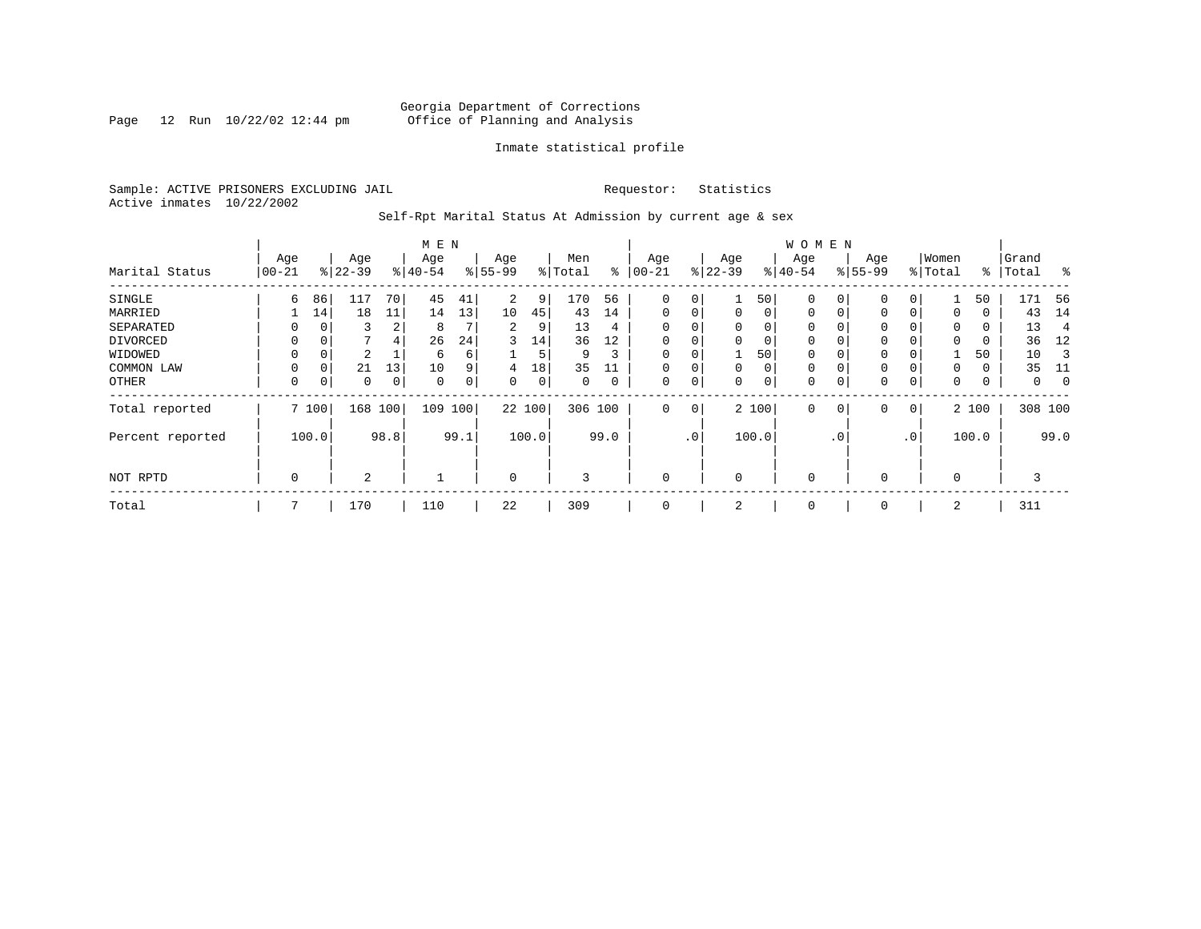Georgia Department of Corrections
Office of Planning and Analysis

Inmate statistical profile

Sample: ACTIVE PRISONERS EXCLUDING JAIL

Requestor: Statistics

Active inmates 10/22/2002

Self-Rpt Marital Status At Admission by current age & sex

| Marital Status | MEN Age 00-21 | % | Age 22-39 | % | Age 40-54 | % | Age 55-99 | % | Men Total | % | WOMEN Age 00-21 | % | Age 22-39 | % | Age 40-54 | % | Age 55-99 | % | Women Total | % | Grand Total | % |
|---|---|---|---|---|---|---|---|---|---|---|---|---|---|---|---|---|---|---|---|---|---|---|
| SINGLE | 6 | 86 | 117 | 70 | 45 | 41 | 2 | 9 | 170 | 56 | 0 | 0 | 1 | 50 | 0 | 0 | 0 | 0 | 1 | 50 | 171 | 56 |
| MARRIED | 1 | 14 | 18 | 11 | 14 | 13 | 10 | 45 | 43 | 14 | 0 | 0 | 0 | 0 | 0 | 0 | 0 | 0 | 0 | 0 | 43 | 14 |
| SEPARATED | 0 | 0 | 3 | 2 | 8 | 7 | 2 | 9 | 13 | 4 | 0 | 0 | 0 | 0 | 0 | 0 | 0 | 0 | 0 | 0 | 13 | 4 |
| DIVORCED | 0 | 0 | 7 | 4 | 26 | 24 | 3 | 14 | 36 | 12 | 0 | 0 | 0 | 0 | 0 | 0 | 0 | 0 | 0 | 0 | 36 | 12 |
| WIDOWED | 0 | 0 | 2 | 1 | 6 | 6 | 1 | 5 | 9 | 3 | 0 | 0 | 1 | 50 | 0 | 0 | 0 | 0 | 1 | 50 | 10 | 3 |
| COMMON LAW | 0 | 0 | 21 | 13 | 10 | 9 | 4 | 18 | 35 | 11 | 0 | 0 | 0 | 0 | 0 | 0 | 0 | 0 | 0 | 0 | 35 | 11 |
| OTHER | 0 | 0 | 0 | 0 | 0 | 0 | 0 | 0 | 0 | 0 | 0 | 0 | 0 | 0 | 0 | 0 | 0 | 0 | 0 | 0 | 0 | 0 |
| Total reported | 7 | 100 | 168 | 100 | 109 | 100 | 22 | 100 | 306 | 100 | 0 | 0 | 2 | 100 | 0 | 0 | 0 | 0 | 2 | 100 | 308 | 100 |
| Percent reported | | 100.0 | | 98.8 | | 99.1 | | 100.0 | | 99.0 | | .0 | | 100.0 | | .0 | | .0 | | 100.0 | | 99.0 |
| NOT RPTD | 0 | | 2 | | 1 | | 0 | | 3 | | 0 | | 0 | | 0 | | 0 | | 0 | | 3 | |
| Total | 7 | | 170 | | 110 | | 22 | | 309 | | 0 | | 2 | | 0 | | 0 | | 2 | | 311 | |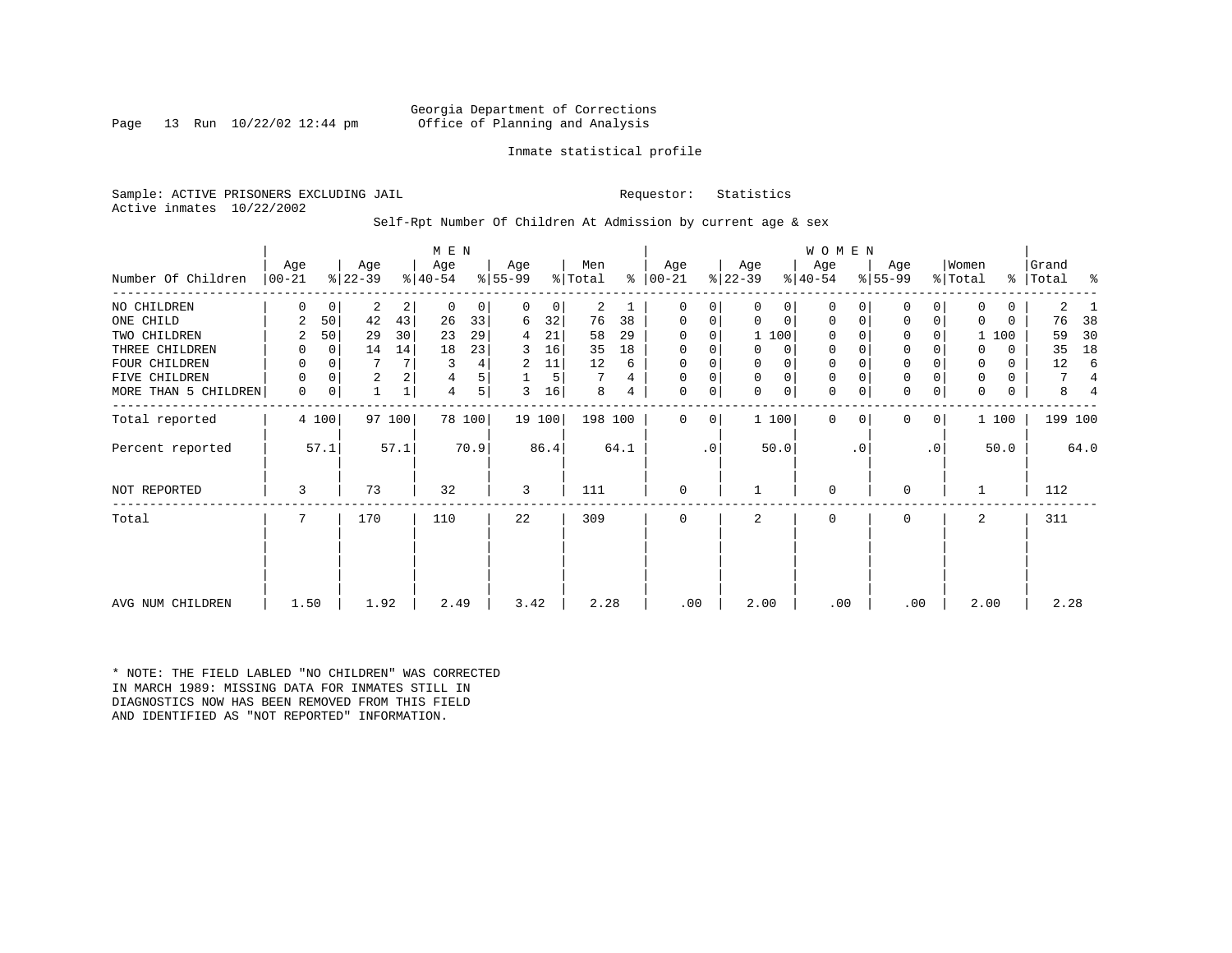Georgia Department of Corrections
Office of Planning and Analysis

Inmate statistical profile

Sample: ACTIVE PRISONERS EXCLUDING JAIL | Requestor: Statistics
Active inmates 10/22/2002

Self-Rpt Number Of Children At Admission by current age & sex

| Number Of Children | MEN Age 00-21 | % | Age 22-39 | % | Age 40-54 | % | Age 55-99 | % | Men Total | % | WOMEN Age 00-21 | % | Age 22-39 | % | Age 40-54 | % | Age 55-99 | % | Women Total | % | Grand Total | % |
|---|---|---|---|---|---|---|---|---|---|---|---|---|---|---|---|---|---|---|---|---|---|---|
| NO CHILDREN | 0 | 0 | 2 | 2 | 0 | 0 | 0 | 0 | 2 | 1 | 0 | 0 | 0 | 0 | 0 | 0 | 0 | 0 | 0 | 0 | 2 | 1 |
| ONE CHILD | 2 | 50 | 42 | 43 | 26 | 33 | 6 | 32 | 76 | 38 | 0 | 0 | 0 | 0 | 0 | 0 | 0 | 0 | 0 | 0 | 76 | 38 |
| TWO CHILDREN | 2 | 50 | 29 | 30 | 23 | 29 | 4 | 21 | 58 | 29 | 0 | 0 | 1 | 100 | 0 | 0 | 0 | 0 | 1 | 100 | 59 | 30 |
| THREE CHILDREN | 0 | 0 | 14 | 14 | 18 | 23 | 3 | 16 | 35 | 18 | 0 | 0 | 0 | 0 | 0 | 0 | 0 | 0 | 0 | 0 | 35 | 18 |
| FOUR CHILDREN | 0 | 0 | 7 | 7 | 3 | 4 | 2 | 11 | 12 | 6 | 0 | 0 | 0 | 0 | 0 | 0 | 0 | 0 | 0 | 0 | 12 | 6 |
| FIVE CHILDREN | 0 | 0 | 2 | 2 | 4 | 5 | 1 | 5 | 7 | 4 | 0 | 0 | 0 | 0 | 0 | 0 | 0 | 0 | 0 | 0 | 7 | 4 |
| MORE THAN 5 CHILDREN | 0 | 0 | 1 | 1 | 4 | 5 | 3 | 16 | 8 | 4 | 0 | 0 | 0 | 0 | 0 | 0 | 0 | 0 | 0 | 0 | 8 | 4 |
| Total reported | 4 | 100 | 97 | 100 | 78 | 100 | 19 | 100 | 198 | 100 | 0 | 0 | 1 | 100 | 0 | 0 | 0 | 0 | 1 | 100 | 199 | 100 |
| Percent reported | | 57.1 | | 57.1 | | 70.9 | | 86.4 | | 64.1 | | .0 | | 50.0 | | .0 | | .0 | | 50.0 | | 64.0 |
| NOT REPORTED | 3 | | 73 | | 32 | | 3 | | 111 | | 0 | | 1 | | 0 | | 0 | | 1 | | 112 | |
| Total | 7 | | 170 | | 110 | | 22 | | 309 | | 0 | | 2 | | 0 | | 0 | | 2 | | 311 | |
| AVG NUM CHILDREN | 1.50 | | 1.92 | | 2.49 | | 3.42 | | 2.28 | | .00 | | 2.00 | | .00 | | .00 | | 2.00 | | 2.28 | |

* NOTE: THE FIELD LABLED "NO CHILDREN" WAS CORRECTED IN MARCH 1989: MISSING DATA FOR INMATES STILL IN DIAGNOSTICS NOW HAS BEEN REMOVED FROM THIS FIELD AND IDENTIFIED AS "NOT REPORTED" INFORMATION.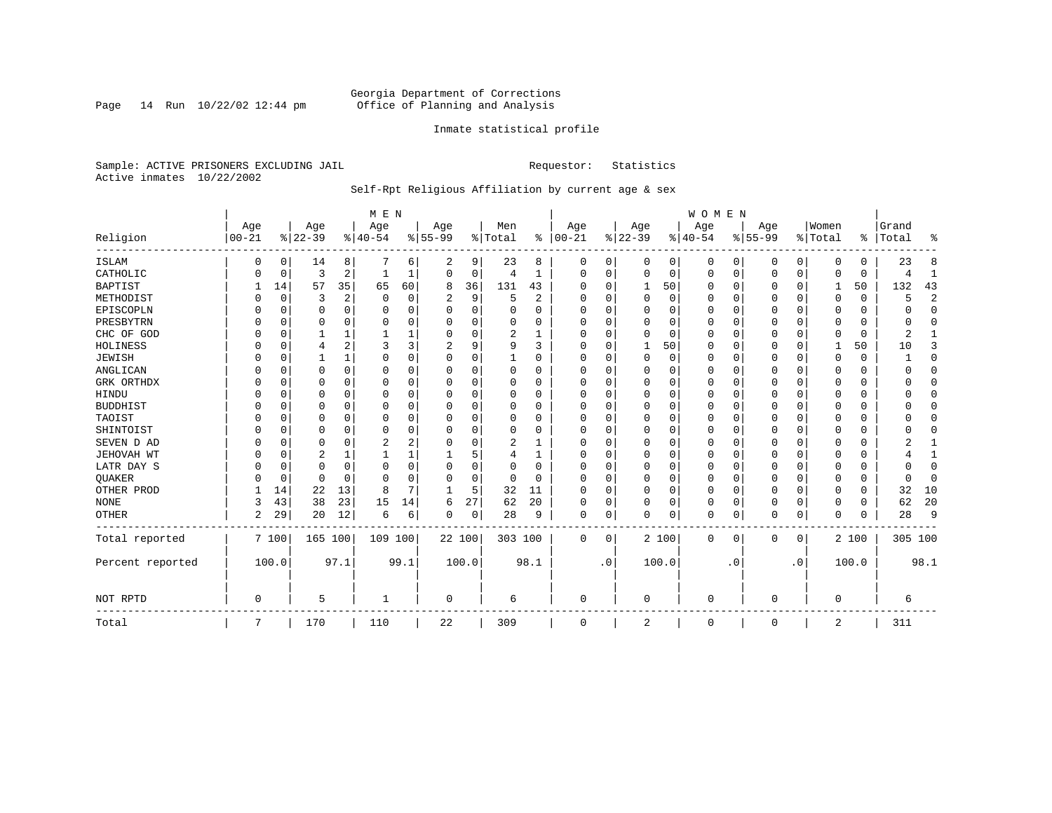Georgia Department of Corrections
Office of Planning and Analysis

Inmate statistical profile

Sample: ACTIVE PRISONERS EXCLUDING JAIL    Requestor: Statistics
Active inmates 10/22/2002

Self-Rpt Religious Affiliation by current age & sex

| Religion | MEN Age 00-21 | % | Age 22-39 | % | Age 40-54 | % | Age 55-99 | % | Men Total | % | WOMEN Age 00-21 | % | Age 22-39 | % | Age 40-54 | % | Age 55-99 | % | Women Total | % | Grand Total | % |
|---|---|---|---|---|---|---|---|---|---|---|---|---|---|---|---|---|---|---|---|---|---|---|
| ISLAM | 0 | 0 | 14 | 8 | 7 | 6 | 2 | 9 | 23 | 8 | 0 | 0 | 0 | 0 | 0 | 0 | 0 | 0 | 0 | 0 | 23 | 8 |
| CATHOLIC | 0 | 0 | 3 | 2 | 1 | 1 | 0 | 0 | 4 | 1 | 0 | 0 | 0 | 0 | 0 | 0 | 0 | 0 | 0 | 0 | 4 | 1 |
| BAPTIST | 1 | 14 | 57 | 35 | 65 | 60 | 8 | 36 | 131 | 43 | 0 | 0 | 1 | 50 | 0 | 0 | 0 | 0 | 1 | 50 | 132 | 43 |
| METHODIST | 0 | 0 | 3 | 2 | 0 | 0 | 2 | 9 | 5 | 2 | 0 | 0 | 0 | 0 | 0 | 0 | 0 | 0 | 0 | 0 | 5 | 2 |
| EPISCOPLN | 0 | 0 | 0 | 0 | 0 | 0 | 0 | 0 | 0 | 0 | 0 | 0 | 0 | 0 | 0 | 0 | 0 | 0 | 0 | 0 | 0 | 0 |
| PRESBYTRN | 0 | 0 | 0 | 0 | 0 | 0 | 0 | 0 | 0 | 0 | 0 | 0 | 0 | 0 | 0 | 0 | 0 | 0 | 0 | 0 | 0 | 0 |
| CHC OF GOD | 0 | 0 | 1 | 1 | 1 | 1 | 0 | 0 | 2 | 1 | 0 | 0 | 0 | 0 | 0 | 0 | 0 | 0 | 0 | 0 | 2 | 1 |
| HOLINESS | 0 | 0 | 4 | 2 | 3 | 3 | 2 | 9 | 9 | 3 | 0 | 0 | 1 | 50 | 0 | 0 | 0 | 0 | 1 | 50 | 10 | 3 |
| JEWISH | 0 | 0 | 1 | 1 | 0 | 0 | 0 | 0 | 1 | 0 | 0 | 0 | 0 | 0 | 0 | 0 | 0 | 0 | 0 | 0 | 1 | 0 |
| ANGLICAN | 0 | 0 | 0 | 0 | 0 | 0 | 0 | 0 | 0 | 0 | 0 | 0 | 0 | 0 | 0 | 0 | 0 | 0 | 0 | 0 | 0 | 0 |
| GRK ORTHDX | 0 | 0 | 0 | 0 | 0 | 0 | 0 | 0 | 0 | 0 | 0 | 0 | 0 | 0 | 0 | 0 | 0 | 0 | 0 | 0 | 0 | 0 |
| HINDU | 0 | 0 | 0 | 0 | 0 | 0 | 0 | 0 | 0 | 0 | 0 | 0 | 0 | 0 | 0 | 0 | 0 | 0 | 0 | 0 | 0 | 0 |
| BUDDHIST | 0 | 0 | 0 | 0 | 0 | 0 | 0 | 0 | 0 | 0 | 0 | 0 | 0 | 0 | 0 | 0 | 0 | 0 | 0 | 0 | 0 | 0 |
| TAOIST | 0 | 0 | 0 | 0 | 0 | 0 | 0 | 0 | 0 | 0 | 0 | 0 | 0 | 0 | 0 | 0 | 0 | 0 | 0 | 0 | 0 | 0 |
| SHINTOIST | 0 | 0 | 0 | 0 | 0 | 0 | 0 | 0 | 0 | 0 | 0 | 0 | 0 | 0 | 0 | 0 | 0 | 0 | 0 | 0 | 0 | 0 |
| SEVEN D AD | 0 | 0 | 0 | 0 | 2 | 2 | 0 | 0 | 2 | 1 | 0 | 0 | 0 | 0 | 0 | 0 | 0 | 0 | 0 | 0 | 2 | 1 |
| JEHOVAH WT | 0 | 0 | 2 | 1 | 1 | 1 | 1 | 5 | 4 | 1 | 0 | 0 | 0 | 0 | 0 | 0 | 0 | 0 | 0 | 0 | 4 | 1 |
| LATR DAY S | 0 | 0 | 0 | 0 | 0 | 0 | 0 | 0 | 0 | 0 | 0 | 0 | 0 | 0 | 0 | 0 | 0 | 0 | 0 | 0 | 0 | 0 |
| QUAKER | 0 | 0 | 0 | 0 | 0 | 0 | 0 | 0 | 0 | 0 | 0 | 0 | 0 | 0 | 0 | 0 | 0 | 0 | 0 | 0 | 0 | 0 |
| OTHER PROD | 1 | 14 | 22 | 13 | 8 | 7 | 1 | 5 | 32 | 11 | 0 | 0 | 0 | 0 | 0 | 0 | 0 | 0 | 0 | 0 | 32 | 10 |
| NONE | 3 | 43 | 38 | 23 | 15 | 14 | 6 | 27 | 62 | 20 | 0 | 0 | 0 | 0 | 0 | 0 | 0 | 0 | 0 | 0 | 62 | 20 |
| OTHER | 2 | 29 | 20 | 12 | 6 | 6 | 0 | 0 | 28 | 9 | 0 | 0 | 0 | 0 | 0 | 0 | 0 | 0 | 0 | 0 | 28 | 9 |
| Total reported | 7 | 100 | 165 | 100 | 109 | 100 | 22 | 100 | 303 | 100 | 0 | 0 | 2 | 100 | 0 | 0 | 0 | 0 | 2 | 100 | 305 | 100 |
| Percent reported | | 100.0 | | 97.1 | | 99.1 | | 100.0 | | 98.1 | | .0 | | 100.0 | | .0 | | .0 | | 100.0 | | 98.1 |
| NOT RPTD | 0 | | 5 | | 1 | | 0 | | 6 | | 0 | | 0 | | 0 | | 0 | | 0 | | 6 | |
| Total | 7 | | 170 | | 110 | | 22 | | 309 | | 0 | | 2 | | 0 | | 0 | | 2 | | 311 | |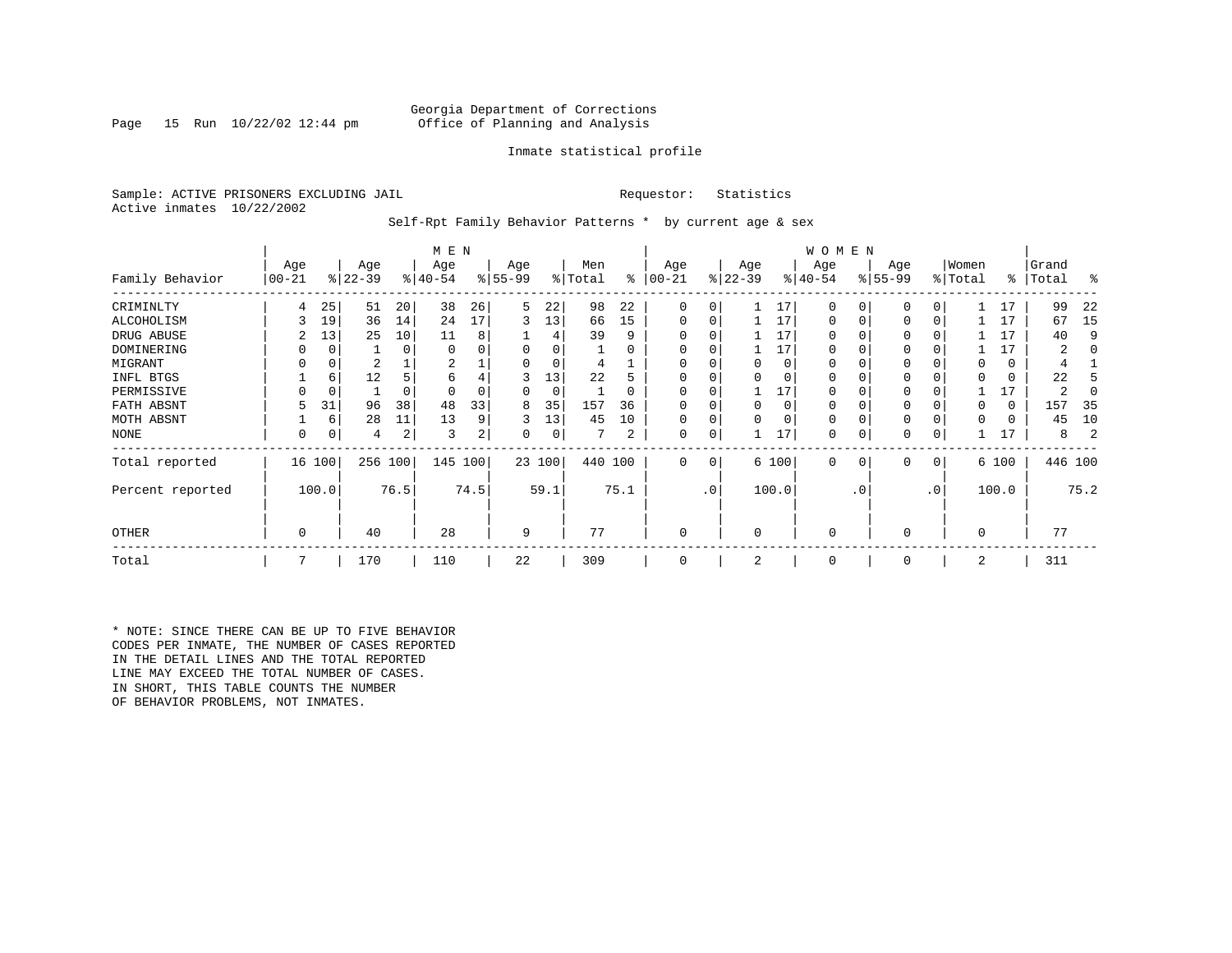Georgia Department of Corrections
Office of Planning and Analysis

Inmate statistical profile

Sample: ACTIVE PRISONERS EXCLUDING JAIL    Requestor: Statistics
Active inmates 10/22/2002

Self-Rpt Family Behavior Patterns * by current age & sex

| Family Behavior | MEN Age 00-21 | % | Age 22-39 | % | Age 40-54 | % | Age 55-99 | % | Men Total | % | WOMEN Age 00-21 | % | Age 22-39 | % | Age 40-54 | % | Age 55-99 | % | Women Total | % | Grand Total | % |
|---|---|---|---|---|---|---|---|---|---|---|---|---|---|---|---|---|---|---|---|---|---|---|
| CRIMINLTY | 4 | 25 | 51 | 20 | 38 | 26 | 5 | 22 | 98 | 22 | 0 | 0 | 1 | 17 | 0 | 0 | 0 | 0 | 1 | 17 | 99 | 22 |
| ALCOHOLISM | 3 | 19 | 36 | 14 | 24 | 17 | 3 | 13 | 66 | 15 | 0 | 0 | 1 | 17 | 0 | 0 | 0 | 0 | 1 | 17 | 67 | 15 |
| DRUG ABUSE | 2 | 13 | 25 | 10 | 11 | 8 | 1 | 4 | 39 | 9 | 0 | 0 | 1 | 17 | 0 | 0 | 0 | 0 | 1 | 17 | 40 | 9 |
| DOMINERING | 0 | 0 | 1 | 0 | 0 | 0 | 0 | 0 | 1 | 0 | 0 | 0 | 1 | 17 | 0 | 0 | 0 | 0 | 1 | 17 | 2 | 0 |
| MIGRANT | 0 | 0 | 2 | 1 | 2 | 1 | 0 | 0 | 4 | 1 | 0 | 0 | 0 | 0 | 0 | 0 | 0 | 0 | 0 | 0 | 4 | 1 |
| INFL BTGS | 1 | 6 | 12 | 5 | 6 | 4 | 3 | 13 | 22 | 5 | 0 | 0 | 0 | 0 | 0 | 0 | 0 | 0 | 0 | 0 | 22 | 5 |
| PERMISSIVE | 0 | 0 | 1 | 0 | 0 | 0 | 0 | 0 | 1 | 0 | 0 | 0 | 1 | 17 | 0 | 0 | 0 | 0 | 1 | 17 | 2 | 0 |
| FATH ABSNT | 5 | 31 | 96 | 38 | 48 | 33 | 8 | 35 | 157 | 36 | 0 | 0 | 0 | 0 | 0 | 0 | 0 | 0 | 0 | 0 | 157 | 35 |
| MOTH ABSNT | 1 | 6 | 28 | 11 | 13 | 9 | 3 | 13 | 45 | 10 | 0 | 0 | 0 | 0 | 0 | 0 | 0 | 0 | 0 | 0 | 45 | 10 |
| NONE | 0 | 0 | 4 | 2 | 3 | 2 | 0 | 0 | 7 | 2 | 0 | 0 | 1 | 17 | 0 | 0 | 0 | 0 | 1 | 17 | 8 | 2 |
| Total reported | 16 | 100 | 256 | 100 | 145 | 100 | 23 | 100 | 440 | 100 | 0 | 0 | 6 | 100 | 0 | 0 | 0 | 0 | 6 | 100 | 446 | 100 |
| Percent reported | 100.0 | | 76.5 | | 74.5 | | 59.1 | | 75.1 | | .0 | | 100.0 | | .0 | | .0 | | 100.0 | | 75.2 | |
| OTHER | 0 | | 40 | | 28 | | 9 | | 77 | | 0 | | 0 | | 0 | | 0 | | 0 | | 77 | |
| Total | 7 | | 170 | | 110 | | 22 | | 309 | | 0 | | 2 | | 0 | | 0 | | 2 | | 311 | |

* NOTE: SINCE THERE CAN BE UP TO FIVE BEHAVIOR CODES PER INMATE, THE NUMBER OF CASES REPORTED IN THE DETAIL LINES AND THE TOTAL REPORTED LINE MAY EXCEED THE TOTAL NUMBER OF CASES. IN SHORT, THIS TABLE COUNTS THE NUMBER OF BEHAVIOR PROBLEMS, NOT INMATES.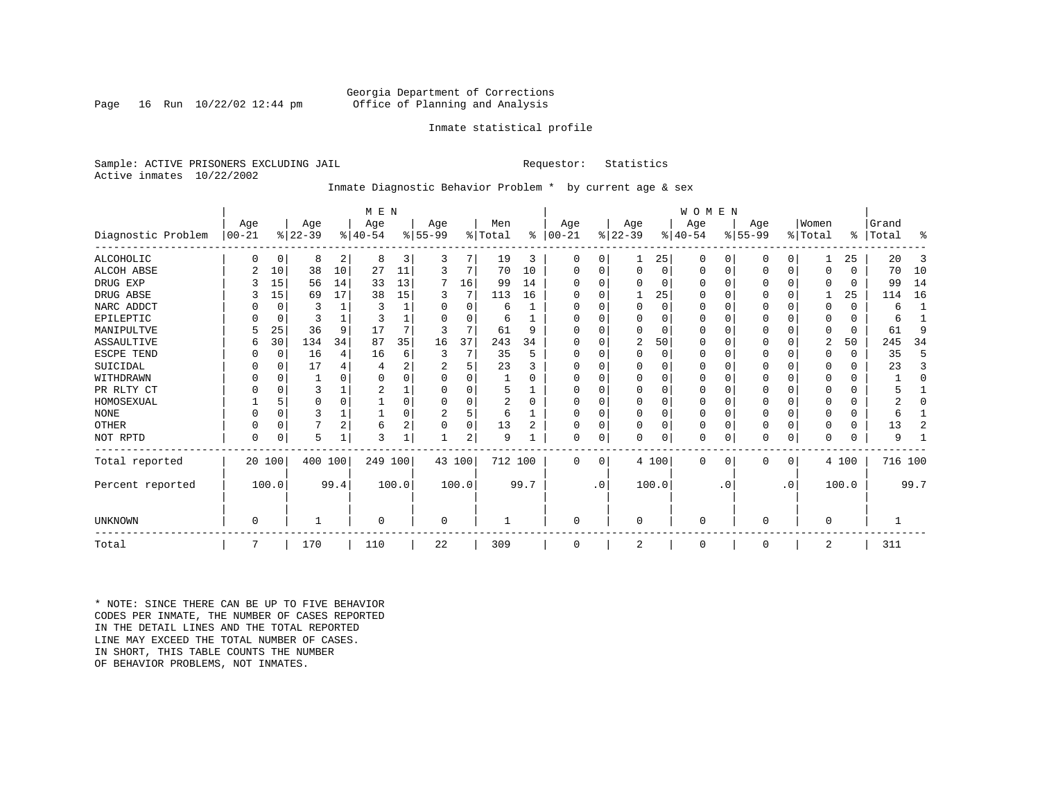Georgia Department of Corrections
Office of Planning and Analysis

Inmate statistical profile

Sample: ACTIVE PRISONERS EXCLUDING JAIL                    Requestor: Statistics
Active inmates 10/22/2002

Inmate Diagnostic Behavior Problem * by current age & sex

| | MEN | | | | | | | | | | WOMEN | | | | | | | | | | | |
|---|---|---|---|---|---|---|---|---|---|---|---|---|---|---|---|---|---|---|---|---|---|---|
| Diagnostic Problem | Age 00-21 | % | Age 22-39 | % | Age 40-54 | % | Age 55-99 | % | Men Total | % | Age 00-21 | % | Age 22-39 | % | Age 40-54 | % | Age 55-99 | % | Women Total | % | Grand Total | % |
| ALCOHOLIC | 0 | 0 | 8 | 2 | 8 | 3 | 3 | 7 | 19 | 3 | 0 | 0 | 1 | 25 | 0 | 0 | 0 | 0 | 1 | 25 | 20 | 3 |
| ALCOH ABSE | 2 | 10 | 38 | 10 | 27 | 11 | 3 | 7 | 70 | 10 | 0 | 0 | 0 | 0 | 0 | 0 | 0 | 0 | 0 | 0 | 70 | 10 |
| DRUG EXP | 3 | 15 | 56 | 14 | 33 | 13 | 7 | 16 | 99 | 14 | 0 | 0 | 0 | 0 | 0 | 0 | 0 | 0 | 0 | 0 | 99 | 14 |
| DRUG ABSE | 3 | 15 | 69 | 17 | 38 | 15 | 3 | 7 | 113 | 16 | 0 | 0 | 1 | 25 | 0 | 0 | 0 | 0 | 1 | 25 | 114 | 16 |
| NARC ADDCT | 0 | 0 | 3 | 1 | 3 | 1 | 0 | 0 | 6 | 1 | 0 | 0 | 0 | 0 | 0 | 0 | 0 | 0 | 0 | 0 | 6 | 1 |
| EPILEPTIC | 0 | 0 | 3 | 1 | 3 | 1 | 0 | 0 | 6 | 1 | 0 | 0 | 0 | 0 | 0 | 0 | 0 | 0 | 0 | 0 | 6 | 1 |
| MANIPULTVE | 5 | 25 | 36 | 9 | 17 | 7 | 3 | 7 | 61 | 9 | 0 | 0 | 0 | 0 | 0 | 0 | 0 | 0 | 0 | 0 | 61 | 9 |
| ASSAULTIVE | 6 | 30 | 134 | 34 | 87 | 35 | 16 | 37 | 243 | 34 | 0 | 0 | 2 | 50 | 0 | 0 | 0 | 0 | 2 | 50 | 245 | 34 |
| ESCPE TEND | 0 | 0 | 16 | 4 | 16 | 6 | 3 | 7 | 35 | 5 | 0 | 0 | 0 | 0 | 0 | 0 | 0 | 0 | 0 | 0 | 35 | 5 |
| SUICIDAL | 0 | 0 | 17 | 4 | 4 | 2 | 2 | 5 | 23 | 3 | 0 | 0 | 0 | 0 | 0 | 0 | 0 | 0 | 0 | 0 | 23 | 3 |
| WITHDRAWN | 0 | 0 | 1 | 0 | 0 | 0 | 0 | 0 | 1 | 0 | 0 | 0 | 0 | 0 | 0 | 0 | 0 | 0 | 0 | 0 | 1 | 0 |
| PR RLTY CT | 0 | 0 | 3 | 1 | 2 | 1 | 0 | 0 | 5 | 1 | 0 | 0 | 0 | 0 | 0 | 0 | 0 | 0 | 0 | 0 | 5 | 1 |
| HOMOSEXUAL | 1 | 5 | 0 | 0 | 1 | 0 | 0 | 0 | 2 | 0 | 0 | 0 | 0 | 0 | 0 | 0 | 0 | 0 | 0 | 0 | 2 | 0 |
| NONE | 0 | 0 | 3 | 1 | 1 | 0 | 2 | 5 | 6 | 1 | 0 | 0 | 0 | 0 | 0 | 0 | 0 | 0 | 0 | 0 | 6 | 1 |
| OTHER | 0 | 0 | 7 | 2 | 6 | 2 | 0 | 0 | 13 | 2 | 0 | 0 | 0 | 0 | 0 | 0 | 0 | 0 | 0 | 0 | 13 | 2 |
| NOT RPTD | 0 | 0 | 5 | 1 | 3 | 1 | 1 | 2 | 9 | 1 | 0 | 0 | 0 | 0 | 0 | 0 | 0 | 0 | 0 | 0 | 9 | 1 |
| Total reported | 20 | 100 | 400 | 100 | 249 | 100 | 43 | 100 | 712 | 100 | 0 | 0 | 4 | 100 | 0 | 0 | 0 | 0 | 4 | 100 | 716 | 100 |
| Percent reported | | 100.0 | | 99.4 | | 100.0 | | 100.0 | | 99.7 | | .0 | | 100.0 | | .0 | | .0 | | 100.0 | | 99.7 |
| UNKNOWN | 0 | | 1 | | 0 | | 0 | | 1 | | 0 | | 0 | | 0 | | 0 | | 0 | | 1 | |
| Total | 7 | | 170 | | 110 | | 22 | | 309 | | 0 | | 2 | | 0 | | 0 | | 2 | | 311 | |

* NOTE: SINCE THERE CAN BE UP TO FIVE BEHAVIOR CODES PER INMATE, THE NUMBER OF CASES REPORTED IN THE DETAIL LINES AND THE TOTAL REPORTED LINE MAY EXCEED THE TOTAL NUMBER OF CASES. IN SHORT, THIS TABLE COUNTS THE NUMBER OF BEHAVIOR PROBLEMS, NOT INMATES.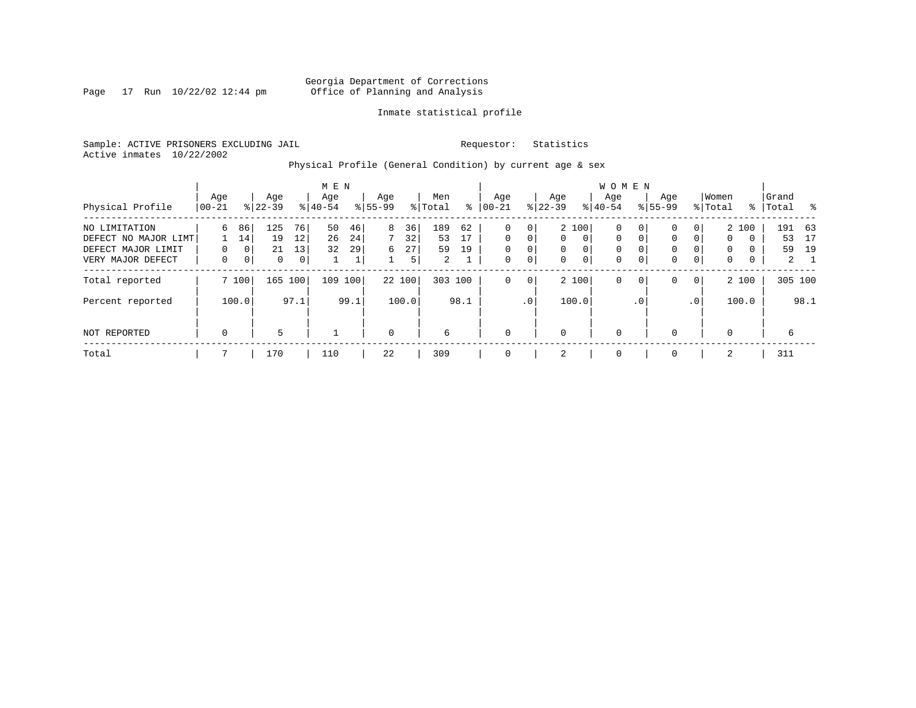Georgia Department of Corrections
Office of Planning and Analysis

Inmate statistical profile

Sample: ACTIVE PRISONERS EXCLUDING JAIL

Requestor: Statistics

Active inmates 10/22/2002

Physical Profile (General Condition) by current age & sex

| Physical Profile | MEN Age 00-21 | % | Age 22-39 | % | Age 40-54 | % | Age 55-99 | % | Men Total | % | WOMEN Age 00-21 | % | Age 22-39 | % | Age 40-54 | % | Age 55-99 | % | Women Total | % | Grand Total | % |
|---|---|---|---|---|---|---|---|---|---|---|---|---|---|---|---|---|---|---|---|---|---|---|
| NO LIMITATION | 6 | 86 | 125 | 76 | 50 | 46 | 8 | 36 | 189 | 62 | 0 | 0 | 2 | 100 | 0 | 0 | 0 | 0 | 2 | 100 | 191 | 63 |
| DEFECT NO MAJOR LIMT | 1 | 14 | 19 | 12 | 26 | 24 | 7 | 32 | 53 | 17 | 0 | 0 | 0 | 0 | 0 | 0 | 0 | 0 | 0 | 0 | 53 | 17 |
| DEFECT MAJOR LIMIT | 0 | 0 | 21 | 13 | 32 | 29 | 6 | 27 | 59 | 19 | 0 | 0 | 0 | 0 | 0 | 0 | 0 | 0 | 0 | 0 | 59 | 19 |
| VERY MAJOR DEFECT | 0 | 0 | 0 | 0 | 1 | 1 | 1 | 5 | 2 | 1 | 0 | 0 | 0 | 0 | 0 | 0 | 0 | 0 | 0 | 0 | 2 | 1 |
| Total reported | 7 | 100 | 165 | 100 | 109 | 100 | 22 | 100 | 303 | 100 | 0 | 0 | 2 | 100 | 0 | 0 | 0 | 0 | 2 | 100 | 305 | 100 |
| Percent reported | | 100.0 | | 97.1 | | 99.1 | | 100.0 | | 98.1 | | .0 | | 100.0 | | .0 | | .0 | | 100.0 | | 98.1 |
| NOT REPORTED | 0 | | 5 | | 1 | | 0 | | 6 | | 0 | | 0 | | 0 | | 0 | | 0 | | 6 | |
| Total | 7 | | 170 | | 110 | | 22 | | 309 | | 0 | | 2 | | 0 | | 0 | | 2 | | 311 | |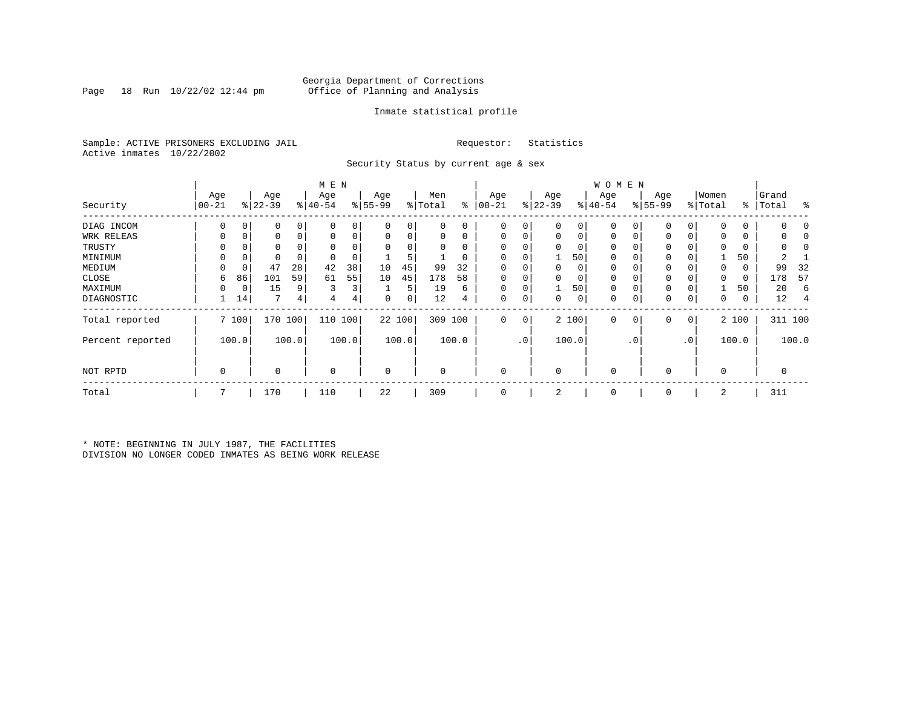Georgia Department of Corrections
Office of Planning and Analysis

Inmate statistical profile

Sample: ACTIVE PRISONERS EXCLUDING JAIL
Active inmates 10/22/2002

Requestor: Statistics

Security Status by current age & sex

| Security | MEN Age 00-21 | % | Age 22-39 | % | Age 40-54 | % | Age 55-99 | % | Men Total | % | WOMEN Age 00-21 | % | Age 22-39 | % | Age 40-54 | % | Age 55-99 | % | Women Total | % | Grand Total | % |
|---|---|---|---|---|---|---|---|---|---|---|---|---|---|---|---|---|---|---|---|---|---|---|
| DIAG INCOM | 0 | 0 | 0 | 0 | 0 | 0 | 0 | 0 | 0 | 0 | 0 | 0 | 0 | 0 | 0 | 0 | 0 | 0 | 0 | 0 | 0 | 0 |
| WRK RELEAS | 0 | 0 | 0 | 0 | 0 | 0 | 0 | 0 | 0 | 0 | 0 | 0 | 0 | 0 | 0 | 0 | 0 | 0 | 0 | 0 | 0 | 0 |
| TRUSTY | 0 | 0 | 0 | 0 | 0 | 0 | 0 | 0 | 0 | 0 | 0 | 0 | 0 | 0 | 0 | 0 | 0 | 0 | 0 | 0 | 0 | 0 |
| MINIMUM | 0 | 0 | 0 | 0 | 0 | 0 | 1 | 5 | 1 | 0 | 0 | 0 | 1 | 50 | 0 | 0 | 0 | 0 | 1 | 50 | 2 | 1 |
| MEDIUM | 0 | 0 | 47 | 28 | 42 | 38 | 10 | 45 | 99 | 32 | 0 | 0 | 0 | 0 | 0 | 0 | 0 | 0 | 0 | 0 | 99 | 32 |
| CLOSE | 6 | 86 | 101 | 59 | 61 | 55 | 10 | 45 | 178 | 58 | 0 | 0 | 0 | 0 | 0 | 0 | 0 | 0 | 0 | 0 | 178 | 57 |
| MAXIMUM | 0 | 0 | 15 | 9 | 3 | 3 | 1 | 5 | 19 | 6 | 0 | 0 | 1 | 50 | 0 | 0 | 0 | 0 | 1 | 50 | 20 | 6 |
| DIAGNOSTIC | 1 | 14 | 7 | 4 | 4 | 4 | 0 | 0 | 12 | 4 | 0 | 0 | 0 | 0 | 0 | 0 | 0 | 0 | 0 | 0 | 12 | 4 |
| Total reported | 7 | 100 | 170 | 100 | 110 | 100 | 22 | 100 | 309 | 100 | 0 | 0 | 2 | 100 | 0 | 0 | 0 | 0 | 2 | 100 | 311 | 100 |
| Percent reported | | 100.0 | | 100.0 | | 100.0 | | 100.0 | | 100.0 | | .0 | | 100.0 | | .0 | | .0 | | 100.0 | | 100.0 |
| NOT RPTD | 0 | | 0 | | 0 | | 0 | | 0 | | 0 | | 0 | | 0 | | 0 | | 0 | | 0 | |
| Total | 7 | | 170 | | 110 | | 22 | | 309 | | 0 | | 2 | | 0 | | 0 | | 2 | | 311 | |

* NOTE: BEGINNING IN JULY 1987, THE FACILITIES DIVISION NO LONGER CODED INMATES AS BEING WORK RELEASE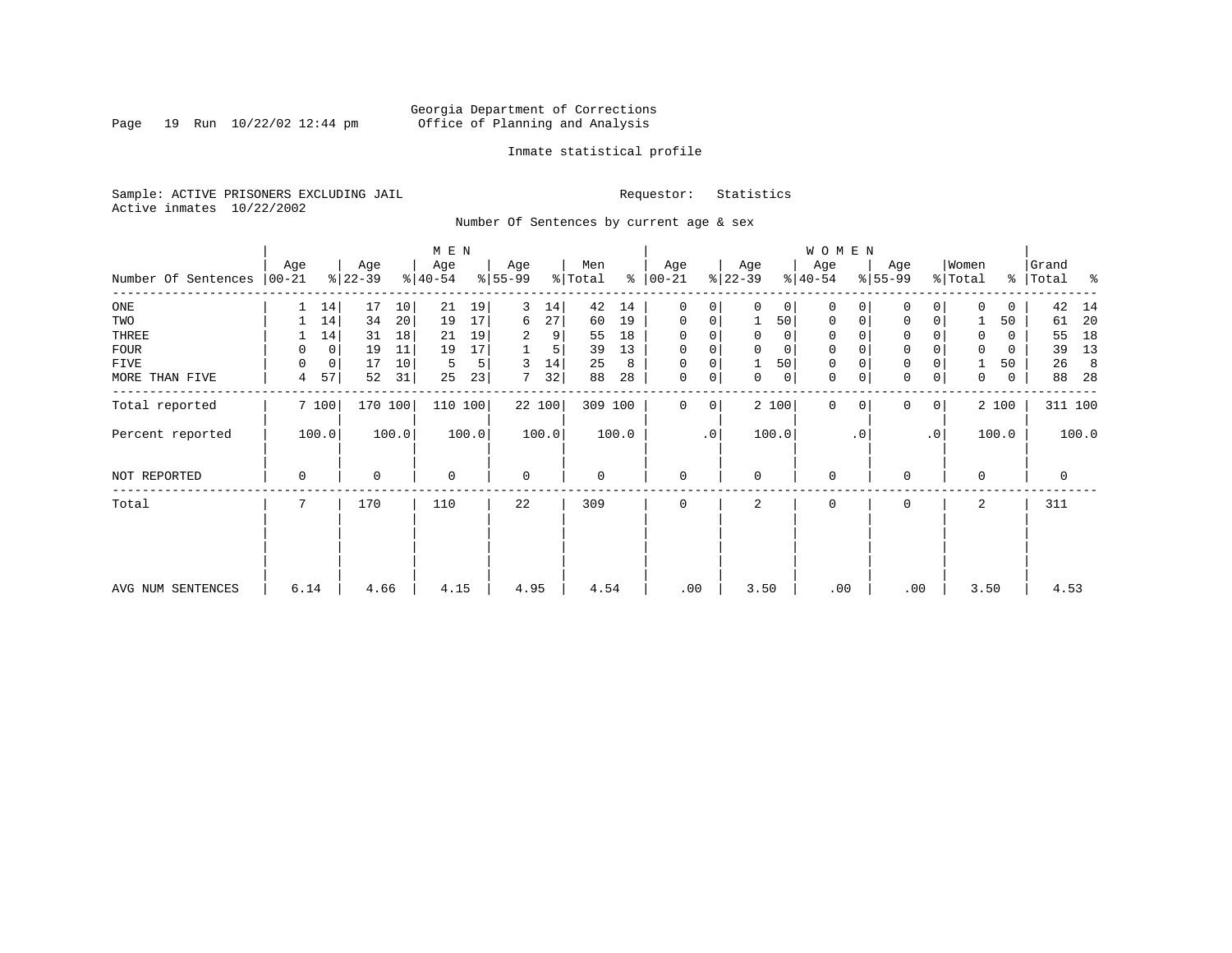Georgia Department of Corrections
Office of Planning and Analysis

Inmate statistical profile

Sample: ACTIVE PRISONERS EXCLUDING JAIL
Active inmates 10/22/2002

Requestor: Statistics

Number Of Sentences by current age & sex

| Number Of Sentences | MEN Age 00-21 | % | Age 22-39 | % | Age 40-54 | % | Age 55-99 | % | Men Total | % | WOMEN Age 00-21 | % | Age 22-39 | % | Age 40-54 | % | Age 55-99 | % | Women Total | % | Grand Total | % |
|---|---|---|---|---|---|---|---|---|---|---|---|---|---|---|---|---|---|---|---|---|---|---|
| ONE | 1 | 14 | 17 | 10 | 21 | 19 | 3 | 14 | 42 | 14 | 0 | 0 | 0 | 0 | 0 | 0 | 0 | 0 | 0 | 0 | 42 | 14 |
| TWO | 1 | 14 | 34 | 20 | 19 | 17 | 6 | 27 | 60 | 19 | 0 | 0 | 1 | 50 | 0 | 0 | 0 | 0 | 1 | 50 | 61 | 20 |
| THREE | 1 | 14 | 31 | 18 | 21 | 19 | 2 | 9 | 55 | 18 | 0 | 0 | 0 | 0 | 0 | 0 | 0 | 0 | 0 | 0 | 55 | 18 |
| FOUR | 0 | 0 | 19 | 11 | 19 | 17 | 1 | 5 | 39 | 13 | 0 | 0 | 0 | 0 | 0 | 0 | 0 | 0 | 0 | 0 | 39 | 13 |
| FIVE | 0 | 0 | 17 | 10 | 5 | 5 | 3 | 14 | 25 | 8 | 0 | 0 | 1 | 50 | 0 | 0 | 0 | 0 | 1 | 50 | 26 | 8 |
| MORE THAN FIVE | 4 | 57 | 52 | 31 | 25 | 23 | 7 | 32 | 88 | 28 | 0 | 0 | 0 | 0 | 0 | 0 | 0 | 0 | 0 | 0 | 88 | 28 |
| Total reported | 7 | 100 | 170 | 100 | 110 | 100 | 22 | 100 | 309 | 100 | 0 | 0 | 2 | 100 | 0 | 0 | 0 | 0 | 2 | 100 | 311 | 100 |
| Percent reported | | 100.0 | | 100.0 | | 100.0 | | 100.0 | | 100.0 | | .0 | | 100.0 | | .0 | | .0 | | 100.0 | | 100.0 |
| NOT REPORTED | 0 | | 0 | | 0 | | 0 | | 0 | | 0 | | 0 | | 0 | | 0 | | 0 | | 0 | |
| Total | 7 | | 170 | | 110 | | 22 | | 309 | | 0 | | 2 | | 0 | | 0 | | 2 | | 311 | |
| AVG NUM SENTENCES | 6.14 | | 4.66 | | 4.15 | | 4.95 | | 4.54 | | .00 | | 3.50 | | .00 | | .00 | | 3.50 | | 4.53 | |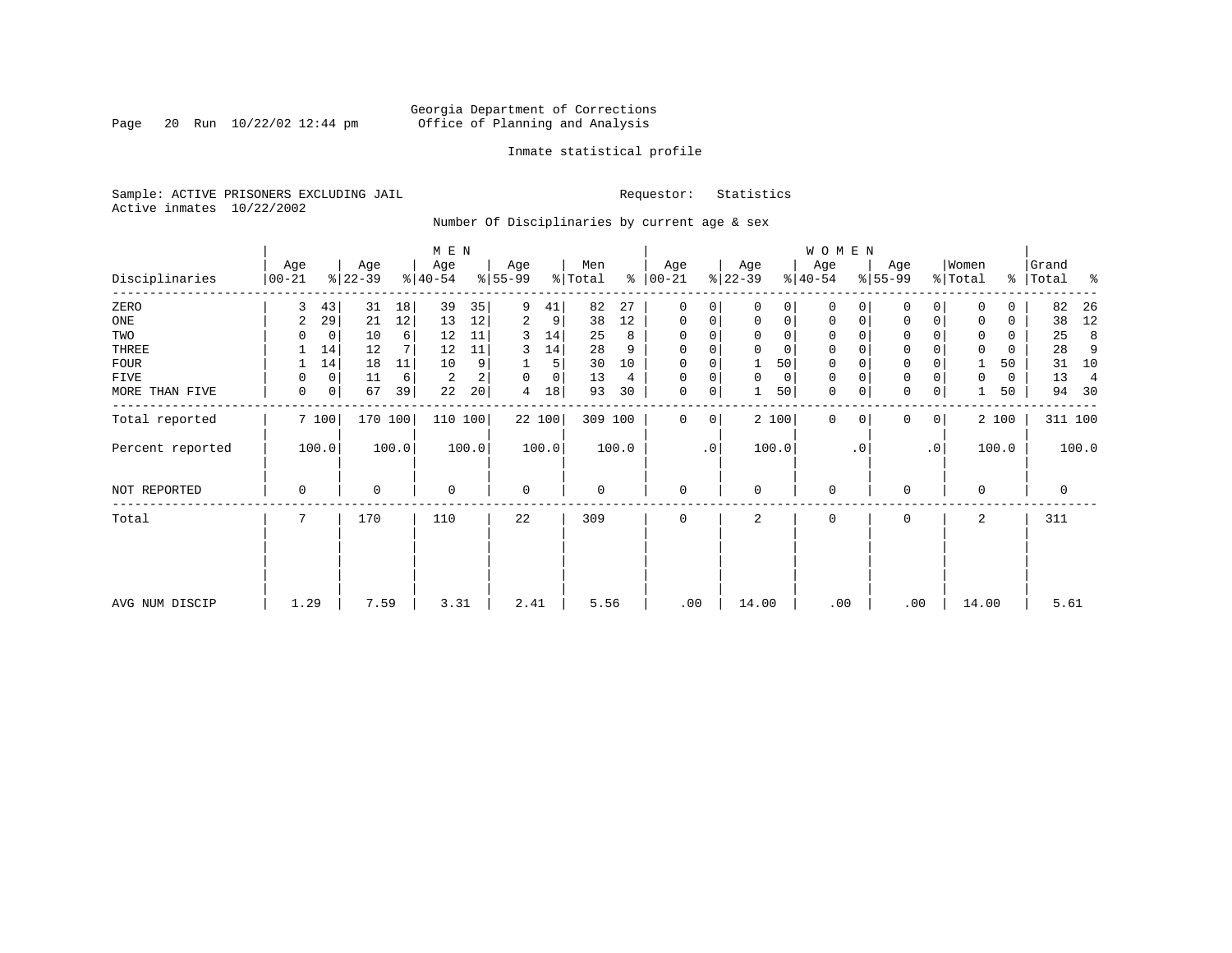Georgia Department of Corrections
Office of Planning and Analysis

Inmate statistical profile

Sample: ACTIVE PRISONERS EXCLUDING JAIL

Requestor: Statistics

Active inmates 10/22/2002

Number Of Disciplinaries by current age & sex

| Disciplinaries | MEN Age 00-21 | % | Age 22-39 | % | Age 40-54 | % | Age 55-99 | % | Men Total | % | WOMEN Age 00-21 | % | Age 22-39 | % | Age 40-54 | % | Age 55-99 | % | Women Total | % | Grand Total | % |
|---|---|---|---|---|---|---|---|---|---|---|---|---|---|---|---|---|---|---|---|---|---|---|
| ZERO | 3 | 43 | 31 | 18 | 39 | 35 | 9 | 41 | 82 | 27 | 0 | 0 | 0 | 0 | 0 | 0 | 0 | 0 | 0 | 0 | 82 | 26 |
| ONE | 2 | 29 | 21 | 12 | 13 | 12 | 2 | 9 | 38 | 12 | 0 | 0 | 0 | 0 | 0 | 0 | 0 | 0 | 0 | 0 | 38 | 12 |
| TWO | 0 | 0 | 10 | 6 | 12 | 11 | 3 | 14 | 25 | 8 | 0 | 0 | 0 | 0 | 0 | 0 | 0 | 0 | 0 | 0 | 25 | 8 |
| THREE | 1 | 14 | 12 | 7 | 12 | 11 | 3 | 14 | 28 | 9 | 0 | 0 | 0 | 0 | 0 | 0 | 0 | 0 | 0 | 0 | 28 | 9 |
| FOUR | 1 | 14 | 18 | 11 | 10 | 9 | 1 | 5 | 30 | 10 | 0 | 0 | 1 | 50 | 0 | 0 | 0 | 0 | 1 | 50 | 31 | 10 |
| FIVE | 0 | 0 | 11 | 6 | 2 | 2 | 0 | 0 | 13 | 4 | 0 | 0 | 0 | 0 | 0 | 0 | 0 | 0 | 0 | 0 | 13 | 4 |
| MORE THAN FIVE | 0 | 0 | 67 | 39 | 22 | 20 | 4 | 18 | 93 | 30 | 0 | 0 | 1 | 50 | 0 | 0 | 0 | 0 | 1 | 50 | 94 | 30 |
| Total reported | 7 | 100 | 170 | 100 | 110 | 100 | 22 | 100 | 309 | 100 | 0 | 0 | 2 | 100 | 0 | 0 | 0 | 0 | 2 | 100 | 311 | 100 |
| Percent reported | 100.0 | | 100.0 | | 100.0 | | 100.0 | | 100.0 | | .0 | | 100.0 | | .0 | | .0 | | 100.0 | | 100.0 | |
| NOT REPORTED | 0 | | 0 | | 0 | | 0 | | 0 | | 0 | | 0 | | 0 | | 0 | | 0 | | 0 | |
| Total | 7 | | 170 | | 110 | | 22 | | 309 | | 0 | | 2 | | 0 | | 0 | | 2 | | 311 | |
| AVG NUM DISCIP | 1.29 | | 7.59 | | 3.31 | | 2.41 | | 5.56 | | .00 | | 14.00 | | .00 | | .00 | | 14.00 | | 5.61 | |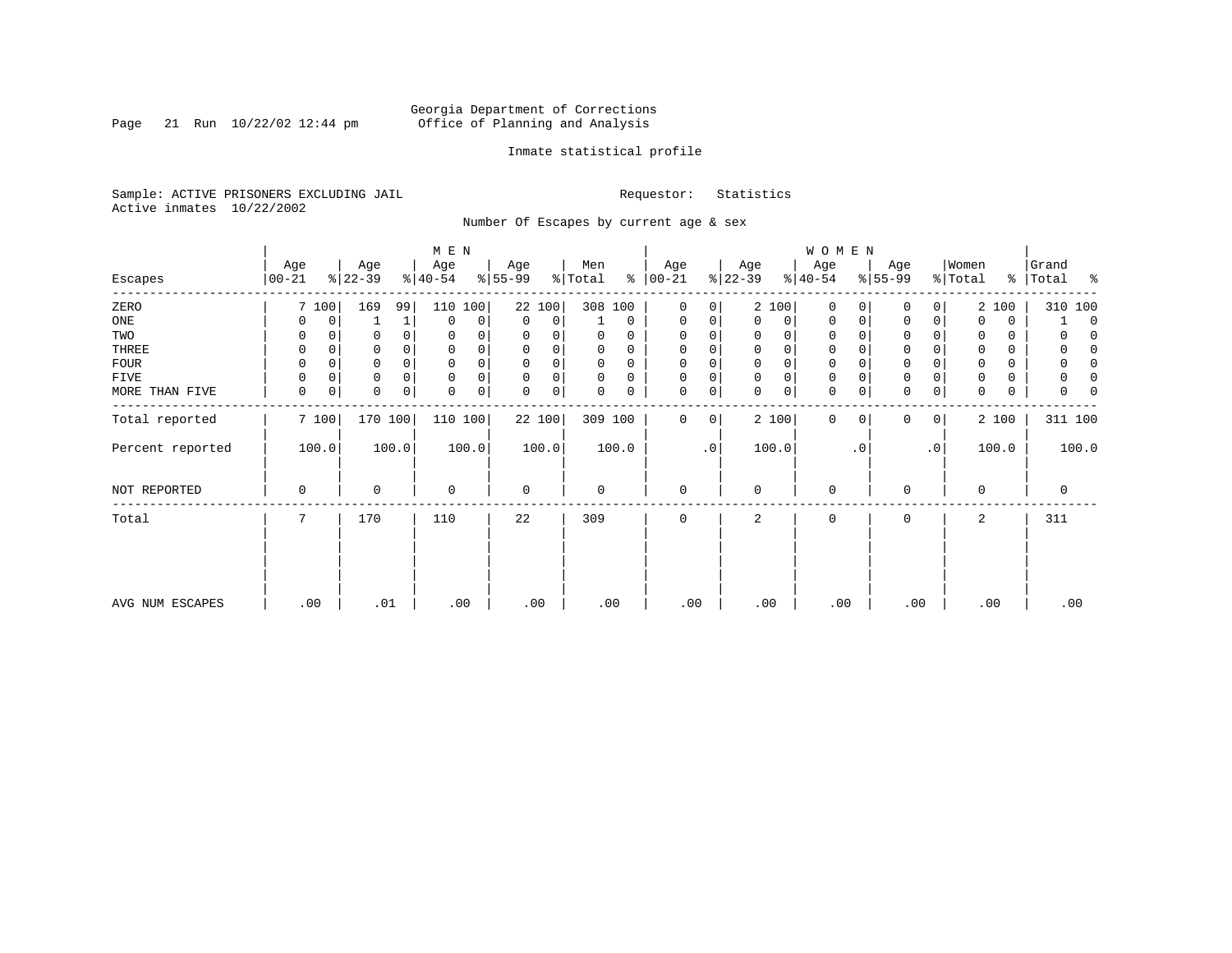Georgia Department of Corrections
Office of Planning and Analysis

Inmate statistical profile

Sample: ACTIVE PRISONERS EXCLUDING JAIL
Active inmates 10/22/2002

Requestor: Statistics

Number Of Escapes by current age & sex

| Escapes | MEN Age 00-21 | % | Age 22-39 | % | Age 40-54 | % | Age 55-99 | % | Men Total | % | WOMEN Age 00-21 | % | Age 22-39 | % | Age 40-54 | % | Age 55-99 | % | Women Total | % | Grand Total | % |
|---|---|---|---|---|---|---|---|---|---|---|---|---|---|---|---|---|---|---|---|---|---|---|
| ZERO | 7 | 100 | 169 | 99 | 110 | 100 | 22 | 100 | 308 | 100 | 0 | 0 | 2 | 100 | 0 | 0 | 0 | 0 | 2 | 100 | 310 | 100 |
| ONE | 0 | 0 | 1 | 1 | 0 | 0 | 0 | 0 | 1 | 0 | 0 | 0 | 0 | 0 | 0 | 0 | 0 | 0 | 0 | 0 | 1 | 0 |
| TWO | 0 | 0 | 0 | 0 | 0 | 0 | 0 | 0 | 0 | 0 | 0 | 0 | 0 | 0 | 0 | 0 | 0 | 0 | 0 | 0 | 0 | 0 |
| THREE | 0 | 0 | 0 | 0 | 0 | 0 | 0 | 0 | 0 | 0 | 0 | 0 | 0 | 0 | 0 | 0 | 0 | 0 | 0 | 0 | 0 | 0 |
| FOUR | 0 | 0 | 0 | 0 | 0 | 0 | 0 | 0 | 0 | 0 | 0 | 0 | 0 | 0 | 0 | 0 | 0 | 0 | 0 | 0 | 0 | 0 |
| FIVE | 0 | 0 | 0 | 0 | 0 | 0 | 0 | 0 | 0 | 0 | 0 | 0 | 0 | 0 | 0 | 0 | 0 | 0 | 0 | 0 | 0 | 0 |
| MORE THAN FIVE | 0 | 0 | 0 | 0 | 0 | 0 | 0 | 0 | 0 | 0 | 0 | 0 | 0 | 0 | 0 | 0 | 0 | 0 | 0 | 0 | 0 | 0 |
| Total reported | 7 | 100 | 170 | 100 | 110 | 100 | 22 | 100 | 309 | 100 | 0 | 0 | 2 | 100 | 0 | 0 | 0 | 0 | 2 | 100 | 311 | 100 |
| Percent reported | 100.0 | | 100.0 | | 100.0 | | 100.0 | | 100.0 | | .0 | | 100.0 | | .0 | | .0 | | 100.0 | | 100.0 | |
| NOT REPORTED | 0 | | 0 | | 0 | | 0 | | 0 | | 0 | | 0 | | 0 | | 0 | | 0 | | 0 | |
| Total | 7 | | 170 | | 110 | | 22 | | 309 | | 0 | | 2 | | 0 | | 0 | | 2 | | 311 | |
| AVG NUM ESCAPES | .00 | | .01 | | .00 | | .00 | | .00 | | .00 | | .00 | | .00 | | .00 | | .00 | | .00 | |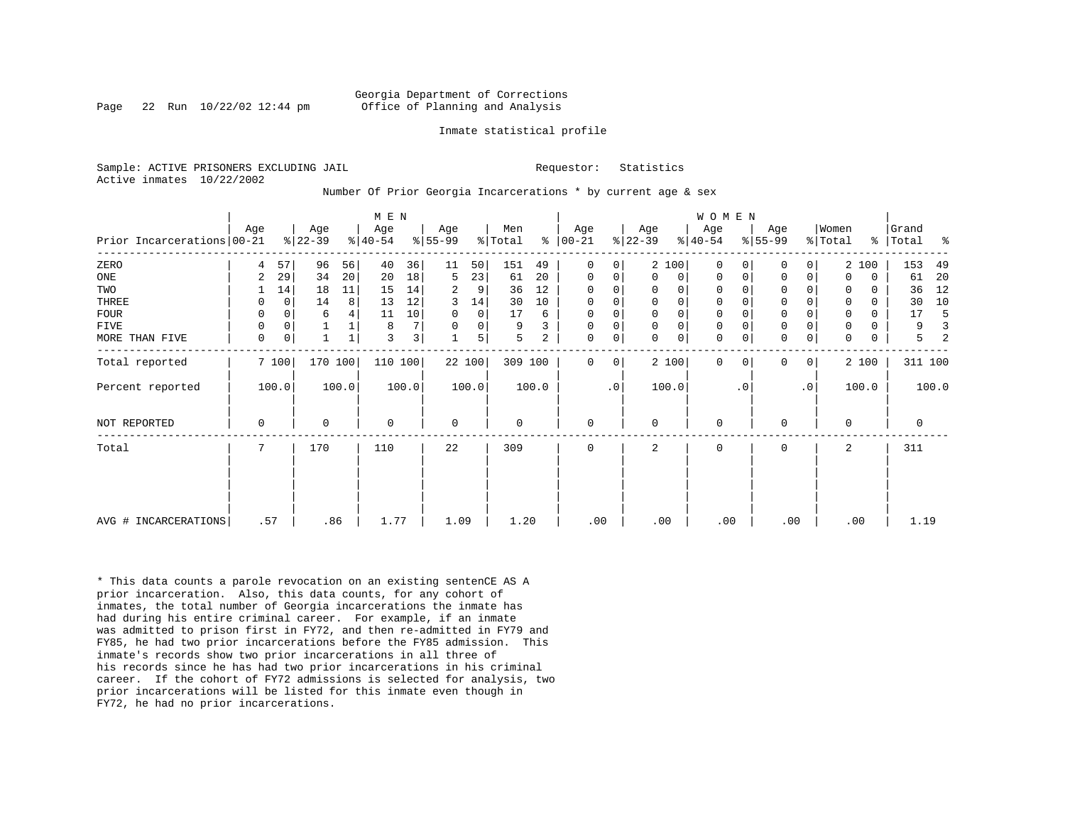Georgia Department of Corrections
Office of Planning and Analysis

Inmate statistical profile

Sample: ACTIVE PRISONERS EXCLUDING JAIL          Requestor: Statistics
Active inmates 10/22/2002

Number Of Prior Georgia Incarcerations * by current age & sex

| Prior Incarcerations | MEN Age 00-21 | % | Age 22-39 | % | Age 40-54 | % | Age 55-99 | % | Men Total | % | WOMEN Age 00-21 | % | Age 22-39 | % | Age 40-54 | % | Age 55-99 | % | Women Total | % | Grand Total | % |
|---|---|---|---|---|---|---|---|---|---|---|---|---|---|---|---|---|---|---|---|---|---|---|
| ZERO | 4 | 57 | 96 | 56 | 40 | 36 | 11 | 50 | 151 | 49 | 0 | 0 | 2 | 100 | 0 | 0 | 0 | 0 | 2 | 100 | 153 | 49 |
| ONE | 2 | 29 | 34 | 20 | 20 | 18 | 5 | 23 | 61 | 20 | 0 | 0 | 0 | 0 | 0 | 0 | 0 | 0 | 0 | 0 | 61 | 20 |
| TWO | 1 | 14 | 18 | 11 | 15 | 14 | 2 | 9 | 36 | 12 | 0 | 0 | 0 | 0 | 0 | 0 | 0 | 0 | 0 | 0 | 36 | 12 |
| THREE | 0 | 0 | 14 | 8 | 13 | 12 | 3 | 14 | 30 | 10 | 0 | 0 | 0 | 0 | 0 | 0 | 0 | 0 | 0 | 0 | 30 | 10 |
| FOUR | 0 | 0 | 6 | 4 | 11 | 10 | 0 | 0 | 17 | 6 | 0 | 0 | 0 | 0 | 0 | 0 | 0 | 0 | 0 | 0 | 17 | 5 |
| FIVE | 0 | 0 | 1 | 1 | 8 | 7 | 0 | 0 | 9 | 3 | 0 | 0 | 0 | 0 | 0 | 0 | 0 | 0 | 0 | 0 | 9 | 3 |
| MORE THAN FIVE | 0 | 0 | 1 | 1 | 3 | 3 | 1 | 5 | 5 | 2 | 0 | 0 | 0 | 0 | 0 | 0 | 0 | 0 | 0 | 0 | 5 | 2 |
| Total reported | 7 | 100 | 170 | 100 | 110 | 100 | 22 | 100 | 309 | 100 | 0 | 0 | 2 | 100 | 0 | 0 | 0 | 0 | 2 | 100 | 311 | 100 |
| Percent reported | 100.0 | | 100.0 | | 100.0 | | 100.0 | | 100.0 | | .0 | | 100.0 | | .0 | | .0 | | 100.0 | | 100.0 | |
| NOT REPORTED | 0 | | 0 | | 0 | | 0 | | 0 | | 0 | | 0 | | 0 | | 0 | | 0 | | 0 | |
| Total | 7 | | 170 | | 110 | | 22 | | 309 | | 0 | | 2 | | 0 | | 0 | | 2 | | 311 | |
| AVG # INCARCERATIONS | .57 | | .86 | | 1.77 | | 1.09 | | 1.20 | | .00 | | .00 | | .00 | | .00 | | .00 | | 1.19 | |

* This data counts a parole revocation on an existing sentenCE AS A prior incarceration. Also, this data counts, for any cohort of inmates, the total number of Georgia incarcerations the inmate has had during his entire criminal career. For example, if an inmate was admitted to prison first in FY72, and then re-admitted in FY79 and FY85, he had two prior incarcerations before the FY85 admission. This inmate's records show two prior incarcerations in all three of his records since he has had two prior incarcerations in his criminal career. If the cohort of FY72 admissions is selected for analysis, two prior incarcerations will be listed for this inmate even though in FY72, he had no prior incarcerations.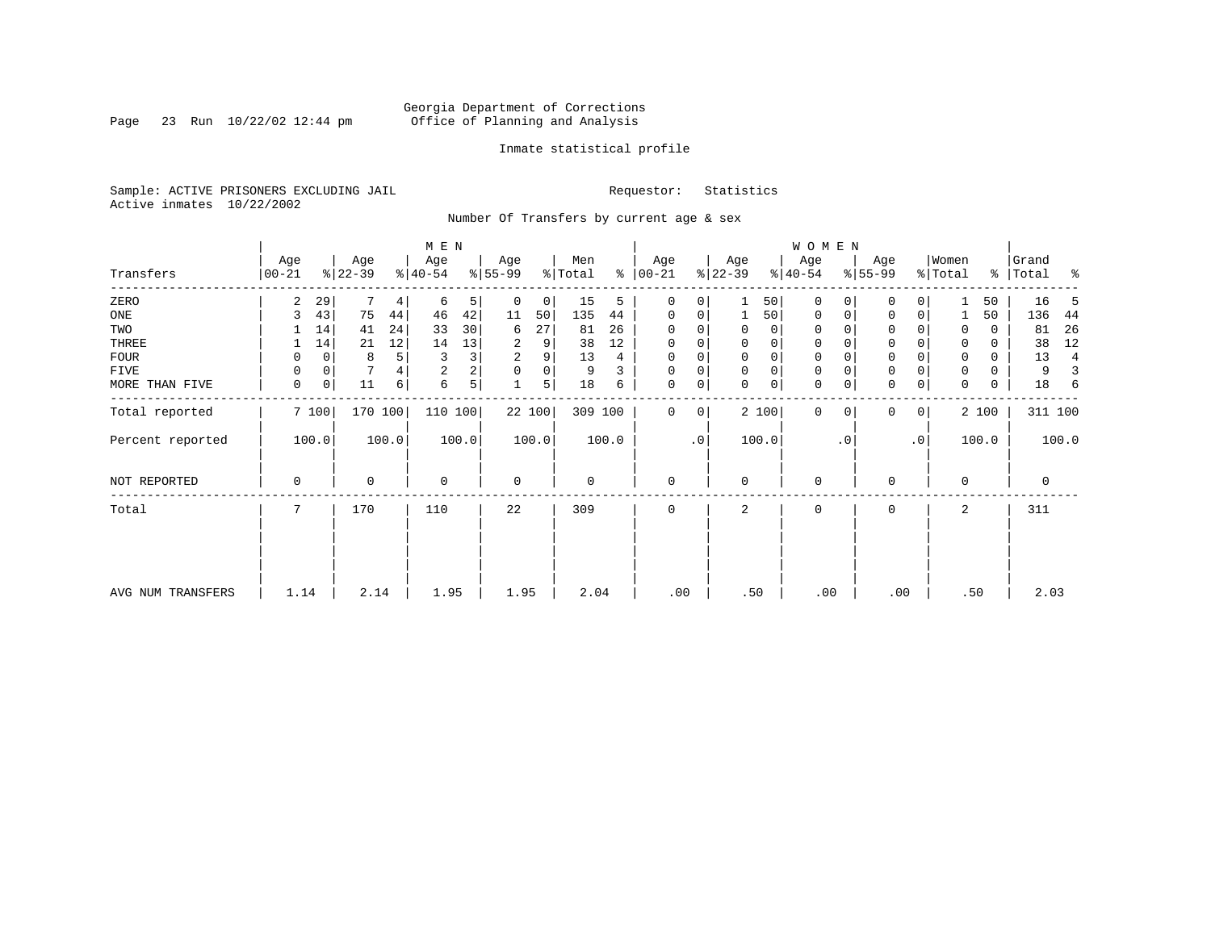Georgia Department of Corrections
Office of Planning and Analysis

Inmate statistical profile

Sample: ACTIVE PRISONERS EXCLUDING JAIL
Active inmates 10/22/2002

Requestor: Statistics

Number Of Transfers by current age & sex

| Transfers | MEN Age 00-21 | % | Age 22-39 | % | Age 40-54 | % | Age 55-99 | % | Men Total | % | WOMEN Age 00-21 | % | Age 22-39 | % | Age 40-54 | % | Age 55-99 | % | Women Total | % | Grand Total | % |
|---|---|---|---|---|---|---|---|---|---|---|---|---|---|---|---|---|---|---|---|---|---|---|
| ZERO | 2 | 29 | 7 | 4 | 6 | 5 | 0 | 0 | 15 | 5 | 0 | 0 | 1 | 50 | 0 | 0 | 0 | 0 | 1 | 50 | 16 | 5 |
| ONE | 3 | 43 | 75 | 44 | 46 | 42 | 11 | 50 | 135 | 44 | 0 | 0 | 1 | 50 | 0 | 0 | 0 | 0 | 1 | 50 | 136 | 44 |
| TWO | 1 | 14 | 41 | 24 | 33 | 30 | 6 | 27 | 81 | 26 | 0 | 0 | 0 | 0 | 0 | 0 | 0 | 0 | 0 | 0 | 81 | 26 |
| THREE | 1 | 14 | 21 | 12 | 14 | 13 | 2 | 9 | 38 | 12 | 0 | 0 | 0 | 0 | 0 | 0 | 0 | 0 | 0 | 0 | 38 | 12 |
| FOUR | 0 | 0 | 8 | 5 | 3 | 3 | 2 | 9 | 13 | 4 | 0 | 0 | 0 | 0 | 0 | 0 | 0 | 0 | 0 | 0 | 13 | 4 |
| FIVE | 0 | 0 | 7 | 4 | 2 | 2 | 0 | 0 | 9 | 3 | 0 | 0 | 0 | 0 | 0 | 0 | 0 | 0 | 0 | 0 | 9 | 3 |
| MORE THAN FIVE | 0 | 0 | 11 | 6 | 6 | 5 | 1 | 5 | 18 | 6 | 0 | 0 | 0 | 0 | 0 | 0 | 0 | 0 | 0 | 0 | 18 | 6 |
| Total reported | 7 | 100 | 170 | 100 | 110 | 100 | 22 | 100 | 309 | 100 | 0 | 0 | 2 | 100 | 0 | 0 | 0 | 0 | 2 | 100 | 311 | 100 |
| Percent reported | 100.0 | | 100.0 | | 100.0 | | 100.0 | | 100.0 | | .0 | | 100.0 | | .0 | | .0 | | 100.0 | | 100.0 | |
| NOT REPORTED | 0 | | 0 | | 0 | | 0 | | 0 | | 0 | | 0 | | 0 | | 0 | | 0 | | 0 | |
| Total | 7 | | 170 | | 110 | | 22 | | 309 | | 0 | | 2 | | 0 | | 0 | | 2 | | 311 | |
| AVG NUM TRANSFERS | 1.14 | | 2.14 | | 1.95 | | 1.95 | | 2.04 | | .00 | | .50 | | .00 | | .00 | | .50 | | 2.03 | |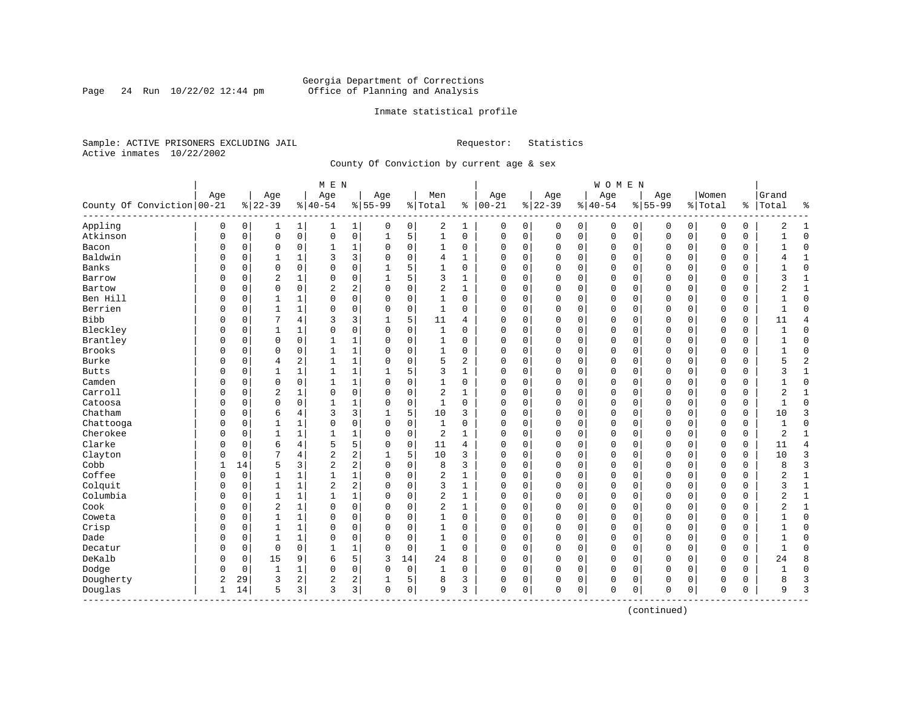Georgia Department of Corrections
Office of Planning and Analysis

Inmate statistical profile

Sample: ACTIVE PRISONERS EXCLUDING JAIL    Requestor: Statistics
Active inmates 10/22/2002

County Of Conviction by current age & sex

| County Of Conviction | MEN Age 00-21 | % | Age 22-39 | % | Age 40-54 | % | Age 55-99 | % | Men Total | % | WOMEN Age 00-21 | % | Age 22-39 | % | Age 40-54 | % | Age 55-99 | % | Women Total | % | Grand Total | % |
|---|---|---|---|---|---|---|---|---|---|---|---|---|---|---|---|---|---|---|---|---|---|---|
| Appling | 0 | 0 | 1 | 1 | 1 | 1 | 0 | 0 | 2 | 1 | 0 | 0 | 0 | 0 | 0 | 0 | 0 | 0 | 0 | 0 | 2 | 1 |
| Atkinson | 0 | 0 | 0 | 0 | 0 | 0 | 1 | 5 | 1 | 0 | 0 | 0 | 0 | 0 | 0 | 0 | 0 | 0 | 0 | 0 | 1 | 0 |
| Bacon | 0 | 0 | 0 | 0 | 1 | 1 | 0 | 0 | 1 | 0 | 0 | 0 | 0 | 0 | 0 | 0 | 0 | 0 | 0 | 0 | 1 | 0 |
| Baldwin | 0 | 0 | 1 | 1 | 3 | 3 | 0 | 0 | 4 | 1 | 0 | 0 | 0 | 0 | 0 | 0 | 0 | 0 | 0 | 0 | 4 | 1 |
| Banks | 0 | 0 | 0 | 0 | 0 | 0 | 1 | 5 | 1 | 0 | 0 | 0 | 0 | 0 | 0 | 0 | 0 | 0 | 0 | 0 | 1 | 0 |
| Barrow | 0 | 0 | 2 | 1 | 0 | 0 | 1 | 5 | 3 | 1 | 0 | 0 | 0 | 0 | 0 | 0 | 0 | 0 | 0 | 0 | 3 | 1 |
| Bartow | 0 | 0 | 0 | 0 | 2 | 2 | 0 | 0 | 2 | 1 | 0 | 0 | 0 | 0 | 0 | 0 | 0 | 0 | 0 | 0 | 2 | 1 |
| Ben Hill | 0 | 0 | 1 | 1 | 0 | 0 | 0 | 0 | 1 | 0 | 0 | 0 | 0 | 0 | 0 | 0 | 0 | 0 | 0 | 0 | 1 | 0 |
| Berrien | 0 | 0 | 1 | 1 | 0 | 0 | 0 | 0 | 1 | 0 | 0 | 0 | 0 | 0 | 0 | 0 | 0 | 0 | 0 | 0 | 1 | 0 |
| Bibb | 0 | 0 | 7 | 4 | 3 | 3 | 1 | 5 | 11 | 4 | 0 | 0 | 0 | 0 | 0 | 0 | 0 | 0 | 0 | 0 | 11 | 4 |
| Bleckley | 0 | 0 | 1 | 1 | 0 | 0 | 0 | 0 | 1 | 0 | 0 | 0 | 0 | 0 | 0 | 0 | 0 | 0 | 0 | 0 | 1 | 0 |
| Brantley | 0 | 0 | 0 | 0 | 1 | 1 | 0 | 0 | 1 | 0 | 0 | 0 | 0 | 0 | 0 | 0 | 0 | 0 | 0 | 0 | 1 | 0 |
| Brooks | 0 | 0 | 0 | 0 | 1 | 1 | 0 | 0 | 1 | 0 | 0 | 0 | 0 | 0 | 0 | 0 | 0 | 0 | 0 | 0 | 1 | 0 |
| Burke | 0 | 0 | 4 | 2 | 1 | 1 | 0 | 0 | 5 | 2 | 0 | 0 | 0 | 0 | 0 | 0 | 0 | 0 | 0 | 0 | 5 | 2 |
| Butts | 0 | 0 | 1 | 1 | 1 | 1 | 1 | 5 | 3 | 1 | 0 | 0 | 0 | 0 | 0 | 0 | 0 | 0 | 0 | 0 | 3 | 1 |
| Camden | 0 | 0 | 0 | 0 | 1 | 1 | 0 | 0 | 1 | 0 | 0 | 0 | 0 | 0 | 0 | 0 | 0 | 0 | 0 | 0 | 1 | 0 |
| Carroll | 0 | 0 | 2 | 1 | 0 | 0 | 0 | 0 | 2 | 1 | 0 | 0 | 0 | 0 | 0 | 0 | 0 | 0 | 0 | 0 | 2 | 1 |
| Catoosa | 0 | 0 | 0 | 0 | 1 | 1 | 0 | 0 | 1 | 0 | 0 | 0 | 0 | 0 | 0 | 0 | 0 | 0 | 0 | 0 | 1 | 0 |
| Chatham | 0 | 0 | 6 | 4 | 3 | 3 | 1 | 5 | 10 | 3 | 0 | 0 | 0 | 0 | 0 | 0 | 0 | 0 | 0 | 0 | 10 | 3 |
| Chattooga | 0 | 0 | 1 | 1 | 0 | 0 | 0 | 0 | 1 | 0 | 0 | 0 | 0 | 0 | 0 | 0 | 0 | 0 | 0 | 0 | 1 | 0 |
| Cherokee | 0 | 0 | 1 | 1 | 1 | 1 | 0 | 0 | 2 | 1 | 0 | 0 | 0 | 0 | 0 | 0 | 0 | 0 | 0 | 0 | 2 | 1 |
| Clarke | 0 | 0 | 6 | 4 | 5 | 5 | 0 | 0 | 11 | 4 | 0 | 0 | 0 | 0 | 0 | 0 | 0 | 0 | 0 | 0 | 11 | 4 |
| Clayton | 0 | 0 | 7 | 4 | 2 | 2 | 1 | 5 | 10 | 3 | 0 | 0 | 0 | 0 | 0 | 0 | 0 | 0 | 0 | 0 | 10 | 3 |
| Cobb | 1 | 14 | 5 | 3 | 2 | 2 | 0 | 0 | 8 | 3 | 0 | 0 | 0 | 0 | 0 | 0 | 0 | 0 | 0 | 0 | 8 | 3 |
| Coffee | 0 | 0 | 1 | 1 | 1 | 1 | 0 | 0 | 2 | 1 | 0 | 0 | 0 | 0 | 0 | 0 | 0 | 0 | 0 | 0 | 2 | 1 |
| Colquit | 0 | 0 | 1 | 1 | 2 | 2 | 0 | 0 | 3 | 1 | 0 | 0 | 0 | 0 | 0 | 0 | 0 | 0 | 0 | 0 | 3 | 1 |
| Columbia | 0 | 0 | 1 | 1 | 1 | 1 | 0 | 0 | 2 | 1 | 0 | 0 | 0 | 0 | 0 | 0 | 0 | 0 | 0 | 0 | 2 | 1 |
| Cook | 0 | 0 | 2 | 1 | 0 | 0 | 0 | 0 | 2 | 1 | 0 | 0 | 0 | 0 | 0 | 0 | 0 | 0 | 0 | 0 | 2 | 1 |
| Coweta | 0 | 0 | 1 | 1 | 0 | 0 | 0 | 0 | 1 | 0 | 0 | 0 | 0 | 0 | 0 | 0 | 0 | 0 | 0 | 0 | 1 | 0 |
| Crisp | 0 | 0 | 1 | 1 | 0 | 0 | 0 | 0 | 1 | 0 | 0 | 0 | 0 | 0 | 0 | 0 | 0 | 0 | 0 | 0 | 1 | 0 |
| Dade | 0 | 0 | 1 | 1 | 0 | 0 | 0 | 0 | 1 | 0 | 0 | 0 | 0 | 0 | 0 | 0 | 0 | 0 | 0 | 0 | 1 | 0 |
| Decatur | 0 | 0 | 0 | 0 | 1 | 1 | 0 | 0 | 1 | 0 | 0 | 0 | 0 | 0 | 0 | 0 | 0 | 0 | 0 | 0 | 1 | 0 |
| DeKalb | 0 | 0 | 15 | 9 | 6 | 5 | 3 | 14 | 24 | 8 | 0 | 0 | 0 | 0 | 0 | 0 | 0 | 0 | 0 | 0 | 24 | 8 |
| Dodge | 0 | 0 | 1 | 1 | 0 | 0 | 0 | 0 | 1 | 0 | 0 | 0 | 0 | 0 | 0 | 0 | 0 | 0 | 0 | 0 | 1 | 0 |
| Dougherty | 2 | 29 | 3 | 2 | 2 | 2 | 1 | 5 | 8 | 3 | 0 | 0 | 0 | 0 | 0 | 0 | 0 | 0 | 0 | 0 | 8 | 3 |
| Douglas | 1 | 14 | 5 | 3 | 3 | 3 | 0 | 0 | 9 | 3 | 0 | 0 | 0 | 0 | 0 | 0 | 0 | 0 | 0 | 0 | 9 | 3 |

(continued)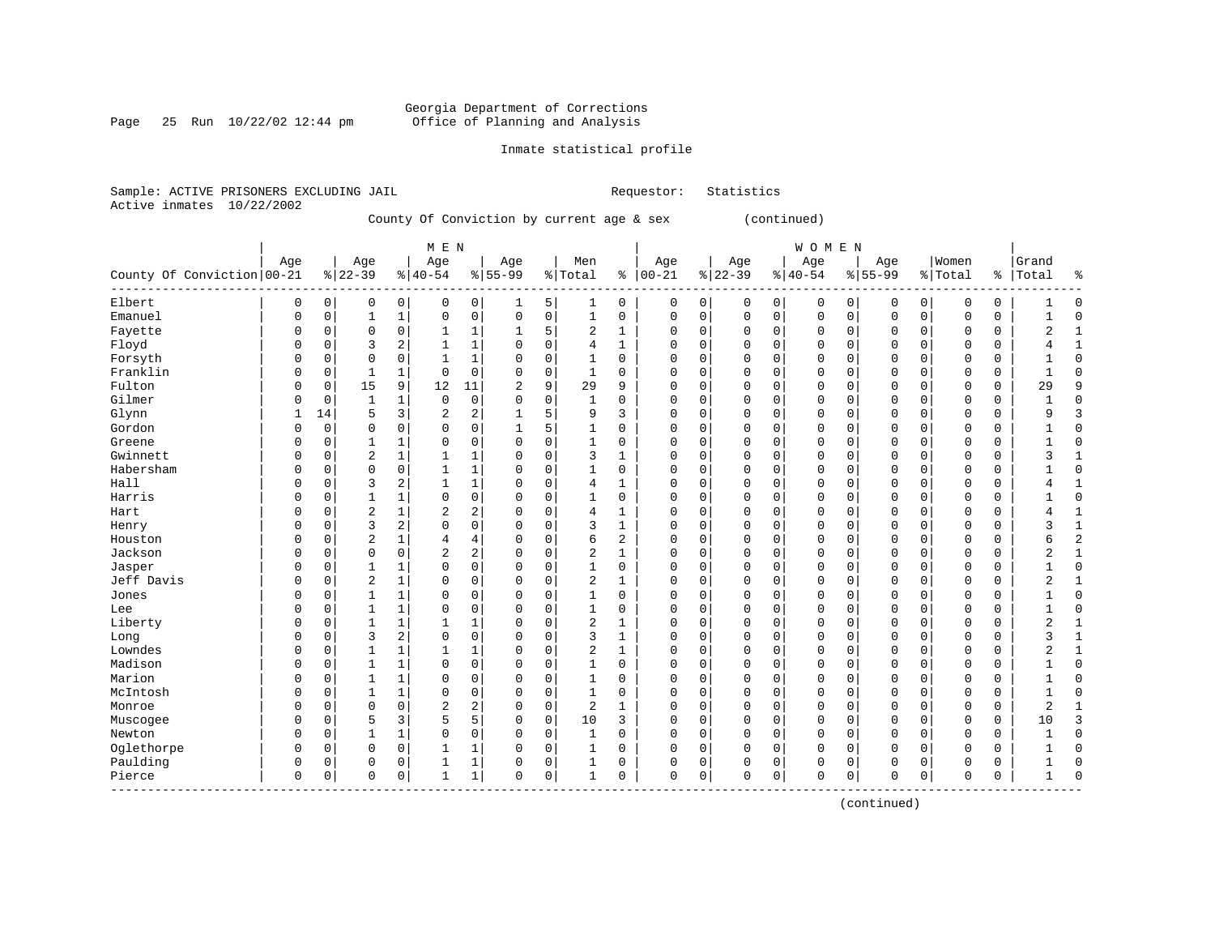Georgia Department of Corrections
Office of Planning and Analysis

Inmate statistical profile

Sample: ACTIVE PRISONERS EXCLUDING JAIL                Requestor: Statistics
Active inmates 10/22/2002

County Of Conviction by current age & sex (continued)

| County Of Conviction | MEN Age 00-21 | % | Age 22-39 | % | Age 40-54 | % | Age 55-99 | % | Men Total | % | WOMEN Age 00-21 | % | Age 22-39 | % | Age 40-54 | % | Age 55-99 | % | Women Total | % | Grand Total | % |
|---|---|---|---|---|---|---|---|---|---|---|---|---|---|---|---|---|---|---|---|---|---|---|
| Elbert | 0 | 0 | 0 | 0 | 0 | 0 | 1 | 5 | 1 | 0 | 0 | 0 | 0 | 0 | 0 | 0 | 0 | 0 | 0 | 0 | 1 | 0 |
| Emanuel | 0 | 0 | 1 | 1 | 0 | 0 | 0 | 0 | 1 | 0 | 0 | 0 | 0 | 0 | 0 | 0 | 0 | 0 | 0 | 0 | 1 | 0 |
| Fayette | 0 | 0 | 0 | 0 | 1 | 1 | 1 | 5 | 2 | 1 | 0 | 0 | 0 | 0 | 0 | 0 | 0 | 0 | 0 | 0 | 2 | 1 |
| Floyd | 0 | 0 | 3 | 2 | 1 | 1 | 0 | 0 | 4 | 1 | 0 | 0 | 0 | 0 | 0 | 0 | 0 | 0 | 0 | 0 | 4 | 1 |
| Forsyth | 0 | 0 | 0 | 0 | 1 | 1 | 0 | 0 | 1 | 0 | 0 | 0 | 0 | 0 | 0 | 0 | 0 | 0 | 0 | 0 | 1 | 0 |
| Franklin | 0 | 0 | 1 | 1 | 0 | 0 | 0 | 0 | 1 | 0 | 0 | 0 | 0 | 0 | 0 | 0 | 0 | 0 | 0 | 0 | 1 | 0 |
| Fulton | 0 | 0 | 15 | 9 | 12 | 11 | 2 | 9 | 29 | 9 | 0 | 0 | 0 | 0 | 0 | 0 | 0 | 0 | 0 | 0 | 29 | 9 |
| Gilmer | 0 | 0 | 1 | 1 | 0 | 0 | 0 | 0 | 1 | 0 | 0 | 0 | 0 | 0 | 0 | 0 | 0 | 0 | 0 | 0 | 1 | 0 |
| Glynn | 1 | 14 | 5 | 3 | 2 | 2 | 1 | 5 | 9 | 3 | 0 | 0 | 0 | 0 | 0 | 0 | 0 | 0 | 0 | 0 | 9 | 3 |
| Gordon | 0 | 0 | 0 | 0 | 0 | 0 | 1 | 5 | 1 | 0 | 0 | 0 | 0 | 0 | 0 | 0 | 0 | 0 | 0 | 0 | 1 | 0 |
| Greene | 0 | 0 | 1 | 1 | 0 | 0 | 0 | 0 | 1 | 0 | 0 | 0 | 0 | 0 | 0 | 0 | 0 | 0 | 0 | 0 | 1 | 0 |
| Gwinnett | 0 | 0 | 2 | 1 | 1 | 1 | 0 | 0 | 3 | 1 | 0 | 0 | 0 | 0 | 0 | 0 | 0 | 0 | 0 | 0 | 3 | 1 |
| Habersham | 0 | 0 | 0 | 0 | 1 | 1 | 0 | 0 | 1 | 0 | 0 | 0 | 0 | 0 | 0 | 0 | 0 | 0 | 0 | 0 | 1 | 0 |
| Hall | 0 | 0 | 3 | 2 | 1 | 1 | 0 | 0 | 4 | 1 | 0 | 0 | 0 | 0 | 0 | 0 | 0 | 0 | 0 | 0 | 4 | 1 |
| Harris | 0 | 0 | 1 | 1 | 0 | 0 | 0 | 0 | 1 | 0 | 0 | 0 | 0 | 0 | 0 | 0 | 0 | 0 | 0 | 0 | 1 | 0 |
| Hart | 0 | 0 | 2 | 1 | 2 | 2 | 0 | 0 | 4 | 1 | 0 | 0 | 0 | 0 | 0 | 0 | 0 | 0 | 0 | 0 | 4 | 1 |
| Henry | 0 | 0 | 3 | 2 | 0 | 0 | 0 | 0 | 3 | 1 | 0 | 0 | 0 | 0 | 0 | 0 | 0 | 0 | 0 | 0 | 3 | 1 |
| Houston | 0 | 0 | 2 | 1 | 4 | 4 | 0 | 0 | 6 | 2 | 0 | 0 | 0 | 0 | 0 | 0 | 0 | 0 | 0 | 0 | 6 | 2 |
| Jackson | 0 | 0 | 0 | 0 | 2 | 2 | 0 | 0 | 2 | 1 | 0 | 0 | 0 | 0 | 0 | 0 | 0 | 0 | 0 | 0 | 2 | 1 |
| Jasper | 0 | 0 | 1 | 1 | 0 | 0 | 0 | 0 | 1 | 0 | 0 | 0 | 0 | 0 | 0 | 0 | 0 | 0 | 0 | 0 | 1 | 0 |
| Jeff Davis | 0 | 0 | 2 | 1 | 0 | 0 | 0 | 0 | 2 | 1 | 0 | 0 | 0 | 0 | 0 | 0 | 0 | 0 | 0 | 0 | 2 | 1 |
| Jones | 0 | 0 | 1 | 1 | 0 | 0 | 0 | 0 | 1 | 0 | 0 | 0 | 0 | 0 | 0 | 0 | 0 | 0 | 0 | 0 | 1 | 0 |
| Lee | 0 | 0 | 1 | 1 | 0 | 0 | 0 | 0 | 1 | 0 | 0 | 0 | 0 | 0 | 0 | 0 | 0 | 0 | 0 | 0 | 1 | 0 |
| Liberty | 0 | 0 | 1 | 1 | 1 | 1 | 0 | 0 | 2 | 1 | 0 | 0 | 0 | 0 | 0 | 0 | 0 | 0 | 0 | 0 | 2 | 1 |
| Long | 0 | 0 | 3 | 2 | 0 | 0 | 0 | 0 | 3 | 1 | 0 | 0 | 0 | 0 | 0 | 0 | 0 | 0 | 0 | 0 | 3 | 1 |
| Lowndes | 0 | 0 | 1 | 1 | 1 | 1 | 0 | 0 | 2 | 1 | 0 | 0 | 0 | 0 | 0 | 0 | 0 | 0 | 0 | 0 | 2 | 1 |
| Madison | 0 | 0 | 1 | 1 | 0 | 0 | 0 | 0 | 1 | 0 | 0 | 0 | 0 | 0 | 0 | 0 | 0 | 0 | 0 | 0 | 1 | 0 |
| Marion | 0 | 0 | 1 | 1 | 0 | 0 | 0 | 0 | 1 | 0 | 0 | 0 | 0 | 0 | 0 | 0 | 0 | 0 | 0 | 0 | 1 | 0 |
| McIntosh | 0 | 0 | 1 | 1 | 0 | 0 | 0 | 0 | 1 | 0 | 0 | 0 | 0 | 0 | 0 | 0 | 0 | 0 | 0 | 0 | 1 | 0 |
| Monroe | 0 | 0 | 0 | 0 | 2 | 2 | 0 | 0 | 2 | 1 | 0 | 0 | 0 | 0 | 0 | 0 | 0 | 0 | 0 | 0 | 2 | 1 |
| Muscogee | 0 | 0 | 5 | 3 | 5 | 5 | 0 | 0 | 10 | 3 | 0 | 0 | 0 | 0 | 0 | 0 | 0 | 0 | 0 | 0 | 10 | 3 |
| Newton | 0 | 0 | 1 | 1 | 0 | 0 | 0 | 0 | 1 | 0 | 0 | 0 | 0 | 0 | 0 | 0 | 0 | 0 | 0 | 0 | 1 | 0 |
| Oglethorpe | 0 | 0 | 0 | 0 | 1 | 1 | 0 | 0 | 1 | 0 | 0 | 0 | 0 | 0 | 0 | 0 | 0 | 0 | 0 | 0 | 1 | 0 |
| Paulding | 0 | 0 | 0 | 0 | 1 | 1 | 0 | 0 | 1 | 0 | 0 | 0 | 0 | 0 | 0 | 0 | 0 | 0 | 0 | 0 | 1 | 0 |
| Pierce | 0 | 0 | 0 | 0 | 1 | 1 | 0 | 0 | 1 | 0 | 0 | 0 | 0 | 0 | 0 | 0 | 0 | 0 | 0 | 0 | 1 | 0 |

(continued)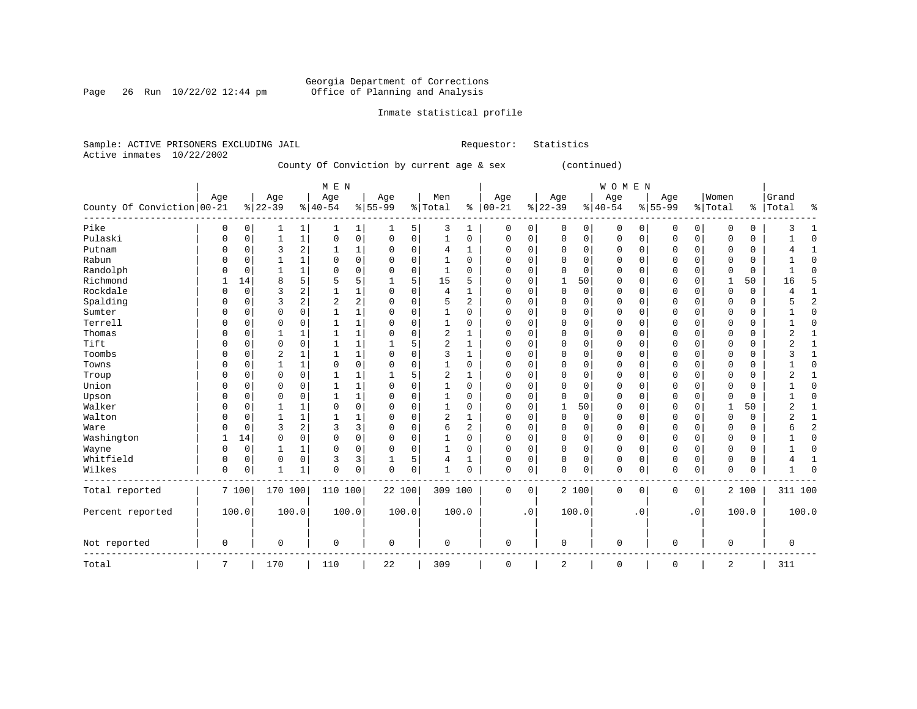Georgia Department of Corrections
Office of Planning and Analysis

Inmate statistical profile

Sample: ACTIVE PRISONERS EXCLUDING JAIL    Requestor: Statistics
Active inmates 10/22/2002

County Of Conviction by current age & sex (continued)

| County Of Conviction | MEN Age 00-21 | % | Age 22-39 | % | Age 40-54 | % | Age 55-99 | % | Men Total | % | WOMEN Age 00-21 | % | Age 22-39 | % | Age 40-54 | % | Age 55-99 | % | Women Total | % | Grand Total | % |
|---|---|---|---|---|---|---|---|---|---|---|---|---|---|---|---|---|---|---|---|---|---|---|
| Pike | 0 | 0 | 1 | 1 | 1 | 1 | 1 | 5 | 3 | 1 | 0 | 0 | 0 | 0 | 0 | 0 | 0 | 0 | 0 | 0 | 3 | 1 |
| Pulaski | 0 | 0 | 1 | 1 | 0 | 0 | 0 | 0 | 1 | 0 | 0 | 0 | 0 | 0 | 0 | 0 | 0 | 0 | 0 | 0 | 1 | 0 |
| Putnam | 0 | 0 | 3 | 2 | 1 | 1 | 0 | 0 | 4 | 1 | 0 | 0 | 0 | 0 | 0 | 0 | 0 | 0 | 0 | 0 | 4 | 1 |
| Rabun | 0 | 0 | 1 | 1 | 0 | 0 | 0 | 0 | 1 | 0 | 0 | 0 | 0 | 0 | 0 | 0 | 0 | 0 | 0 | 0 | 1 | 0 |
| Randolph | 0 | 0 | 1 | 1 | 0 | 0 | 0 | 0 | 1 | 0 | 0 | 0 | 0 | 0 | 0 | 0 | 0 | 0 | 0 | 0 | 1 | 0 |
| Richmond | 1 | 14 | 8 | 5 | 5 | 5 | 1 | 5 | 15 | 5 | 0 | 0 | 1 | 50 | 0 | 0 | 0 | 0 | 1 | 50 | 16 | 5 |
| Rockdale | 0 | 0 | 3 | 2 | 1 | 1 | 0 | 0 | 4 | 1 | 0 | 0 | 0 | 0 | 0 | 0 | 0 | 0 | 0 | 0 | 4 | 1 |
| Spalding | 0 | 0 | 3 | 2 | 2 | 2 | 0 | 0 | 5 | 2 | 0 | 0 | 0 | 0 | 0 | 0 | 0 | 0 | 0 | 0 | 5 | 2 |
| Sumter | 0 | 0 | 0 | 0 | 1 | 1 | 0 | 0 | 1 | 0 | 0 | 0 | 0 | 0 | 0 | 0 | 0 | 0 | 0 | 0 | 1 | 0 |
| Terrell | 0 | 0 | 0 | 0 | 1 | 1 | 0 | 0 | 1 | 0 | 0 | 0 | 0 | 0 | 0 | 0 | 0 | 0 | 0 | 0 | 1 | 0 |
| Thomas | 0 | 0 | 1 | 1 | 1 | 1 | 0 | 0 | 2 | 1 | 0 | 0 | 0 | 0 | 0 | 0 | 0 | 0 | 0 | 0 | 2 | 1 |
| Tift | 0 | 0 | 0 | 0 | 1 | 1 | 1 | 5 | 2 | 1 | 0 | 0 | 0 | 0 | 0 | 0 | 0 | 0 | 0 | 0 | 2 | 1 |
| Toombs | 0 | 0 | 2 | 1 | 1 | 1 | 0 | 0 | 3 | 1 | 0 | 0 | 0 | 0 | 0 | 0 | 0 | 0 | 0 | 0 | 3 | 1 |
| Towns | 0 | 0 | 1 | 1 | 0 | 0 | 0 | 0 | 1 | 0 | 0 | 0 | 0 | 0 | 0 | 0 | 0 | 0 | 0 | 0 | 1 | 0 |
| Troup | 0 | 0 | 0 | 0 | 1 | 1 | 1 | 5 | 2 | 1 | 0 | 0 | 0 | 0 | 0 | 0 | 0 | 0 | 0 | 0 | 2 | 1 |
| Union | 0 | 0 | 0 | 0 | 1 | 1 | 0 | 0 | 1 | 0 | 0 | 0 | 0 | 0 | 0 | 0 | 0 | 0 | 0 | 0 | 1 | 0 |
| Upson | 0 | 0 | 0 | 0 | 1 | 1 | 0 | 0 | 1 | 0 | 0 | 0 | 0 | 0 | 0 | 0 | 0 | 0 | 0 | 0 | 1 | 0 |
| Walker | 0 | 0 | 1 | 1 | 0 | 0 | 0 | 0 | 1 | 0 | 0 | 0 | 1 | 50 | 0 | 0 | 0 | 0 | 1 | 50 | 2 | 1 |
| Walton | 0 | 0 | 1 | 1 | 1 | 1 | 0 | 0 | 2 | 1 | 0 | 0 | 0 | 0 | 0 | 0 | 0 | 0 | 0 | 0 | 2 | 1 |
| Ware | 0 | 0 | 3 | 2 | 3 | 3 | 0 | 0 | 6 | 2 | 0 | 0 | 0 | 0 | 0 | 0 | 0 | 0 | 0 | 0 | 6 | 2 |
| Washington | 1 | 14 | 0 | 0 | 0 | 0 | 0 | 0 | 1 | 0 | 0 | 0 | 0 | 0 | 0 | 0 | 0 | 0 | 0 | 0 | 1 | 0 |
| Wayne | 0 | 0 | 1 | 1 | 0 | 0 | 0 | 0 | 1 | 0 | 0 | 0 | 0 | 0 | 0 | 0 | 0 | 0 | 0 | 0 | 1 | 0 |
| Whitfield | 0 | 0 | 0 | 0 | 3 | 3 | 1 | 5 | 4 | 1 | 0 | 0 | 0 | 0 | 0 | 0 | 0 | 0 | 0 | 0 | 4 | 1 |
| Wilkes | 0 | 0 | 1 | 1 | 0 | 0 | 0 | 0 | 1 | 0 | 0 | 0 | 0 | 0 | 0 | 0 | 0 | 0 | 0 | 0 | 1 | 0 |
| Total reported | 7 | 100 | 170 | 100 | 110 | 100 | 22 | 100 | 309 | 100 | 0 | 0 | 2 | 100 | 0 | 0 | 0 | 0 | 2 | 100 | 311 | 100 |
| Percent reported | | 100.0 | | 100.0 | | 100.0 | | 100.0 | | 100.0 | | .0 | | 100.0 | | .0 | | .0 | | 100.0 | | 100.0 |
| Not reported | 0 | | 0 | | 0 | | 0 | | 0 | | 0 | | 0 | | 0 | | 0 | | 0 | | 0 | |
| Total | 7 | | 170 | | 110 | | 22 | | 309 | | 0 | | 2 | | 0 | | 0 | | 2 | | 311 | |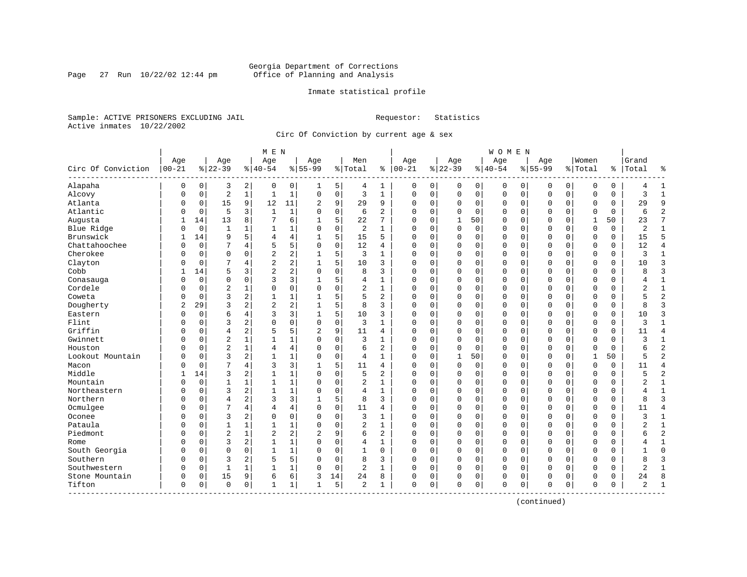Georgia Department of Corrections
Office of Planning and Analysis

Inmate statistical profile

Sample: ACTIVE PRISONERS EXCLUDING JAIL                    Requestor: Statistics
Active inmates 10/22/2002

Circ Of Conviction by current age & sex

| Circ Of Conviction | MEN Age 00-21 | % | Age 22-39 | % | Age 40-54 | % | Age 55-99 | % | Men Total | % | WOMEN Age 00-21 | % | Age 22-39 | % | Age 40-54 | % | Age 55-99 | % | Women Total | % | Grand Total | % |
|---|---|---|---|---|---|---|---|---|---|---|---|---|---|---|---|---|---|---|---|---|---|---|
| Alapaha | 0 | 0 | 3 | 2 | 0 | 0 | 1 | 5 | 4 | 1 | 0 | 0 | 0 | 0 | 0 | 0 | 0 | 0 | 0 | 0 | 4 | 1 |
| Alcovy | 0 | 0 | 2 | 1 | 1 | 1 | 0 | 0 | 3 | 1 | 0 | 0 | 0 | 0 | 0 | 0 | 0 | 0 | 0 | 0 | 3 | 1 |
| Atlanta | 0 | 0 | 15 | 9 | 12 | 11 | 2 | 9 | 29 | 9 | 0 | 0 | 0 | 0 | 0 | 0 | 0 | 0 | 0 | 0 | 29 | 9 |
| Atlantic | 0 | 0 | 5 | 3 | 1 | 1 | 0 | 0 | 6 | 2 | 0 | 0 | 0 | 0 | 0 | 0 | 0 | 0 | 0 | 0 | 6 | 2 |
| Augusta | 1 | 14 | 13 | 8 | 7 | 6 | 1 | 5 | 22 | 7 | 0 | 0 | 1 | 50 | 0 | 0 | 0 | 0 | 1 | 50 | 23 | 7 |
| Blue Ridge | 0 | 0 | 1 | 1 | 1 | 1 | 0 | 0 | 2 | 1 | 0 | 0 | 0 | 0 | 0 | 0 | 0 | 0 | 0 | 0 | 2 | 1 |
| Brunswick | 1 | 14 | 9 | 5 | 4 | 4 | 1 | 5 | 15 | 5 | 0 | 0 | 0 | 0 | 0 | 0 | 0 | 0 | 0 | 0 | 15 | 5 |
| Chattahoochee | 0 | 0 | 7 | 4 | 5 | 5 | 0 | 0 | 12 | 4 | 0 | 0 | 0 | 0 | 0 | 0 | 0 | 0 | 0 | 0 | 12 | 4 |
| Cherokee | 0 | 0 | 0 | 0 | 2 | 2 | 1 | 5 | 3 | 1 | 0 | 0 | 0 | 0 | 0 | 0 | 0 | 0 | 0 | 0 | 3 | 1 |
| Clayton | 0 | 0 | 7 | 4 | 2 | 2 | 1 | 5 | 10 | 3 | 0 | 0 | 0 | 0 | 0 | 0 | 0 | 0 | 0 | 0 | 10 | 3 |
| Cobb | 1 | 14 | 5 | 3 | 2 | 2 | 0 | 0 | 8 | 3 | 0 | 0 | 0 | 0 | 0 | 0 | 0 | 0 | 0 | 0 | 8 | 3 |
| Conasauga | 0 | 0 | 0 | 0 | 3 | 3 | 1 | 5 | 4 | 1 | 0 | 0 | 0 | 0 | 0 | 0 | 0 | 0 | 0 | 0 | 4 | 1 |
| Cordele | 0 | 0 | 2 | 1 | 0 | 0 | 0 | 0 | 2 | 1 | 0 | 0 | 0 | 0 | 0 | 0 | 0 | 0 | 0 | 0 | 2 | 1 |
| Coweta | 0 | 0 | 3 | 2 | 1 | 1 | 1 | 5 | 5 | 2 | 0 | 0 | 0 | 0 | 0 | 0 | 0 | 0 | 0 | 0 | 5 | 2 |
| Dougherty | 2 | 29 | 3 | 2 | 2 | 2 | 1 | 5 | 8 | 3 | 0 | 0 | 0 | 0 | 0 | 0 | 0 | 0 | 0 | 0 | 8 | 3 |
| Eastern | 0 | 0 | 6 | 4 | 3 | 3 | 1 | 5 | 10 | 3 | 0 | 0 | 0 | 0 | 0 | 0 | 0 | 0 | 0 | 0 | 10 | 3 |
| Flint | 0 | 0 | 3 | 2 | 0 | 0 | 0 | 0 | 3 | 1 | 0 | 0 | 0 | 0 | 0 | 0 | 0 | 0 | 0 | 0 | 3 | 1 |
| Griffin | 0 | 0 | 4 | 2 | 5 | 5 | 2 | 9 | 11 | 4 | 0 | 0 | 0 | 0 | 0 | 0 | 0 | 0 | 0 | 0 | 11 | 4 |
| Gwinnett | 0 | 0 | 2 | 1 | 1 | 1 | 0 | 0 | 3 | 1 | 0 | 0 | 0 | 0 | 0 | 0 | 0 | 0 | 0 | 0 | 3 | 1 |
| Houston | 0 | 0 | 2 | 1 | 4 | 4 | 0 | 0 | 6 | 2 | 0 | 0 | 0 | 0 | 0 | 0 | 0 | 0 | 0 | 0 | 6 | 2 |
| Lookout Mountain | 0 | 0 | 3 | 2 | 1 | 1 | 0 | 0 | 4 | 1 | 0 | 0 | 1 | 50 | 0 | 0 | 0 | 0 | 1 | 50 | 5 | 2 |
| Macon | 0 | 0 | 7 | 4 | 3 | 3 | 1 | 5 | 11 | 4 | 0 | 0 | 0 | 0 | 0 | 0 | 0 | 0 | 0 | 0 | 11 | 4 |
| Middle | 1 | 14 | 3 | 2 | 1 | 1 | 0 | 0 | 5 | 2 | 0 | 0 | 0 | 0 | 0 | 0 | 0 | 0 | 0 | 0 | 5 | 2 |
| Mountain | 0 | 0 | 1 | 1 | 1 | 1 | 0 | 0 | 2 | 1 | 0 | 0 | 0 | 0 | 0 | 0 | 0 | 0 | 0 | 0 | 2 | 1 |
| Northeastern | 0 | 0 | 3 | 2 | 1 | 1 | 0 | 0 | 4 | 1 | 0 | 0 | 0 | 0 | 0 | 0 | 0 | 0 | 0 | 0 | 4 | 1 |
| Northern | 0 | 0 | 4 | 2 | 3 | 3 | 1 | 5 | 8 | 3 | 0 | 0 | 0 | 0 | 0 | 0 | 0 | 0 | 0 | 0 | 8 | 3 |
| Ocmulgee | 0 | 0 | 7 | 4 | 4 | 4 | 0 | 0 | 11 | 4 | 0 | 0 | 0 | 0 | 0 | 0 | 0 | 0 | 0 | 0 | 11 | 4 |
| Oconee | 0 | 0 | 3 | 2 | 0 | 0 | 0 | 0 | 3 | 1 | 0 | 0 | 0 | 0 | 0 | 0 | 0 | 0 | 0 | 0 | 3 | 1 |
| Pataula | 0 | 0 | 1 | 1 | 1 | 1 | 0 | 0 | 2 | 1 | 0 | 0 | 0 | 0 | 0 | 0 | 0 | 0 | 0 | 0 | 2 | 1 |
| Piedmont | 0 | 0 | 2 | 1 | 2 | 2 | 2 | 9 | 6 | 2 | 0 | 0 | 0 | 0 | 0 | 0 | 0 | 0 | 0 | 0 | 6 | 2 |
| Rome | 0 | 0 | 3 | 2 | 1 | 1 | 0 | 0 | 4 | 1 | 0 | 0 | 0 | 0 | 0 | 0 | 0 | 0 | 0 | 0 | 4 | 1 |
| South Georgia | 0 | 0 | 0 | 0 | 1 | 1 | 0 | 0 | 1 | 0 | 0 | 0 | 0 | 0 | 0 | 0 | 0 | 0 | 0 | 0 | 1 | 0 |
| Southern | 0 | 0 | 3 | 2 | 5 | 5 | 0 | 0 | 8 | 3 | 0 | 0 | 0 | 0 | 0 | 0 | 0 | 0 | 0 | 0 | 8 | 3 |
| Southwestern | 0 | 0 | 1 | 1 | 1 | 1 | 0 | 0 | 2 | 1 | 0 | 0 | 0 | 0 | 0 | 0 | 0 | 0 | 0 | 0 | 2 | 1 |
| Stone Mountain | 0 | 0 | 15 | 9 | 6 | 6 | 3 | 14 | 24 | 8 | 0 | 0 | 0 | 0 | 0 | 0 | 0 | 0 | 0 | 0 | 24 | 8 |
| Tifton | 0 | 0 | 0 | 0 | 1 | 1 | 1 | 5 | 2 | 1 | 0 | 0 | 0 | 0 | 0 | 0 | 0 | 0 | 0 | 0 | 2 | 1 |

(continued)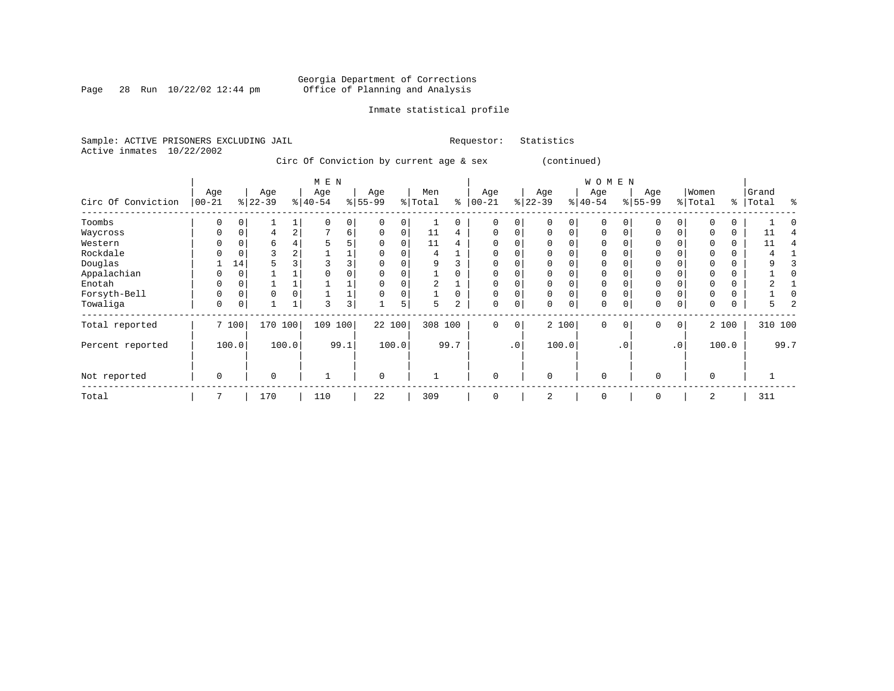Georgia Department of Corrections
Office of Planning and Analysis

Inmate statistical profile

Sample: ACTIVE PRISONERS EXCLUDING JAIL          Requestor: Statistics
Active inmates 10/22/2002

Circ Of Conviction by current age & sex (continued)

| Circ Of Conviction | MEN Age 00-21 | % | Age 22-39 | % | Age 40-54 | % | Age 55-99 | % | Men Total | % | WOMEN Age 00-21 | % | Age 22-39 | % | Age 40-54 | % | Age 55-99 | % | Women Total | % | Grand Total | % |
|---|---|---|---|---|---|---|---|---|---|---|---|---|---|---|---|---|---|---|---|---|---|---|
| Toombs | 0 | 0 | 1 | 1 | 0 | 0 | 0 | 0 | 1 | 0 | 0 | 0 | 0 | 0 | 0 | 0 | 0 | 0 | 0 | 0 | 1 | 0 |
| Waycross | 0 | 0 | 4 | 2 | 7 | 6 | 0 | 0 | 11 | 4 | 0 | 0 | 0 | 0 | 0 | 0 | 0 | 0 | 0 | 0 | 11 | 4 |
| Western | 0 | 0 | 6 | 4 | 5 | 5 | 0 | 0 | 11 | 4 | 0 | 0 | 0 | 0 | 0 | 0 | 0 | 0 | 0 | 0 | 11 | 4 |
| Rockdale | 0 | 0 | 3 | 2 | 1 | 1 | 0 | 0 | 4 | 1 | 0 | 0 | 0 | 0 | 0 | 0 | 0 | 0 | 0 | 0 | 4 | 1 |
| Douglas | 1 | 14 | 5 | 3 | 3 | 3 | 0 | 0 | 9 | 3 | 0 | 0 | 0 | 0 | 0 | 0 | 0 | 0 | 0 | 0 | 9 | 3 |
| Appalachian | 0 | 0 | 1 | 1 | 0 | 0 | 0 | 0 | 1 | 0 | 0 | 0 | 0 | 0 | 0 | 0 | 0 | 0 | 0 | 0 | 1 | 0 |
| Enotah | 0 | 0 | 1 | 1 | 1 | 1 | 0 | 0 | 2 | 1 | 0 | 0 | 0 | 0 | 0 | 0 | 0 | 0 | 0 | 0 | 2 | 1 |
| Forsyth-Bell | 0 | 0 | 0 | 0 | 1 | 1 | 0 | 0 | 1 | 0 | 0 | 0 | 0 | 0 | 0 | 0 | 0 | 0 | 0 | 0 | 1 | 0 |
| Towaliga | 0 | 0 | 1 | 1 | 3 | 3 | 1 | 5 | 5 | 2 | 0 | 0 | 0 | 0 | 0 | 0 | 0 | 0 | 0 | 0 | 5 | 2 |
| Total reported | 7 | 100 | 170 | 100 | 109 | 100 | 22 | 100 | 308 | 100 | 0 | 0 | 2 | 100 | 0 | 0 | 0 | 0 | 2 | 100 | 310 | 100 |
| Percent reported | | 100.0 | | 100.0 | | 99.1 | | 100.0 | | 99.7 | | .0 | | 100.0 | | .0 | | .0 | | 100.0 | | 99.7 |
| Not reported | 0 | | 0 | | 1 | | 0 | | 1 | | 0 | | 0 | | 0 | | 0 | | 0 | | 1 | |
| Total | 7 | | 170 | | 110 | | 22 | | 309 | | 0 | | 2 | | 0 | | 0 | | 2 | | 311 | |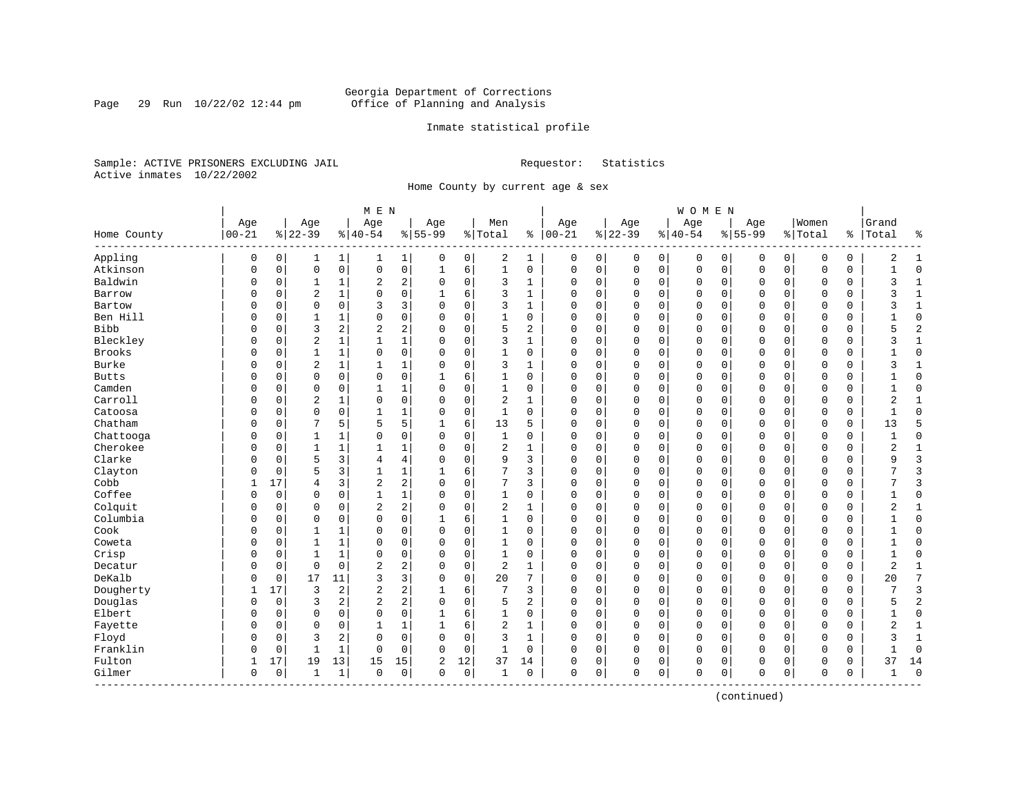Georgia Department of Corrections
Office of Planning and Analysis

Inmate statistical profile

Sample: ACTIVE PRISONERS EXCLUDING JAIL    Requestor: Statistics
Active inmates 10/22/2002

Home County by current age & sex

| | MEN | | | | | | | | | | WOMEN | | | | | | | | | | | |
|---|---|---|---|---|---|---|---|---|---|---|---|---|---|---|---|---|---|---|---|---|---|---|
| Home County | Age 00-21 | % | Age 22-39 | % | Age 40-54 | % | Age 55-99 | % | Men Total | % | Age 00-21 | % | Age 22-39 | % | Age 40-54 | % | Age 55-99 | % | Women Total | % | Grand Total | % |
| Appling | 0 | 0 | 1 | 1 | 1 | 1 | 0 | 0 | 2 | 1 | 0 | 0 | 0 | 0 | 0 | 0 | 0 | 0 | 0 | 0 | 2 | 1 |
| Atkinson | 0 | 0 | 0 | 0 | 0 | 0 | 1 | 6 | 1 | 0 | 0 | 0 | 0 | 0 | 0 | 0 | 0 | 0 | 0 | 0 | 1 | 0 |
| Baldwin | 0 | 0 | 1 | 1 | 2 | 2 | 0 | 0 | 3 | 1 | 0 | 0 | 0 | 0 | 0 | 0 | 0 | 0 | 0 | 0 | 3 | 1 |
| Barrow | 0 | 0 | 2 | 1 | 0 | 0 | 1 | 6 | 3 | 1 | 0 | 0 | 0 | 0 | 0 | 0 | 0 | 0 | 0 | 0 | 3 | 1 |
| Bartow | 0 | 0 | 0 | 0 | 3 | 3 | 0 | 0 | 3 | 1 | 0 | 0 | 0 | 0 | 0 | 0 | 0 | 0 | 0 | 0 | 3 | 1 |
| Ben Hill | 0 | 0 | 1 | 1 | 0 | 0 | 0 | 0 | 1 | 0 | 0 | 0 | 0 | 0 | 0 | 0 | 0 | 0 | 0 | 0 | 1 | 0 |
| Bibb | 0 | 0 | 3 | 2 | 2 | 2 | 0 | 0 | 5 | 2 | 0 | 0 | 0 | 0 | 0 | 0 | 0 | 0 | 0 | 0 | 5 | 2 |
| Bleckley | 0 | 0 | 2 | 1 | 1 | 1 | 0 | 0 | 3 | 1 | 0 | 0 | 0 | 0 | 0 | 0 | 0 | 0 | 0 | 0 | 3 | 1 |
| Brooks | 0 | 0 | 1 | 1 | 0 | 0 | 0 | 0 | 1 | 0 | 0 | 0 | 0 | 0 | 0 | 0 | 0 | 0 | 0 | 0 | 1 | 0 |
| Burke | 0 | 0 | 2 | 1 | 1 | 1 | 0 | 0 | 3 | 1 | 0 | 0 | 0 | 0 | 0 | 0 | 0 | 0 | 0 | 0 | 3 | 1 |
| Butts | 0 | 0 | 0 | 0 | 0 | 0 | 1 | 6 | 1 | 0 | 0 | 0 | 0 | 0 | 0 | 0 | 0 | 0 | 0 | 0 | 1 | 0 |
| Camden | 0 | 0 | 0 | 0 | 1 | 1 | 0 | 0 | 1 | 0 | 0 | 0 | 0 | 0 | 0 | 0 | 0 | 0 | 0 | 0 | 1 | 0 |
| Carroll | 0 | 0 | 2 | 1 | 0 | 0 | 0 | 0 | 2 | 1 | 0 | 0 | 0 | 0 | 0 | 0 | 0 | 0 | 0 | 0 | 2 | 1 |
| Catoosa | 0 | 0 | 0 | 0 | 1 | 1 | 0 | 0 | 1 | 0 | 0 | 0 | 0 | 0 | 0 | 0 | 0 | 0 | 0 | 0 | 1 | 0 |
| Chatham | 0 | 0 | 7 | 5 | 5 | 5 | 1 | 6 | 13 | 5 | 0 | 0 | 0 | 0 | 0 | 0 | 0 | 0 | 0 | 0 | 13 | 5 |
| Chattooga | 0 | 0 | 1 | 1 | 0 | 0 | 0 | 0 | 1 | 0 | 0 | 0 | 0 | 0 | 0 | 0 | 0 | 0 | 0 | 0 | 1 | 0 |
| Cherokee | 0 | 0 | 1 | 1 | 1 | 1 | 0 | 0 | 2 | 1 | 0 | 0 | 0 | 0 | 0 | 0 | 0 | 0 | 0 | 0 | 2 | 1 |
| Clarke | 0 | 0 | 5 | 3 | 4 | 4 | 0 | 0 | 9 | 3 | 0 | 0 | 0 | 0 | 0 | 0 | 0 | 0 | 0 | 0 | 9 | 3 |
| Clayton | 0 | 0 | 5 | 3 | 1 | 1 | 1 | 6 | 7 | 3 | 0 | 0 | 0 | 0 | 0 | 0 | 0 | 0 | 0 | 0 | 7 | 3 |
| Cobb | 1 | 17 | 4 | 3 | 2 | 2 | 0 | 0 | 7 | 3 | 0 | 0 | 0 | 0 | 0 | 0 | 0 | 0 | 0 | 0 | 7 | 3 |
| Coffee | 0 | 0 | 0 | 0 | 1 | 1 | 0 | 0 | 1 | 0 | 0 | 0 | 0 | 0 | 0 | 0 | 0 | 0 | 0 | 0 | 1 | 0 |
| Colquit | 0 | 0 | 0 | 0 | 2 | 2 | 0 | 0 | 2 | 1 | 0 | 0 | 0 | 0 | 0 | 0 | 0 | 0 | 0 | 0 | 2 | 1 |
| Columbia | 0 | 0 | 0 | 0 | 0 | 0 | 1 | 6 | 1 | 0 | 0 | 0 | 0 | 0 | 0 | 0 | 0 | 0 | 0 | 0 | 1 | 0 |
| Cook | 0 | 0 | 1 | 1 | 0 | 0 | 0 | 0 | 1 | 0 | 0 | 0 | 0 | 0 | 0 | 0 | 0 | 0 | 0 | 0 | 1 | 0 |
| Coweta | 0 | 0 | 1 | 1 | 0 | 0 | 0 | 0 | 1 | 0 | 0 | 0 | 0 | 0 | 0 | 0 | 0 | 0 | 0 | 0 | 1 | 0 |
| Crisp | 0 | 0 | 1 | 1 | 0 | 0 | 0 | 0 | 1 | 0 | 0 | 0 | 0 | 0 | 0 | 0 | 0 | 0 | 0 | 0 | 1 | 0 |
| Decatur | 0 | 0 | 0 | 0 | 2 | 2 | 0 | 0 | 2 | 1 | 0 | 0 | 0 | 0 | 0 | 0 | 0 | 0 | 0 | 0 | 2 | 1 |
| DeKalb | 0 | 0 | 17 | 11 | 3 | 3 | 0 | 0 | 20 | 7 | 0 | 0 | 0 | 0 | 0 | 0 | 0 | 0 | 0 | 0 | 20 | 7 |
| Dougherty | 1 | 17 | 3 | 2 | 2 | 2 | 1 | 6 | 7 | 3 | 0 | 0 | 0 | 0 | 0 | 0 | 0 | 0 | 0 | 0 | 7 | 3 |
| Douglas | 0 | 0 | 3 | 2 | 2 | 2 | 0 | 0 | 5 | 2 | 0 | 0 | 0 | 0 | 0 | 0 | 0 | 0 | 0 | 0 | 5 | 2 |
| Elbert | 0 | 0 | 0 | 0 | 0 | 0 | 1 | 6 | 1 | 0 | 0 | 0 | 0 | 0 | 0 | 0 | 0 | 0 | 0 | 0 | 1 | 0 |
| Fayette | 0 | 0 | 0 | 0 | 1 | 1 | 1 | 6 | 2 | 1 | 0 | 0 | 0 | 0 | 0 | 0 | 0 | 0 | 0 | 0 | 2 | 1 |
| Floyd | 0 | 0 | 3 | 2 | 0 | 0 | 0 | 0 | 3 | 1 | 0 | 0 | 0 | 0 | 0 | 0 | 0 | 0 | 0 | 0 | 3 | 1 |
| Franklin | 0 | 0 | 1 | 1 | 0 | 0 | 0 | 0 | 1 | 0 | 0 | 0 | 0 | 0 | 0 | 0 | 0 | 0 | 0 | 0 | 1 | 0 |
| Fulton | 1 | 17 | 19 | 13 | 15 | 15 | 2 | 12 | 37 | 14 | 0 | 0 | 0 | 0 | 0 | 0 | 0 | 0 | 0 | 0 | 37 | 14 |
| Gilmer | 0 | 0 | 1 | 1 | 0 | 0 | 0 | 0 | 1 | 0 | 0 | 0 | 0 | 0 | 0 | 0 | 0 | 0 | 0 | 0 | 1 | 0 |

(continued)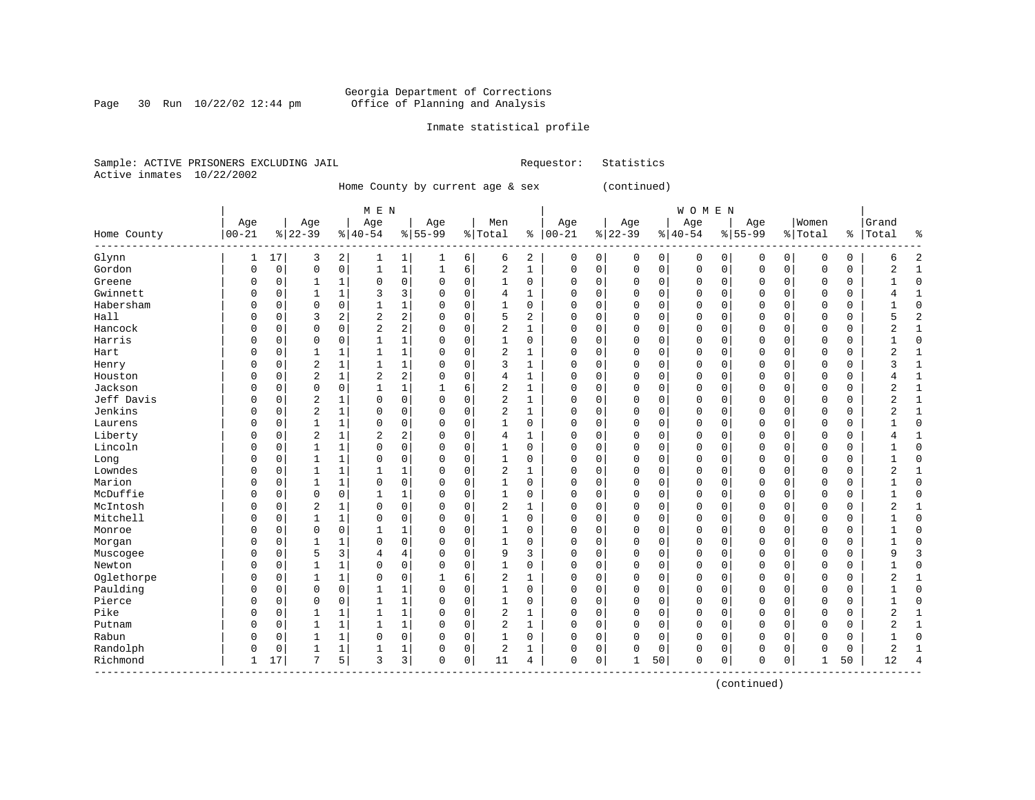Georgia Department of Corrections
Office of Planning and Analysis

Inmate statistical profile

Sample: ACTIVE PRISONERS EXCLUDING JAIL     Requestor: Statistics
Active inmates 10/22/2002

Home County by current age & sex (continued)

| Home County | MEN Age 00-21 | % | Age 22-39 | % | Age 40-54 | % | Age 55-99 | % | Men Total | % | WOMEN Age 00-21 | % | Age 22-39 | % | Age 40-54 | % | Age 55-99 | % | Women Total | % | Grand Total | % |
|---|---|---|---|---|---|---|---|---|---|---|---|---|---|---|---|---|---|---|---|---|---|---|
| Glynn | 1 | 17 | 3 | 2 | 1 | 1 | 1 | 6 | 6 | 2 | 0 | 0 | 0 | 0 | 0 | 0 | 0 | 0 | 0 | 0 | 6 | 2 |
| Gordon | 0 | 0 | 0 | 0 | 1 | 1 | 1 | 6 | 2 | 1 | 0 | 0 | 0 | 0 | 0 | 0 | 0 | 0 | 0 | 0 | 2 | 1 |
| Greene | 0 | 0 | 1 | 1 | 0 | 0 | 0 | 0 | 1 | 0 | 0 | 0 | 0 | 0 | 0 | 0 | 0 | 0 | 0 | 0 | 1 | 0 |
| Gwinnett | 0 | 0 | 1 | 1 | 3 | 3 | 0 | 0 | 4 | 1 | 0 | 0 | 0 | 0 | 0 | 0 | 0 | 0 | 0 | 0 | 4 | 1 |
| Habersham | 0 | 0 | 0 | 0 | 1 | 1 | 0 | 0 | 1 | 0 | 0 | 0 | 0 | 0 | 0 | 0 | 0 | 0 | 0 | 0 | 1 | 0 |
| Hall | 0 | 0 | 3 | 2 | 2 | 2 | 0 | 0 | 5 | 2 | 0 | 0 | 0 | 0 | 0 | 0 | 0 | 0 | 0 | 0 | 5 | 2 |
| Hancock | 0 | 0 | 0 | 0 | 2 | 2 | 0 | 0 | 2 | 1 | 0 | 0 | 0 | 0 | 0 | 0 | 0 | 0 | 0 | 0 | 2 | 1 |
| Harris | 0 | 0 | 0 | 0 | 1 | 1 | 0 | 0 | 1 | 0 | 0 | 0 | 0 | 0 | 0 | 0 | 0 | 0 | 0 | 0 | 1 | 0 |
| Hart | 0 | 0 | 1 | 1 | 1 | 1 | 0 | 0 | 2 | 1 | 0 | 0 | 0 | 0 | 0 | 0 | 0 | 0 | 0 | 0 | 2 | 1 |
| Henry | 0 | 0 | 2 | 1 | 1 | 1 | 0 | 0 | 3 | 1 | 0 | 0 | 0 | 0 | 0 | 0 | 0 | 0 | 0 | 0 | 3 | 1 |
| Houston | 0 | 0 | 2 | 1 | 2 | 2 | 0 | 0 | 4 | 1 | 0 | 0 | 0 | 0 | 0 | 0 | 0 | 0 | 0 | 0 | 4 | 1 |
| Jackson | 0 | 0 | 0 | 0 | 1 | 1 | 1 | 6 | 2 | 1 | 0 | 0 | 0 | 0 | 0 | 0 | 0 | 0 | 0 | 0 | 2 | 1 |
| Jeff Davis | 0 | 0 | 2 | 1 | 0 | 0 | 0 | 0 | 2 | 1 | 0 | 0 | 0 | 0 | 0 | 0 | 0 | 0 | 0 | 0 | 2 | 1 |
| Jenkins | 0 | 0 | 2 | 1 | 0 | 0 | 0 | 0 | 2 | 1 | 0 | 0 | 0 | 0 | 0 | 0 | 0 | 0 | 0 | 0 | 2 | 1 |
| Laurens | 0 | 0 | 1 | 1 | 0 | 0 | 0 | 0 | 1 | 0 | 0 | 0 | 0 | 0 | 0 | 0 | 0 | 0 | 0 | 0 | 1 | 0 |
| Liberty | 0 | 0 | 2 | 1 | 2 | 2 | 0 | 0 | 4 | 1 | 0 | 0 | 0 | 0 | 0 | 0 | 0 | 0 | 0 | 0 | 4 | 1 |
| Lincoln | 0 | 0 | 1 | 1 | 0 | 0 | 0 | 0 | 1 | 0 | 0 | 0 | 0 | 0 | 0 | 0 | 0 | 0 | 0 | 0 | 1 | 0 |
| Long | 0 | 0 | 1 | 1 | 0 | 0 | 0 | 0 | 1 | 0 | 0 | 0 | 0 | 0 | 0 | 0 | 0 | 0 | 0 | 0 | 1 | 0 |
| Lowndes | 0 | 0 | 1 | 1 | 1 | 1 | 0 | 0 | 2 | 1 | 0 | 0 | 0 | 0 | 0 | 0 | 0 | 0 | 0 | 0 | 2 | 1 |
| Marion | 0 | 0 | 1 | 1 | 0 | 0 | 0 | 0 | 1 | 0 | 0 | 0 | 0 | 0 | 0 | 0 | 0 | 0 | 0 | 0 | 1 | 0 |
| McDuffie | 0 | 0 | 0 | 0 | 1 | 1 | 0 | 0 | 1 | 0 | 0 | 0 | 0 | 0 | 0 | 0 | 0 | 0 | 0 | 0 | 1 | 0 |
| McIntosh | 0 | 0 | 2 | 1 | 0 | 0 | 0 | 0 | 2 | 1 | 0 | 0 | 0 | 0 | 0 | 0 | 0 | 0 | 0 | 0 | 2 | 1 |
| Mitchell | 0 | 0 | 1 | 1 | 0 | 0 | 0 | 0 | 1 | 0 | 0 | 0 | 0 | 0 | 0 | 0 | 0 | 0 | 0 | 0 | 1 | 0 |
| Monroe | 0 | 0 | 0 | 0 | 1 | 1 | 0 | 0 | 1 | 0 | 0 | 0 | 0 | 0 | 0 | 0 | 0 | 0 | 0 | 0 | 1 | 0 |
| Morgan | 0 | 0 | 1 | 1 | 0 | 0 | 0 | 0 | 1 | 0 | 0 | 0 | 0 | 0 | 0 | 0 | 0 | 0 | 0 | 0 | 1 | 0 |
| Muscogee | 0 | 0 | 5 | 3 | 4 | 4 | 0 | 0 | 9 | 3 | 0 | 0 | 0 | 0 | 0 | 0 | 0 | 0 | 0 | 0 | 9 | 3 |
| Newton | 0 | 0 | 1 | 1 | 0 | 0 | 0 | 0 | 1 | 0 | 0 | 0 | 0 | 0 | 0 | 0 | 0 | 0 | 0 | 0 | 1 | 0 |
| Oglethorpe | 0 | 0 | 1 | 1 | 0 | 0 | 1 | 6 | 2 | 1 | 0 | 0 | 0 | 0 | 0 | 0 | 0 | 0 | 0 | 0 | 2 | 1 |
| Paulding | 0 | 0 | 0 | 0 | 1 | 1 | 0 | 0 | 1 | 0 | 0 | 0 | 0 | 0 | 0 | 0 | 0 | 0 | 0 | 0 | 1 | 0 |
| Pierce | 0 | 0 | 0 | 0 | 1 | 1 | 0 | 0 | 1 | 0 | 0 | 0 | 0 | 0 | 0 | 0 | 0 | 0 | 0 | 0 | 1 | 0 |
| Pike | 0 | 0 | 1 | 1 | 1 | 1 | 0 | 0 | 2 | 1 | 0 | 0 | 0 | 0 | 0 | 0 | 0 | 0 | 0 | 0 | 2 | 1 |
| Putnam | 0 | 0 | 1 | 1 | 1 | 1 | 0 | 0 | 2 | 1 | 0 | 0 | 0 | 0 | 0 | 0 | 0 | 0 | 0 | 0 | 2 | 1 |
| Rabun | 0 | 0 | 1 | 1 | 0 | 0 | 0 | 0 | 1 | 0 | 0 | 0 | 0 | 0 | 0 | 0 | 0 | 0 | 0 | 0 | 1 | 0 |
| Randolph | 0 | 0 | 1 | 1 | 1 | 1 | 0 | 0 | 2 | 1 | 0 | 0 | 0 | 0 | 0 | 0 | 0 | 0 | 0 | 0 | 2 | 1 |
| Richmond | 1 | 17 | 7 | 5 | 3 | 3 | 0 | 0 | 11 | 4 | 0 | 0 | 1 | 50 | 0 | 0 | 0 | 0 | 1 | 50 | 12 | 4 |

(continued)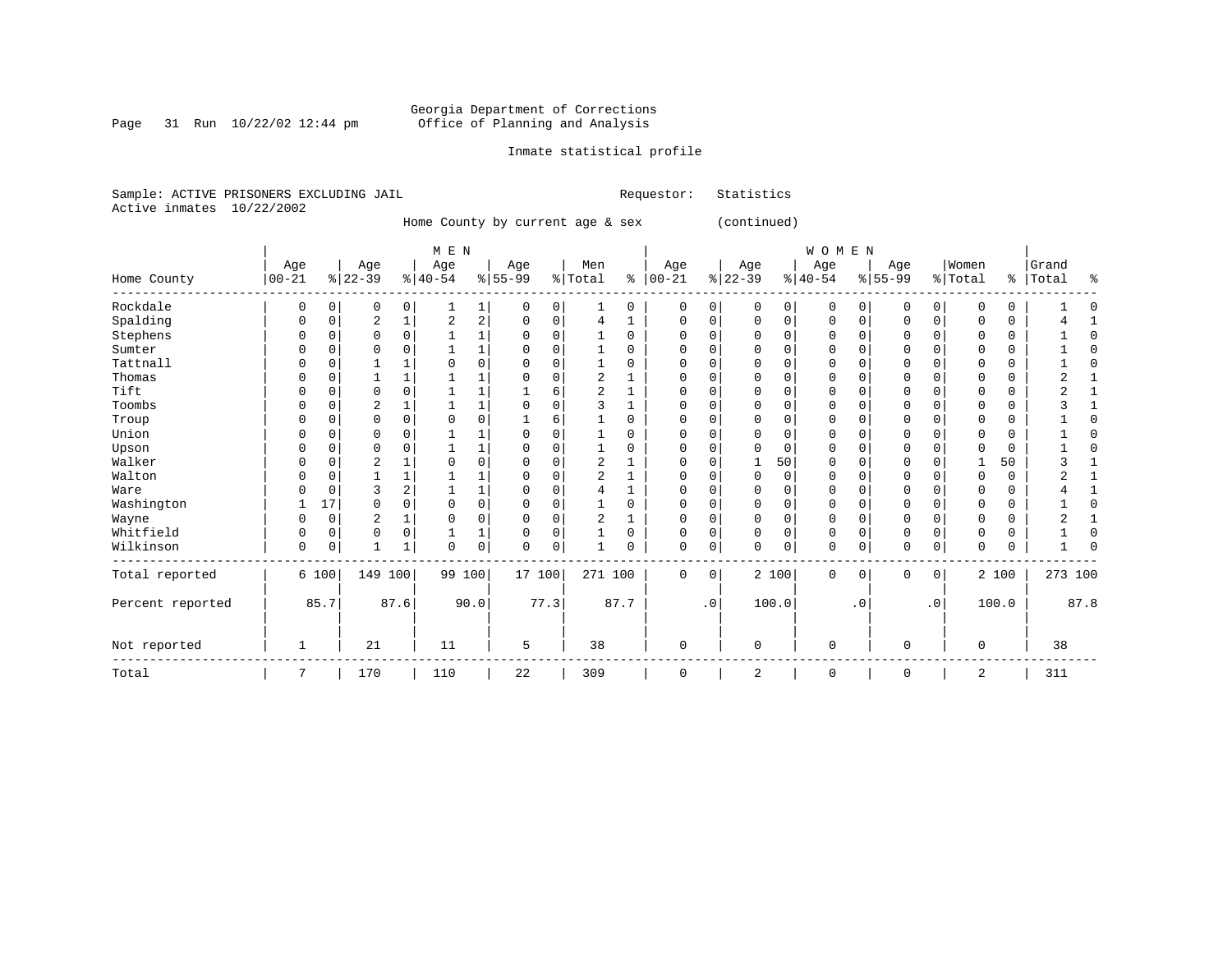Georgia Department of Corrections
Office of Planning and Analysis

Inmate statistical profile

Sample: ACTIVE PRISONERS EXCLUDING JAIL
Active inmates 10/22/2002

Requestor: Statistics

Home County by current age & sex (continued)

| Home County | MEN Age 00-21 | % | Age 22-39 | % | Age 40-54 | % | Age 55-99 | % | Men Total | % | WOMEN Age 00-21 | % | Age 22-39 | % | Age 40-54 | % | Age 55-99 | % | Women Total | % | Grand Total | % |
|---|---|---|---|---|---|---|---|---|---|---|---|---|---|---|---|---|---|---|---|---|---|---|
| Rockdale | 0 | 0 | 0 | 0 | 1 | 1 | 0 | 0 | 1 | 0 | 0 | 0 | 0 | 0 | 0 | 0 | 0 | 0 | 0 | 0 | 1 | 0 |
| Spalding | 0 | 0 | 2 | 1 | 2 | 2 | 0 | 0 | 4 | 1 | 0 | 0 | 0 | 0 | 0 | 0 | 0 | 0 | 0 | 0 | 4 | 1 |
| Stephens | 0 | 0 | 0 | 0 | 1 | 1 | 0 | 0 | 1 | 0 | 0 | 0 | 0 | 0 | 0 | 0 | 0 | 0 | 0 | 0 | 1 | 0 |
| Sumter | 0 | 0 | 0 | 0 | 1 | 1 | 0 | 0 | 1 | 0 | 0 | 0 | 0 | 0 | 0 | 0 | 0 | 0 | 0 | 0 | 1 | 0 |
| Tattnall | 0 | 0 | 1 | 1 | 0 | 0 | 0 | 0 | 1 | 0 | 0 | 0 | 0 | 0 | 0 | 0 | 0 | 0 | 0 | 0 | 1 | 0 |
| Thomas | 0 | 0 | 1 | 1 | 1 | 1 | 0 | 0 | 2 | 1 | 0 | 0 | 0 | 0 | 0 | 0 | 0 | 0 | 0 | 0 | 2 | 1 |
| Tift | 0 | 0 | 0 | 0 | 1 | 1 | 1 | 6 | 2 | 1 | 0 | 0 | 0 | 0 | 0 | 0 | 0 | 0 | 0 | 0 | 2 | 1 |
| Toombs | 0 | 0 | 2 | 1 | 1 | 1 | 0 | 0 | 3 | 1 | 0 | 0 | 0 | 0 | 0 | 0 | 0 | 0 | 0 | 0 | 3 | 1 |
| Troup | 0 | 0 | 0 | 0 | 0 | 0 | 1 | 6 | 1 | 0 | 0 | 0 | 0 | 0 | 0 | 0 | 0 | 0 | 0 | 0 | 1 | 0 |
| Union | 0 | 0 | 0 | 0 | 1 | 1 | 0 | 0 | 1 | 0 | 0 | 0 | 0 | 0 | 0 | 0 | 0 | 0 | 0 | 0 | 1 | 0 |
| Upson | 0 | 0 | 0 | 0 | 1 | 1 | 0 | 0 | 1 | 0 | 0 | 0 | 0 | 0 | 0 | 0 | 0 | 0 | 0 | 0 | 1 | 0 |
| Walker | 0 | 0 | 2 | 1 | 0 | 0 | 0 | 0 | 2 | 1 | 0 | 0 | 1 | 50 | 0 | 0 | 0 | 0 | 1 | 50 | 3 | 1 |
| Walton | 0 | 0 | 1 | 1 | 1 | 1 | 0 | 0 | 2 | 1 | 0 | 0 | 0 | 0 | 0 | 0 | 0 | 0 | 0 | 0 | 2 | 1 |
| Ware | 0 | 0 | 3 | 2 | 1 | 1 | 0 | 0 | 4 | 1 | 0 | 0 | 0 | 0 | 0 | 0 | 0 | 0 | 0 | 0 | 4 | 1 |
| Washington | 1 | 17 | 0 | 0 | 0 | 0 | 0 | 0 | 1 | 0 | 0 | 0 | 0 | 0 | 0 | 0 | 0 | 0 | 0 | 0 | 1 | 0 |
| Wayne | 0 | 0 | 2 | 1 | 0 | 0 | 0 | 0 | 2 | 1 | 0 | 0 | 0 | 0 | 0 | 0 | 0 | 0 | 0 | 0 | 2 | 1 |
| Whitfield | 0 | 0 | 0 | 0 | 1 | 1 | 0 | 0 | 1 | 0 | 0 | 0 | 0 | 0 | 0 | 0 | 0 | 0 | 0 | 0 | 1 | 0 |
| Wilkinson | 0 | 0 | 1 | 1 | 0 | 0 | 0 | 0 | 1 | 0 | 0 | 0 | 0 | 0 | 0 | 0 | 0 | 0 | 0 | 0 | 1 | 0 |
| Total reported | 6 | 100 | 149 | 100 | 99 | 100 | 17 | 100 | 271 | 100 | 0 | 0 | 2 | 100 | 0 | 0 | 0 | 0 | 2 | 100 | 273 | 100 |
| Percent reported | | 85.7 | | 87.6 | | 90.0 | | 77.3 | | 87.7 | | .0 | | 100.0 | | .0 | | .0 | | 100.0 | | 87.8 |
| Not reported | 1 | | 21 | | 11 | | 5 | | 38 | | 0 | | 0 | | 0 | | 0 | | 0 | | 38 | |
| Total | 7 | | 170 | | 110 | | 22 | | 309 | | 0 | | 2 | | 0 | | 0 | | 2 | | 311 | |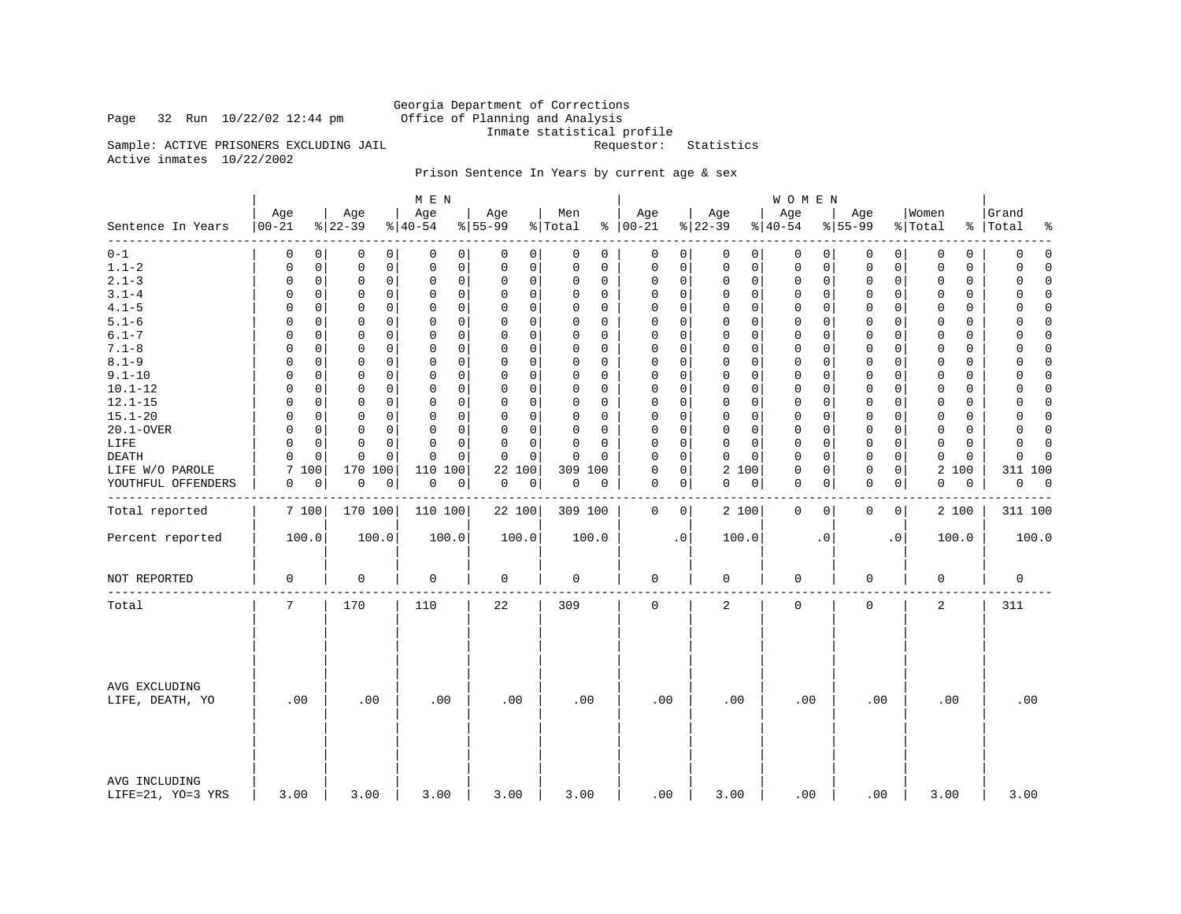Georgia Department of Corrections
Office of Planning and Analysis
Inmate statistical profile

Sample: ACTIVE PRISONERS EXCLUDING JAIL    Requestor: Statistics
Active inmates 10/22/2002

Prison Sentence In Years by current age & sex

| | MEN | | | | | | | | | | WOMEN | | | | | | | | | | Grand | |
|---|---|---|---|---|---|---|---|---|---|---|---|---|---|---|---|---|---|---|---|---|---|---|
| Sentence In Years | Age 00-21 | % | Age 22-39 | % | Age 40-54 | % | Age 55-99 | % | Men Total | % | Age 00-21 | % | Age 22-39 | % | Age 40-54 | % | Age 55-99 | % | Women Total | % | Total | % |
| 0-1 | 0 | 0 | 0 | 0 | 0 | 0 | 0 | 0 | 0 | 0 | 0 | 0 | 0 | 0 | 0 | 0 | 0 | 0 | 0 | 0 | 0 | 0 |
| 1.1-2 | 0 | 0 | 0 | 0 | 0 | 0 | 0 | 0 | 0 | 0 | 0 | 0 | 0 | 0 | 0 | 0 | 0 | 0 | 0 | 0 | 0 | 0 |
| 2.1-3 | 0 | 0 | 0 | 0 | 0 | 0 | 0 | 0 | 0 | 0 | 0 | 0 | 0 | 0 | 0 | 0 | 0 | 0 | 0 | 0 | 0 | 0 |
| 3.1-4 | 0 | 0 | 0 | 0 | 0 | 0 | 0 | 0 | 0 | 0 | 0 | 0 | 0 | 0 | 0 | 0 | 0 | 0 | 0 | 0 | 0 | 0 |
| 4.1-5 | 0 | 0 | 0 | 0 | 0 | 0 | 0 | 0 | 0 | 0 | 0 | 0 | 0 | 0 | 0 | 0 | 0 | 0 | 0 | 0 | 0 | 0 |
| 5.1-6 | 0 | 0 | 0 | 0 | 0 | 0 | 0 | 0 | 0 | 0 | 0 | 0 | 0 | 0 | 0 | 0 | 0 | 0 | 0 | 0 | 0 | 0 |
| 6.1-7 | 0 | 0 | 0 | 0 | 0 | 0 | 0 | 0 | 0 | 0 | 0 | 0 | 0 | 0 | 0 | 0 | 0 | 0 | 0 | 0 | 0 | 0 |
| 7.1-8 | 0 | 0 | 0 | 0 | 0 | 0 | 0 | 0 | 0 | 0 | 0 | 0 | 0 | 0 | 0 | 0 | 0 | 0 | 0 | 0 | 0 | 0 |
| 8.1-9 | 0 | 0 | 0 | 0 | 0 | 0 | 0 | 0 | 0 | 0 | 0 | 0 | 0 | 0 | 0 | 0 | 0 | 0 | 0 | 0 | 0 | 0 |
| 9.1-10 | 0 | 0 | 0 | 0 | 0 | 0 | 0 | 0 | 0 | 0 | 0 | 0 | 0 | 0 | 0 | 0 | 0 | 0 | 0 | 0 | 0 | 0 |
| 10.1-12 | 0 | 0 | 0 | 0 | 0 | 0 | 0 | 0 | 0 | 0 | 0 | 0 | 0 | 0 | 0 | 0 | 0 | 0 | 0 | 0 | 0 | 0 |
| 12.1-15 | 0 | 0 | 0 | 0 | 0 | 0 | 0 | 0 | 0 | 0 | 0 | 0 | 0 | 0 | 0 | 0 | 0 | 0 | 0 | 0 | 0 | 0 |
| 15.1-20 | 0 | 0 | 0 | 0 | 0 | 0 | 0 | 0 | 0 | 0 | 0 | 0 | 0 | 0 | 0 | 0 | 0 | 0 | 0 | 0 | 0 | 0 |
| 20.1-OVER | 0 | 0 | 0 | 0 | 0 | 0 | 0 | 0 | 0 | 0 | 0 | 0 | 0 | 0 | 0 | 0 | 0 | 0 | 0 | 0 | 0 | 0 |
| LIFE | 0 | 0 | 0 | 0 | 0 | 0 | 0 | 0 | 0 | 0 | 0 | 0 | 0 | 0 | 0 | 0 | 0 | 0 | 0 | 0 | 0 | 0 |
| DEATH | 0 | 0 | 0 | 0 | 0 | 0 | 0 | 0 | 0 | 0 | 0 | 0 | 0 | 0 | 0 | 0 | 0 | 0 | 0 | 0 | 0 | 0 |
| LIFE W/O PAROLE | 7 | 100 | 170 | 100 | 110 | 100 | 22 | 100 | 309 | 100 | 0 | 0 | 2 | 100 | 0 | 0 | 0 | 0 | 2 | 100 | 311 | 100 |
| YOUTHFUL OFFENDERS | 0 | 0 | 0 | 0 | 0 | 0 | 0 | 0 | 0 | 0 | 0 | 0 | 0 | 0 | 0 | 0 | 0 | 0 | 0 | 0 | 0 | 0 |
| Total reported | 7 | 100 | 170 | 100 | 110 | 100 | 22 | 100 | 309 | 100 | 0 | 0 | 2 | 100 | 0 | 0 | 0 | 0 | 2 | 100 | 311 | 100 |
| Percent reported | 100.0 | | 100.0 | | 100.0 | | 100.0 | | 100.0 | | .0 | | 100.0 | | .0 | | .0 | | 100.0 | | 100.0 | |
| NOT REPORTED | 0 | | 0 | | 0 | | 0 | | 0 | | 0 | | 0 | | 0 | | 0 | | 0 | | 0 | |
| Total | 7 | | 170 | | 110 | | 22 | | 309 | | 0 | | 2 | | 0 | | 0 | | 2 | | 311 | |
| AVG EXCLUDING LIFE, DEATH, YO | .00 | | .00 | | .00 | | .00 | | .00 | | .00 | | .00 | | .00 | | .00 | | .00 | | .00 | |
| AVG INCLUDING LIFE=21, YO=3 YRS | 3.00 | | 3.00 | | 3.00 | | 3.00 | | 3.00 | | .00 | | 3.00 | | .00 | | .00 | | 3.00 | | 3.00 | |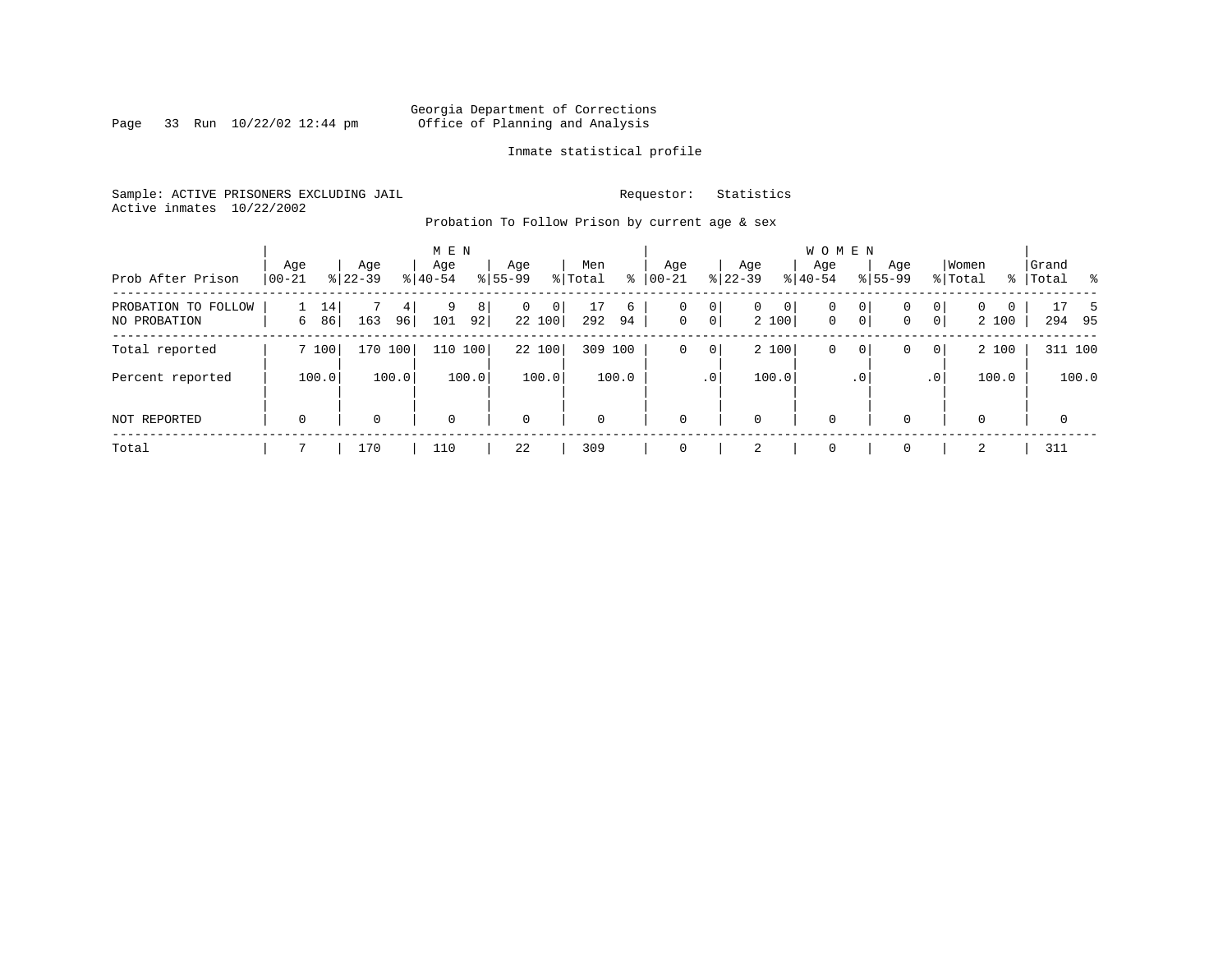Georgia Department of Corrections
Office of Planning and Analysis

Inmate statistical profile

Sample: ACTIVE PRISONERS EXCLUDING JAIL          Requestor: Statistics
Active inmates 10/22/2002

Probation To Follow Prison by current age & sex

| Prob After Prison | MEN Age 00-21 | % | Age 22-39 | % | Age 40-54 | % | Age 55-99 | % | Men Total | % | WOMEN Age 00-21 | % | Age 22-39 | % | Age 40-54 | % | Age 55-99 | % | Women Total | % | Grand Total | % |
|---|---|---|---|---|---|---|---|---|---|---|---|---|---|---|---|---|---|---|---|---|---|---|
| PROBATION TO FOLLOW | 1 | 14 | 7 | 4 | 9 | 8 | 0 | 0 | 17 | 6 | 0 | 0 | 0 | 0 | 0 | 0 | 0 | 0 | 0 | 0 | 17 | 5 |
| NO PROBATION | 6 | 86 | 163 | 96 | 101 | 92 | 22 | 100 | 292 | 94 | 0 | 0 | 2 | 100 | 0 | 0 | 0 | 0 | 2 | 100 | 294 | 95 |
| Total reported | 7 | 100 | 170 | 100 | 110 | 100 | 22 | 100 | 309 | 100 | 0 | 0 | 2 | 100 | 0 | 0 | 0 | 0 | 2 | 100 | 311 | 100 |
| Percent reported | | 100.0 | | 100.0 | | 100.0 | | 100.0 | | 100.0 | | .0 | | 100.0 | | .0 | | .0 | | 100.0 | | 100.0 |
| NOT REPORTED | 0 | | 0 | | 0 | | 0 | | 0 | | 0 | | 0 | | 0 | | 0 | | 0 | | 0 | |
| Total | 7 | | 170 | | 110 | | 22 | | 309 | | 0 | | 2 | | 0 | | 0 | | 2 | | 311 | |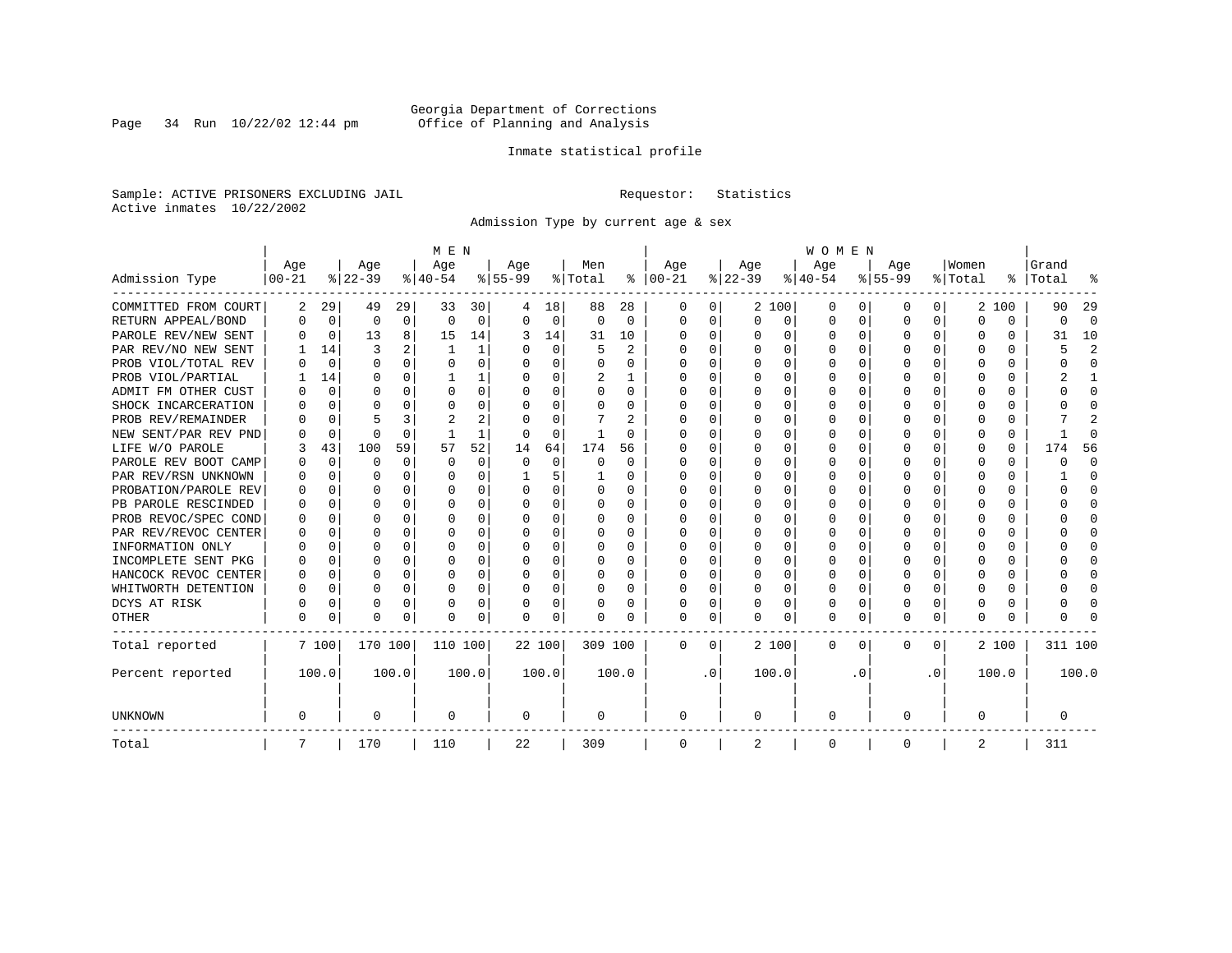Georgia Department of Corrections
Office of Planning and Analysis

Inmate statistical profile

Sample: ACTIVE PRISONERS EXCLUDING JAIL    Requestor: Statistics
Active inmates 10/22/2002

Admission Type by current age & sex

| Admission Type | MEN Age 00-21 | % | Age 22-39 | % | Age 40-54 | % | Age 55-99 | % | Men Total | % | WOMEN Age 00-21 | % | Age 22-39 | % | Age 40-54 | % | Age 55-99 | % | Women Total | % | Grand Total | % |
|---|---|---|---|---|---|---|---|---|---|---|---|---|---|---|---|---|---|---|---|---|---|---|
| COMMITTED FROM COURT | 2 | 29 | 49 | 29 | 33 | 30 | 4 | 18 | 88 | 28 | 0 | 0 | 2 | 100 | 0 | 0 | 0 | 0 | 2 | 100 | 90 | 29 |
| RETURN APPEAL/BOND | 0 | 0 | 0 | 0 | 0 | 0 | 0 | 0 | 0 | 0 | 0 | 0 | 0 | 0 | 0 | 0 | 0 | 0 | 0 | 0 | 0 | 0 |
| PAROLE REV/NEW SENT | 0 | 0 | 13 | 8 | 15 | 14 | 3 | 14 | 31 | 10 | 0 | 0 | 0 | 0 | 0 | 0 | 0 | 0 | 0 | 0 | 31 | 10 |
| PAR REV/NO NEW SENT | 1 | 14 | 3 | 2 | 1 | 1 | 0 | 0 | 5 | 2 | 0 | 0 | 0 | 0 | 0 | 0 | 0 | 0 | 0 | 0 | 5 | 2 |
| PROB VIOL/TOTAL REV | 0 | 0 | 0 | 0 | 0 | 0 | 0 | 0 | 0 | 0 | 0 | 0 | 0 | 0 | 0 | 0 | 0 | 0 | 0 | 0 | 0 | 0 |
| PROB VIOL/PARTIAL | 1 | 14 | 0 | 0 | 1 | 1 | 0 | 0 | 2 | 1 | 0 | 0 | 0 | 0 | 0 | 0 | 0 | 0 | 0 | 0 | 2 | 1 |
| ADMIT FM OTHER CUST | 0 | 0 | 0 | 0 | 0 | 0 | 0 | 0 | 0 | 0 | 0 | 0 | 0 | 0 | 0 | 0 | 0 | 0 | 0 | 0 | 0 | 0 |
| SHOCK INCARCERATION | 0 | 0 | 0 | 0 | 0 | 0 | 0 | 0 | 0 | 0 | 0 | 0 | 0 | 0 | 0 | 0 | 0 | 0 | 0 | 0 | 0 | 0 |
| PROB REV/REMAINDER | 0 | 0 | 5 | 3 | 2 | 2 | 0 | 0 | 7 | 2 | 0 | 0 | 0 | 0 | 0 | 0 | 0 | 0 | 0 | 0 | 7 | 2 |
| NEW SENT/PAR REV PND | 0 | 0 | 0 | 0 | 1 | 1 | 0 | 0 | 1 | 0 | 0 | 0 | 0 | 0 | 0 | 0 | 0 | 0 | 0 | 0 | 1 | 0 |
| LIFE W/O PAROLE | 3 | 43 | 100 | 59 | 57 | 52 | 14 | 64 | 174 | 56 | 0 | 0 | 0 | 0 | 0 | 0 | 0 | 0 | 0 | 0 | 174 | 56 |
| PAROLE REV BOOT CAMP | 0 | 0 | 0 | 0 | 0 | 0 | 0 | 0 | 0 | 0 | 0 | 0 | 0 | 0 | 0 | 0 | 0 | 0 | 0 | 0 | 0 | 0 |
| PAR REV/RSN UNKNOWN | 0 | 0 | 0 | 0 | 0 | 0 | 1 | 5 | 1 | 0 | 0 | 0 | 0 | 0 | 0 | 0 | 0 | 0 | 0 | 0 | 1 | 0 |
| PROBATION/PAROLE REV | 0 | 0 | 0 | 0 | 0 | 0 | 0 | 0 | 0 | 0 | 0 | 0 | 0 | 0 | 0 | 0 | 0 | 0 | 0 | 0 | 0 | 0 |
| PB PAROLE RESCINDED | 0 | 0 | 0 | 0 | 0 | 0 | 0 | 0 | 0 | 0 | 0 | 0 | 0 | 0 | 0 | 0 | 0 | 0 | 0 | 0 | 0 | 0 |
| PROB REVOC/SPEC COND | 0 | 0 | 0 | 0 | 0 | 0 | 0 | 0 | 0 | 0 | 0 | 0 | 0 | 0 | 0 | 0 | 0 | 0 | 0 | 0 | 0 | 0 |
| PAR REV/REVOC CENTER | 0 | 0 | 0 | 0 | 0 | 0 | 0 | 0 | 0 | 0 | 0 | 0 | 0 | 0 | 0 | 0 | 0 | 0 | 0 | 0 | 0 | 0 |
| INFORMATION ONLY | 0 | 0 | 0 | 0 | 0 | 0 | 0 | 0 | 0 | 0 | 0 | 0 | 0 | 0 | 0 | 0 | 0 | 0 | 0 | 0 | 0 | 0 |
| INCOMPLETE SENT PKG | 0 | 0 | 0 | 0 | 0 | 0 | 0 | 0 | 0 | 0 | 0 | 0 | 0 | 0 | 0 | 0 | 0 | 0 | 0 | 0 | 0 | 0 |
| HANCOCK REVOC CENTER | 0 | 0 | 0 | 0 | 0 | 0 | 0 | 0 | 0 | 0 | 0 | 0 | 0 | 0 | 0 | 0 | 0 | 0 | 0 | 0 | 0 | 0 |
| WHITWORTH DETENTION | 0 | 0 | 0 | 0 | 0 | 0 | 0 | 0 | 0 | 0 | 0 | 0 | 0 | 0 | 0 | 0 | 0 | 0 | 0 | 0 | 0 | 0 |
| DCYS AT RISK | 0 | 0 | 0 | 0 | 0 | 0 | 0 | 0 | 0 | 0 | 0 | 0 | 0 | 0 | 0 | 0 | 0 | 0 | 0 | 0 | 0 | 0 |
| OTHER | 0 | 0 | 0 | 0 | 0 | 0 | 0 | 0 | 0 | 0 | 0 | 0 | 0 | 0 | 0 | 0 | 0 | 0 | 0 | 0 | 0 | 0 |
| Total reported | 7 | 100 | 170 | 100 | 110 | 100 | 22 | 100 | 309 | 100 | 0 | 0 | 2 | 100 | 0 | 0 | 0 | 0 | 2 | 100 | 311 | 100 |
| Percent reported | | 100.0 | | 100.0 | | 100.0 | | 100.0 | | 100.0 | | .0 | | 100.0 | | .0 | | .0 | | 100.0 | | 100.0 |
| UNKNOWN | 0 | | 0 | | 0 | | 0 | | 0 | | 0 | | 0 | | 0 | | 0 | | 0 | | 0 | |
| Total | 7 | | 170 | | 110 | | 22 | | 309 | | 0 | | 2 | | 0 | | 0 | | 2 | | 311 | |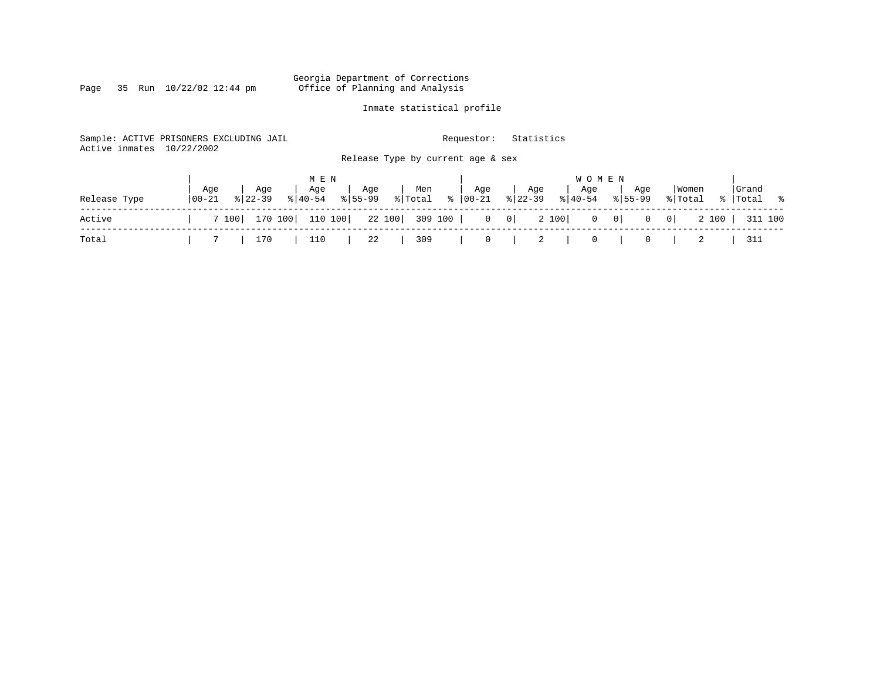Georgia Department of Corrections
Office of Planning and Analysis

Inmate statistical profile

Sample: ACTIVE PRISONERS EXCLUDING JAIL    Requestor: Statistics
Active inmates 10/22/2002

Release Type by current age & sex

| Release Type | MEN Age 00-21 | % | Age 22-39 | % | Age 40-54 | % | Age 55-99 | % | Men Total | % | WOMEN Age 00-21 | % | Age 22-39 | % | Age 40-54 | % | Age 55-99 | % | Women Total | % | Grand Total | % |
|---|---|---|---|---|---|---|---|---|---|---|---|---|---|---|---|---|---|---|---|---|---|---|
| Active | 7 | 100 | 170 | 100 | 110 | 100 | 22 | 100 | 309 | 100 | 0 | 0 | 2 | 100 | 0 | 0 | 0 | 0 | 2 | 100 | 311 | 100 |
| Total | 7 | | 170 | | 110 | | 22 | | 309 | | 0 | | 2 | | 0 | | 0 | | 2 | | 311 | |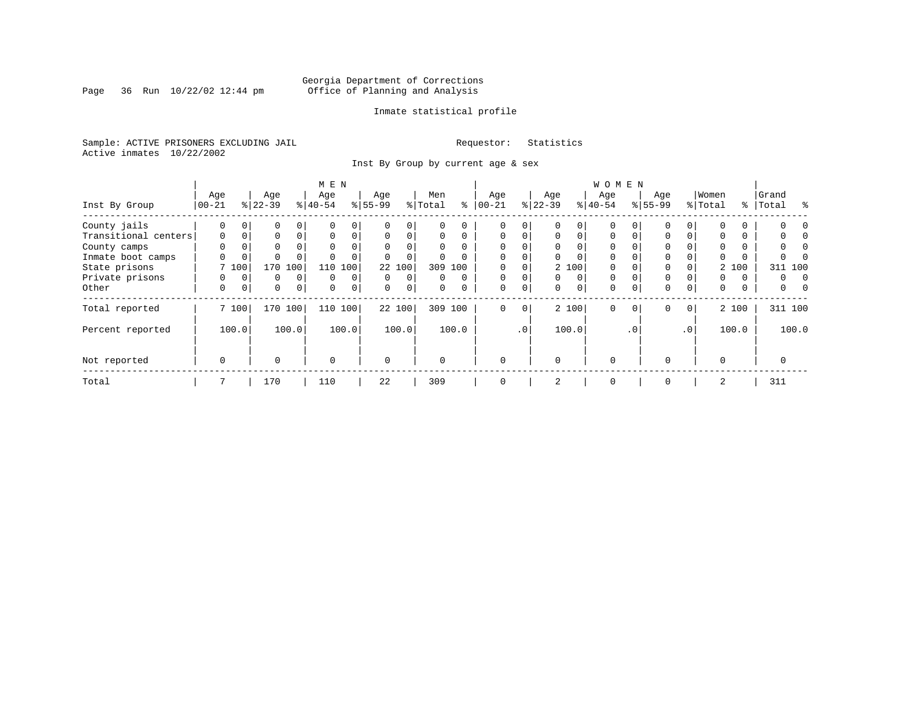Georgia Department of Corrections
Office of Planning and Analysis

Inmate statistical profile

Sample: ACTIVE PRISONERS EXCLUDING JAIL

Requestor: Statistics

Active inmates 10/22/2002

Inst By Group by current age & sex

| | MEN | | | | | | | | | | WOMEN | | | | | | | | | | | |
|---|---|---|---|---|---|---|---|---|---|---|---|---|---|---|---|---|---|---|---|---|---|---|
| Inst By Group | Age 00-21 | % | Age 22-39 | % | Age 40-54 | % | Age 55-99 | % | Men Total | % | Age 00-21 | % | Age 22-39 | % | Age 40-54 | % | Age 55-99 | % | Women Total | % | Grand Total | % |
| County jails | 0 | 0 | 0 | 0 | 0 | 0 | 0 | 0 | 0 | 0 | 0 | 0 | 0 | 0 | 0 | 0 | 0 | 0 | 0 | 0 | 0 | 0 |
| Transitional centers | 0 | 0 | 0 | 0 | 0 | 0 | 0 | 0 | 0 | 0 | 0 | 0 | 0 | 0 | 0 | 0 | 0 | 0 | 0 | 0 | 0 | 0 |
| County camps | 0 | 0 | 0 | 0 | 0 | 0 | 0 | 0 | 0 | 0 | 0 | 0 | 0 | 0 | 0 | 0 | 0 | 0 | 0 | 0 | 0 | 0 |
| Inmate boot camps | 0 | 0 | 0 | 0 | 0 | 0 | 0 | 0 | 0 | 0 | 0 | 0 | 0 | 0 | 0 | 0 | 0 | 0 | 0 | 0 | 0 | 0 |
| State prisons | 7 | 100 | 170 | 100 | 110 | 100 | 22 | 100 | 309 | 100 | 0 | 0 | 2 | 100 | 0 | 0 | 0 | 0 | 2 | 100 | 311 | 100 |
| Private prisons | 0 | 0 | 0 | 0 | 0 | 0 | 0 | 0 | 0 | 0 | 0 | 0 | 0 | 0 | 0 | 0 | 0 | 0 | 0 | 0 | 0 | 0 |
| Other | 0 | 0 | 0 | 0 | 0 | 0 | 0 | 0 | 0 | 0 | 0 | 0 | 0 | 0 | 0 | 0 | 0 | 0 | 0 | 0 | 0 | 0 |
| Total reported | 7 | 100 | 170 | 100 | 110 | 100 | 22 | 100 | 309 | 100 | 0 | 0 | 2 | 100 | 0 | 0 | 0 | 0 | 2 | 100 | 311 | 100 |
| Percent reported | | 100.0 | | 100.0 | | 100.0 | | 100.0 | | 100.0 | | .0 | | 100.0 | | .0 | | .0 | | 100.0 | | 100.0 |
| Not reported | 0 | | 0 | | 0 | | 0 | | 0 | | 0 | | 0 | | 0 | | 0 | | 0 | | 0 | |
| Total | 7 | | 170 | | 110 | | 22 | | 309 | | 0 | | 2 | | 0 | | 0 | | 2 | | 311 | |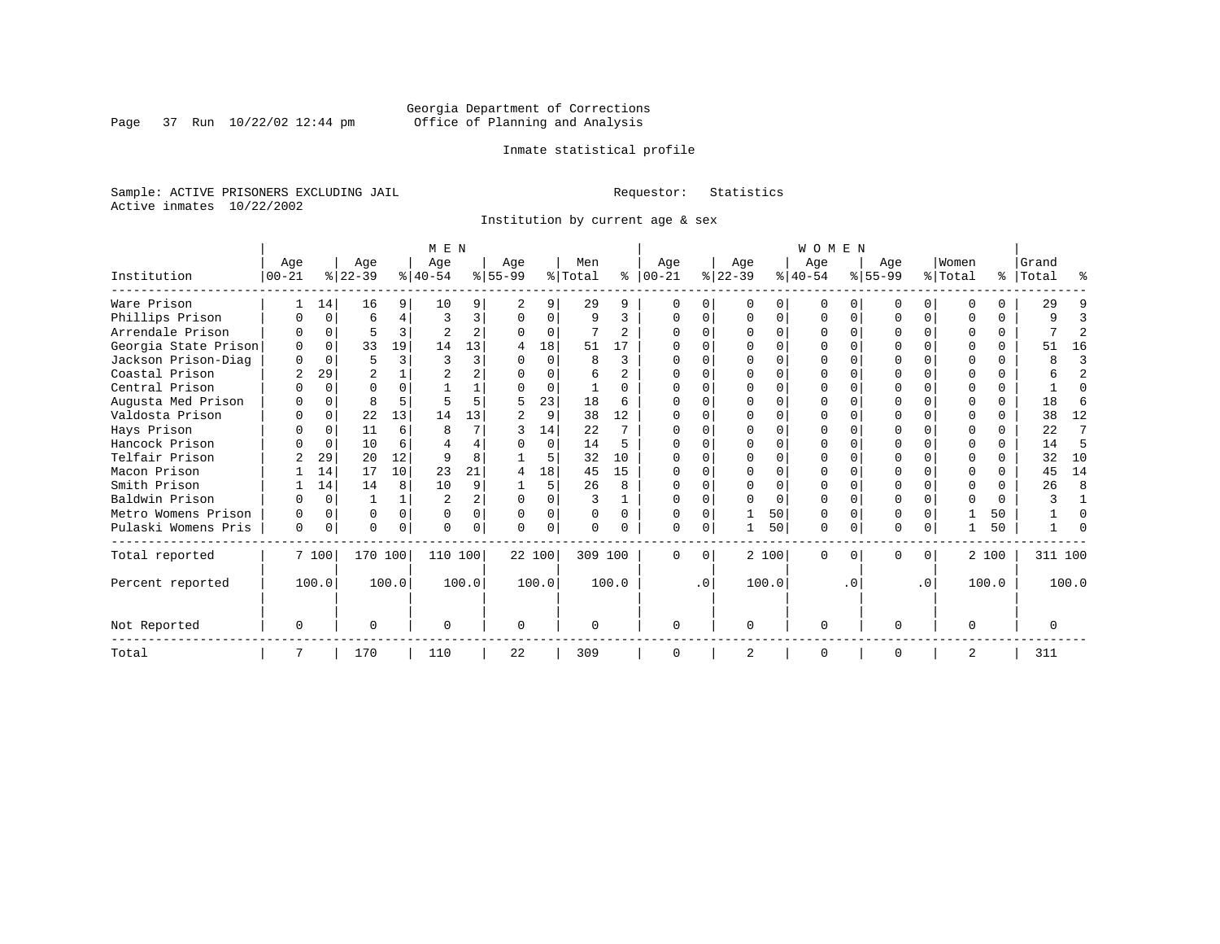Georgia Department of Corrections
Office of Planning and Analysis

Inmate statistical profile

Sample: ACTIVE PRISONERS EXCLUDING JAIL    Requestor: Statistics
Active inmates 10/22/2002

Institution by current age & sex

| Institution | MEN Age 00-21 | % | Age 22-39 | % | Age 40-54 | % | Age 55-99 | % | Men Total | % | WOMEN Age 00-21 | % | Age 22-39 | % | Age 40-54 | % | Age 55-99 | % | Women Total | % | Grand Total | % |
|---|---|---|---|---|---|---|---|---|---|---|---|---|---|---|---|---|---|---|---|---|---|---|
| Ware Prison | 1 | 14 | 16 | 9 | 10 | 9 | 2 | 9 | 29 | 9 | 0 | 0 | 0 | 0 | 0 | 0 | 0 | 0 | 0 | 0 | 29 | 9 |
| Phillips Prison | 0 | 0 | 6 | 4 | 3 | 3 | 0 | 0 | 9 | 3 | 0 | 0 | 0 | 0 | 0 | 0 | 0 | 0 | 0 | 0 | 9 | 3 |
| Arrendale Prison | 0 | 0 | 5 | 3 | 2 | 2 | 0 | 0 | 7 | 2 | 0 | 0 | 0 | 0 | 0 | 0 | 0 | 0 | 0 | 0 | 7 | 2 |
| Georgia State Prison | 0 | 0 | 33 | 19 | 14 | 13 | 4 | 18 | 51 | 17 | 0 | 0 | 0 | 0 | 0 | 0 | 0 | 0 | 0 | 0 | 51 | 16 |
| Jackson Prison-Diag | 0 | 0 | 5 | 3 | 3 | 3 | 0 | 0 | 8 | 3 | 0 | 0 | 0 | 0 | 0 | 0 | 0 | 0 | 0 | 0 | 8 | 3 |
| Coastal Prison | 2 | 29 | 2 | 1 | 2 | 2 | 0 | 0 | 6 | 2 | 0 | 0 | 0 | 0 | 0 | 0 | 0 | 0 | 0 | 0 | 6 | 2 |
| Central Prison | 0 | 0 | 0 | 0 | 1 | 1 | 0 | 0 | 1 | 0 | 0 | 0 | 0 | 0 | 0 | 0 | 0 | 0 | 0 | 0 | 1 | 0 |
| Augusta Med Prison | 0 | 0 | 8 | 5 | 5 | 5 | 5 | 23 | 18 | 6 | 0 | 0 | 0 | 0 | 0 | 0 | 0 | 0 | 0 | 0 | 18 | 6 |
| Valdosta Prison | 0 | 0 | 22 | 13 | 14 | 13 | 2 | 9 | 38 | 12 | 0 | 0 | 0 | 0 | 0 | 0 | 0 | 0 | 0 | 0 | 38 | 12 |
| Hays Prison | 0 | 0 | 11 | 6 | 8 | 7 | 3 | 14 | 22 | 7 | 0 | 0 | 0 | 0 | 0 | 0 | 0 | 0 | 0 | 0 | 22 | 7 |
| Hancock Prison | 0 | 0 | 10 | 6 | 4 | 4 | 0 | 0 | 14 | 5 | 0 | 0 | 0 | 0 | 0 | 0 | 0 | 0 | 0 | 0 | 14 | 5 |
| Telfair Prison | 2 | 29 | 20 | 12 | 9 | 8 | 1 | 5 | 32 | 10 | 0 | 0 | 0 | 0 | 0 | 0 | 0 | 0 | 0 | 0 | 32 | 10 |
| Macon Prison | 1 | 14 | 17 | 10 | 23 | 21 | 4 | 18 | 45 | 15 | 0 | 0 | 0 | 0 | 0 | 0 | 0 | 0 | 0 | 0 | 45 | 14 |
| Smith Prison | 1 | 14 | 14 | 8 | 10 | 9 | 1 | 5 | 26 | 8 | 0 | 0 | 0 | 0 | 0 | 0 | 0 | 0 | 0 | 0 | 26 | 8 |
| Baldwin Prison | 0 | 0 | 1 | 1 | 2 | 2 | 0 | 0 | 3 | 1 | 0 | 0 | 0 | 0 | 0 | 0 | 0 | 0 | 0 | 0 | 3 | 1 |
| Metro Womens Prison | 0 | 0 | 0 | 0 | 0 | 0 | 0 | 0 | 0 | 0 | 0 | 0 | 1 | 50 | 0 | 0 | 0 | 0 | 1 | 50 | 1 | 0 |
| Pulaski Womens Pris | 0 | 0 | 0 | 0 | 0 | 0 | 0 | 0 | 0 | 0 | 0 | 0 | 1 | 50 | 0 | 0 | 0 | 0 | 1 | 50 | 1 | 0 |
| Total reported | 7 | 100 | 170 | 100 | 110 | 100 | 22 | 100 | 309 | 100 | 0 | 0 | 2 | 100 | 0 | 0 | 0 | 0 | 2 | 100 | 311 | 100 |
| Percent reported | | 100.0 | | 100.0 | | 100.0 | | 100.0 | | 100.0 | | .0 | | 100.0 | | .0 | | .0 | | 100.0 | | 100.0 |
| Not Reported | 0 | | 0 | | 0 | | 0 | | 0 | | 0 | | 0 | | 0 | | 0 | | 0 | | 0 | |
| Total | 7 | | 170 | | 110 | | 22 | | 309 | | 0 | | 2 | | 0 | | 0 | | 2 | | 311 | |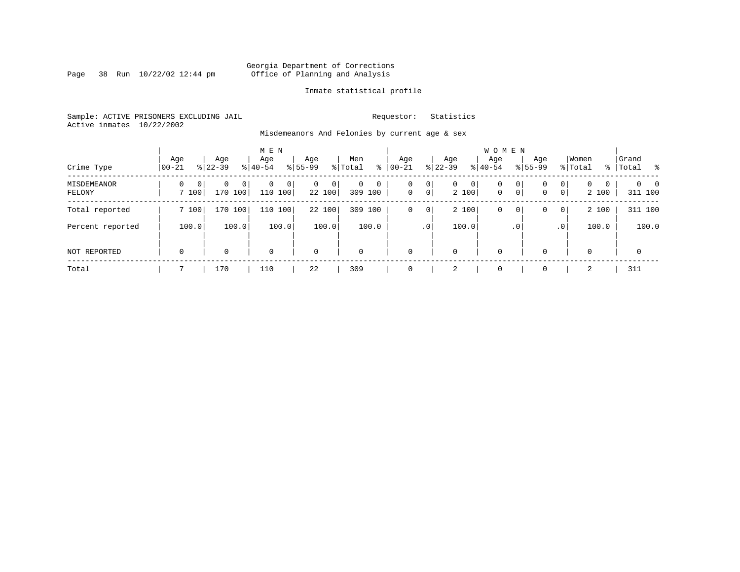Georgia Department of Corrections
Office of Planning and Analysis

Inmate statistical profile

Sample: ACTIVE PRISONERS EXCLUDING JAIL

Requestor: Statistics

Active inmates 10/22/2002

Misdemeanors And Felonies by current age & sex

| Crime Type | MEN Age 00-21 | % | Age 22-39 | % | Age 40-54 | % | Age 55-99 | % | Men Total | % | WOMEN Age 00-21 | % | Age 22-39 | % | Age 40-54 | % | Age 55-99 | % | Women Total | % | Grand Total | % |
|---|---|---|---|---|---|---|---|---|---|---|---|---|---|---|---|---|---|---|---|---|---|---|
| MISDEMEANOR | 0 | 0 | 0 | 0 | 0 | 0 | 0 | 0 | 0 | 0 | 0 | 0 | 0 | 0 | 0 | 0 | 0 | 0 | 0 | 0 | 0 | 0 |
| FELONY | 7 | 100 | 170 | 100 | 110 | 100 | 22 | 100 | 309 | 100 | 0 | 0 | 2 | 100 | 0 | 0 | 0 | 0 | 2 | 100 | 311 | 100 |
| Total reported | 7 | 100 | 170 | 100 | 110 | 100 | 22 | 100 | 309 | 100 | 0 | 0 | 2 | 100 | 0 | 0 | 0 | 0 | 2 | 100 | 311 | 100 |
| Percent reported | | 100.0 | | 100.0 | | 100.0 | | 100.0 | | 100.0 | | .0 | | 100.0 | | .0 | | .0 | | 100.0 | | 100.0 |
| NOT REPORTED | 0 | | 0 | | 0 | | 0 | | 0 | | 0 | | 0 | | 0 | | 0 | | 0 | | 0 | |
| Total | 7 | | 170 | | 110 | | 22 | | 309 | | 0 | | 2 | | 0 | | 0 | | 2 | | 311 | |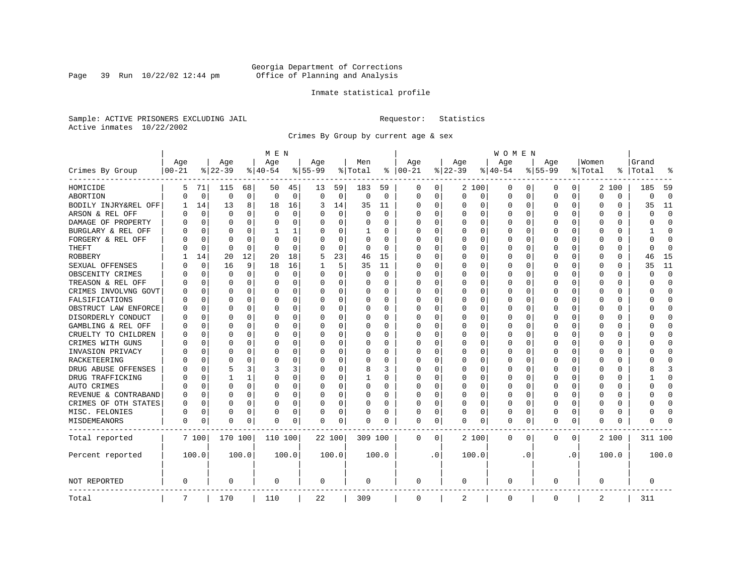Georgia Department of Corrections
Office of Planning and Analysis

Inmate statistical profile

Sample: ACTIVE PRISONERS EXCLUDING JAIL

Requestor: Statistics

Active inmates 10/22/2002

Crimes By Group by current age & sex

| Crimes By Group | MEN Age 00-21 | % | Age 22-39 | % | Age 40-54 | % | Age 55-99 | % | Men Total | % | WOMEN Age 00-21 | % | Age 22-39 | % | Age 40-54 | % | Age 55-99 | % | Women Total | % | Grand Total | % |
|---|---|---|---|---|---|---|---|---|---|---|---|---|---|---|---|---|---|---|---|---|---|---|
| HOMICIDE | 5 | 71 | 115 | 68 | 50 | 45 | 13 | 59 | 183 | 59 | 0 | 0 | 2 | 100 | 0 | 0 | 0 | 0 | 2 | 100 | 185 | 59 |
| ABORTION | 0 | 0 | 0 | 0 | 0 | 0 | 0 | 0 | 0 | 0 | 0 | 0 | 0 | 0 | 0 | 0 | 0 | 0 | 0 | 0 | 0 | 0 |
| BODILY INJRY&REL OFF | 1 | 14 | 13 | 8 | 18 | 16 | 3 | 14 | 35 | 11 | 0 | 0 | 0 | 0 | 0 | 0 | 0 | 0 | 0 | 0 | 35 | 11 |
| ARSON & REL OFF | 0 | 0 | 0 | 0 | 0 | 0 | 0 | 0 | 0 | 0 | 0 | 0 | 0 | 0 | 0 | 0 | 0 | 0 | 0 | 0 | 0 | 0 |
| DAMAGE OF PROPERTY | 0 | 0 | 0 | 0 | 0 | 0 | 0 | 0 | 0 | 0 | 0 | 0 | 0 | 0 | 0 | 0 | 0 | 0 | 0 | 0 | 0 | 0 |
| BURGLARY & REL OFF | 0 | 0 | 0 | 0 | 1 | 1 | 0 | 0 | 1 | 0 | 0 | 0 | 0 | 0 | 0 | 0 | 0 | 0 | 0 | 0 | 1 | 0 |
| FORGERY & REL OFF | 0 | 0 | 0 | 0 | 0 | 0 | 0 | 0 | 0 | 0 | 0 | 0 | 0 | 0 | 0 | 0 | 0 | 0 | 0 | 0 | 0 | 0 |
| THEFT | 0 | 0 | 0 | 0 | 0 | 0 | 0 | 0 | 0 | 0 | 0 | 0 | 0 | 0 | 0 | 0 | 0 | 0 | 0 | 0 | 0 | 0 |
| ROBBERY | 1 | 14 | 20 | 12 | 20 | 18 | 5 | 23 | 46 | 15 | 0 | 0 | 0 | 0 | 0 | 0 | 0 | 0 | 0 | 0 | 46 | 15 |
| SEXUAL OFFENSES | 0 | 0 | 16 | 9 | 18 | 16 | 1 | 5 | 35 | 11 | 0 | 0 | 0 | 0 | 0 | 0 | 0 | 0 | 0 | 0 | 35 | 11 |
| OBSCENITY CRIMES | 0 | 0 | 0 | 0 | 0 | 0 | 0 | 0 | 0 | 0 | 0 | 0 | 0 | 0 | 0 | 0 | 0 | 0 | 0 | 0 | 0 | 0 |
| TREASON & REL OFF | 0 | 0 | 0 | 0 | 0 | 0 | 0 | 0 | 0 | 0 | 0 | 0 | 0 | 0 | 0 | 0 | 0 | 0 | 0 | 0 | 0 | 0 |
| CRIMES INVOLVNG GOVT | 0 | 0 | 0 | 0 | 0 | 0 | 0 | 0 | 0 | 0 | 0 | 0 | 0 | 0 | 0 | 0 | 0 | 0 | 0 | 0 | 0 | 0 |
| FALSIFICATIONS | 0 | 0 | 0 | 0 | 0 | 0 | 0 | 0 | 0 | 0 | 0 | 0 | 0 | 0 | 0 | 0 | 0 | 0 | 0 | 0 | 0 | 0 |
| OBSTRUCT LAW ENFORCE | 0 | 0 | 0 | 0 | 0 | 0 | 0 | 0 | 0 | 0 | 0 | 0 | 0 | 0 | 0 | 0 | 0 | 0 | 0 | 0 | 0 | 0 |
| DISORDERLY CONDUCT | 0 | 0 | 0 | 0 | 0 | 0 | 0 | 0 | 0 | 0 | 0 | 0 | 0 | 0 | 0 | 0 | 0 | 0 | 0 | 0 | 0 | 0 |
| GAMBLING & REL OFF | 0 | 0 | 0 | 0 | 0 | 0 | 0 | 0 | 0 | 0 | 0 | 0 | 0 | 0 | 0 | 0 | 0 | 0 | 0 | 0 | 0 | 0 |
| CRUELTY TO CHILDREN | 0 | 0 | 0 | 0 | 0 | 0 | 0 | 0 | 0 | 0 | 0 | 0 | 0 | 0 | 0 | 0 | 0 | 0 | 0 | 0 | 0 | 0 |
| CRIMES WITH GUNS | 0 | 0 | 0 | 0 | 0 | 0 | 0 | 0 | 0 | 0 | 0 | 0 | 0 | 0 | 0 | 0 | 0 | 0 | 0 | 0 | 0 | 0 |
| INVASION PRIVACY | 0 | 0 | 0 | 0 | 0 | 0 | 0 | 0 | 0 | 0 | 0 | 0 | 0 | 0 | 0 | 0 | 0 | 0 | 0 | 0 | 0 | 0 |
| RACKETEERING | 0 | 0 | 0 | 0 | 0 | 0 | 0 | 0 | 0 | 0 | 0 | 0 | 0 | 0 | 0 | 0 | 0 | 0 | 0 | 0 | 0 | 0 |
| DRUG ABUSE OFFENSES | 0 | 0 | 5 | 3 | 3 | 3 | 0 | 0 | 8 | 3 | 0 | 0 | 0 | 0 | 0 | 0 | 0 | 0 | 0 | 0 | 8 | 3 |
| DRUG TRAFFICKING | 0 | 0 | 1 | 1 | 0 | 0 | 0 | 0 | 1 | 0 | 0 | 0 | 0 | 0 | 0 | 0 | 0 | 0 | 0 | 0 | 1 | 0 |
| AUTO CRIMES | 0 | 0 | 0 | 0 | 0 | 0 | 0 | 0 | 0 | 0 | 0 | 0 | 0 | 0 | 0 | 0 | 0 | 0 | 0 | 0 | 0 | 0 |
| REVENUE & CONTRABAND | 0 | 0 | 0 | 0 | 0 | 0 | 0 | 0 | 0 | 0 | 0 | 0 | 0 | 0 | 0 | 0 | 0 | 0 | 0 | 0 | 0 | 0 |
| CRIMES OF OTH STATES | 0 | 0 | 0 | 0 | 0 | 0 | 0 | 0 | 0 | 0 | 0 | 0 | 0 | 0 | 0 | 0 | 0 | 0 | 0 | 0 | 0 | 0 |
| MISC. FELONIES | 0 | 0 | 0 | 0 | 0 | 0 | 0 | 0 | 0 | 0 | 0 | 0 | 0 | 0 | 0 | 0 | 0 | 0 | 0 | 0 | 0 | 0 |
| MISDEMEANORS | 0 | 0 | 0 | 0 | 0 | 0 | 0 | 0 | 0 | 0 | 0 | 0 | 0 | 0 | 0 | 0 | 0 | 0 | 0 | 0 | 0 | 0 |
| Total reported | 7 | 100 | 170 | 100 | 110 | 100 | 22 | 100 | 309 | 100 | 0 | 0 | 2 | 100 | 0 | 0 | 0 | 0 | 2 | 100 | 311 | 100 |
| Percent reported | 100.0 | | 100.0 | | 100.0 | | 100.0 | | 100.0 | | .0 | | 100.0 | | .0 | | .0 | | 100.0 | | 100.0 | |
| NOT REPORTED | 0 | | 0 | | 0 | | 0 | | 0 | | 0 | | 0 | | 0 | | 0 | | 0 | | 0 | |
| Total | 7 | | 170 | | 110 | | 22 | | 309 | | 0 | | 2 | | 0 | | 0 | | 2 | | 311 | |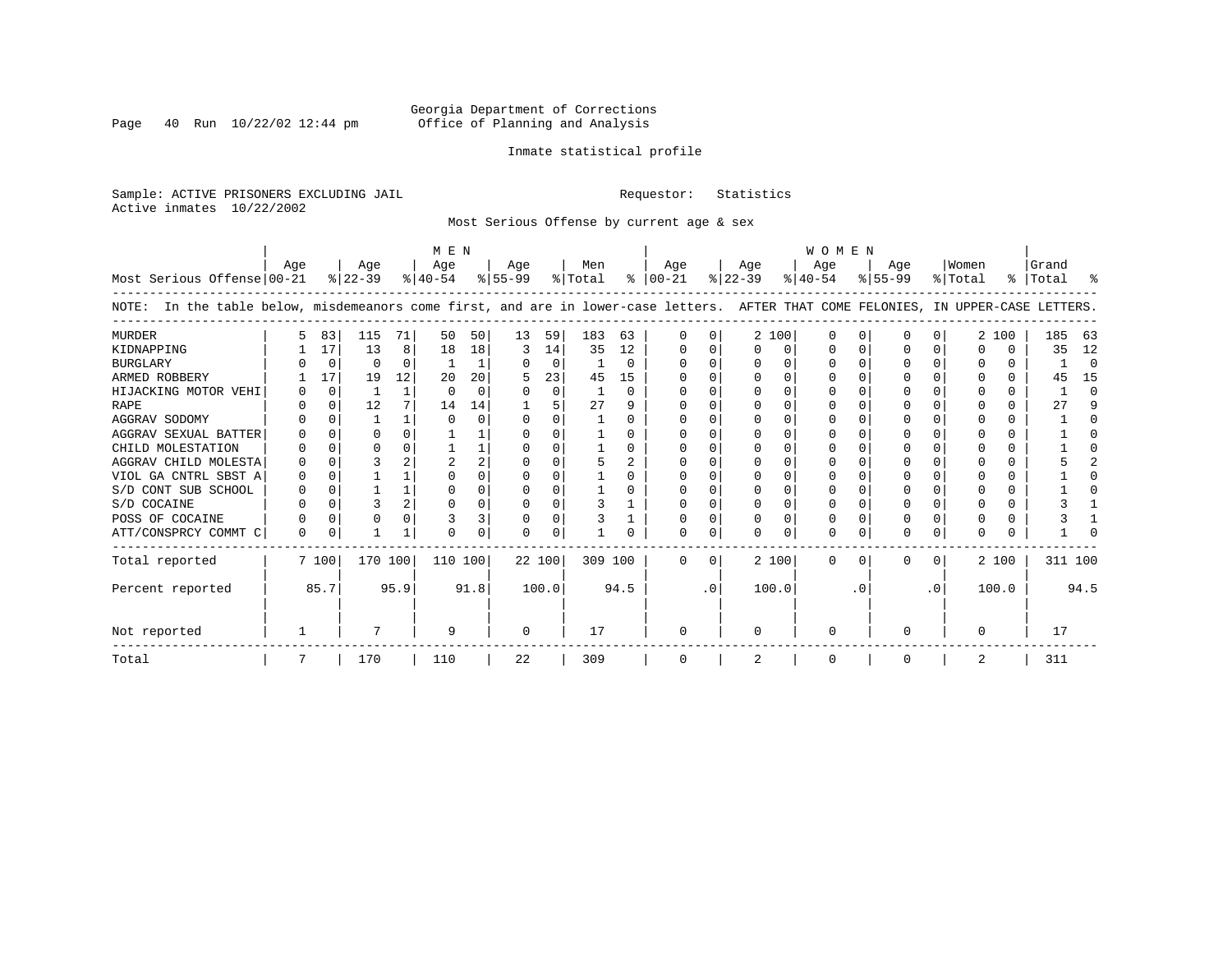Georgia Department of Corrections
Office of Planning and Analysis

Inmate statistical profile

Sample: ACTIVE PRISONERS EXCLUDING JAIL    Requestor: Statistics
Active inmates 10/22/2002

Most Serious Offense by current age & sex

| Most Serious Offense | MEN Age 00-21 | % | Age 22-39 | % | Age 40-54 | % | Age 55-99 | % | Men Total | % | WOMEN Age 00-21 | % | Age 22-39 | % | Age 40-54 | % | Age 55-99 | % | Women Total | % | Grand Total | % |
|---|---|---|---|---|---|---|---|---|---|---|---|---|---|---|---|---|---|---|---|---|---|---|
| NOTE: In the table below, misdemeanors come first, and are in lower-case letters. AFTER THAT COME FELONIES, IN UPPER-CASE LETTERS. | | | | | | | | | | | | | | | | | | | | | | |
| MURDER | 5 | 83 | 115 | 71 | 50 | 50 | 13 | 59 | 183 | 63 | 0 | 0 | 2 | 100 | 0 | 0 | 0 | 0 | 2 | 100 | 185 | 63 |
| KIDNAPPING | 1 | 17 | 13 | 8 | 18 | 18 | 3 | 14 | 35 | 12 | 0 | 0 | 0 | 0 | 0 | 0 | 0 | 0 | 0 | 0 | 35 | 12 |
| BURGLARY | 0 | 0 | 0 | 0 | 1 | 1 | 0 | 0 | 1 | 0 | 0 | 0 | 0 | 0 | 0 | 0 | 0 | 0 | 0 | 0 | 1 | 0 |
| ARMED ROBBERY | 1 | 17 | 19 | 12 | 20 | 20 | 5 | 23 | 45 | 15 | 0 | 0 | 0 | 0 | 0 | 0 | 0 | 0 | 0 | 0 | 45 | 15 |
| HIJACKING MOTOR VEHI | 0 | 0 | 1 | 1 | 0 | 0 | 0 | 0 | 1 | 0 | 0 | 0 | 0 | 0 | 0 | 0 | 0 | 0 | 0 | 0 | 1 | 0 |
| RAPE | 0 | 0 | 12 | 7 | 14 | 14 | 1 | 5 | 27 | 9 | 0 | 0 | 0 | 0 | 0 | 0 | 0 | 0 | 0 | 0 | 27 | 9 |
| AGGRAV SODOMY | 0 | 0 | 1 | 1 | 0 | 0 | 0 | 0 | 1 | 0 | 0 | 0 | 0 | 0 | 0 | 0 | 0 | 0 | 0 | 0 | 1 | 0 |
| AGGRAV SEXUAL BATTER | 0 | 0 | 0 | 0 | 1 | 1 | 0 | 0 | 1 | 0 | 0 | 0 | 0 | 0 | 0 | 0 | 0 | 0 | 0 | 0 | 1 | 0 |
| CHILD MOLESTATION | 0 | 0 | 0 | 0 | 1 | 1 | 0 | 0 | 1 | 0 | 0 | 0 | 0 | 0 | 0 | 0 | 0 | 0 | 0 | 0 | 1 | 0 |
| AGGRAV CHILD MOLESTA | 0 | 0 | 3 | 2 | 2 | 2 | 0 | 0 | 5 | 2 | 0 | 0 | 0 | 0 | 0 | 0 | 0 | 0 | 0 | 0 | 5 | 2 |
| VIOL GA CNTRL SBST A | 0 | 0 | 1 | 1 | 0 | 0 | 0 | 0 | 1 | 0 | 0 | 0 | 0 | 0 | 0 | 0 | 0 | 0 | 0 | 0 | 1 | 0 |
| S/D CONT SUB SCHOOL | 0 | 0 | 1 | 1 | 0 | 0 | 0 | 0 | 1 | 0 | 0 | 0 | 0 | 0 | 0 | 0 | 0 | 0 | 0 | 0 | 1 | 0 |
| S/D COCAINE | 0 | 0 | 3 | 2 | 0 | 0 | 0 | 0 | 3 | 1 | 0 | 0 | 0 | 0 | 0 | 0 | 0 | 0 | 0 | 0 | 3 | 1 |
| POSS OF COCAINE | 0 | 0 | 0 | 0 | 3 | 3 | 0 | 0 | 3 | 1 | 0 | 0 | 0 | 0 | 0 | 0 | 0 | 0 | 0 | 0 | 3 | 1 |
| ATT/CONSPRCY COMMT C | 0 | 0 | 1 | 1 | 0 | 0 | 0 | 0 | 1 | 0 | 0 | 0 | 0 | 0 | 0 | 0 | 0 | 0 | 0 | 0 | 1 | 0 |
| Total reported | 7 | 100 | 170 | 100 | 110 | 100 | 22 | 100 | 309 | 100 | 0 | 0 | 2 | 100 | 0 | 0 | 0 | 0 | 2 | 100 | 311 | 100 |
| Percent reported | | 85.7 | | 95.9 | | 91.8 | | 100.0 | | 94.5 | | .0 | | 100.0 | | .0 | | .0 | | 100.0 | | 94.5 |
| Not reported | 1 | | 7 | | 9 | | 0 | | 17 | | 0 | | 0 | | 0 | | 0 | | 0 | | 17 | |
| Total | 7 | | 170 | | 110 | | 22 | | 309 | | 0 | | 2 | | 0 | | 0 | | 2 | | 311 | |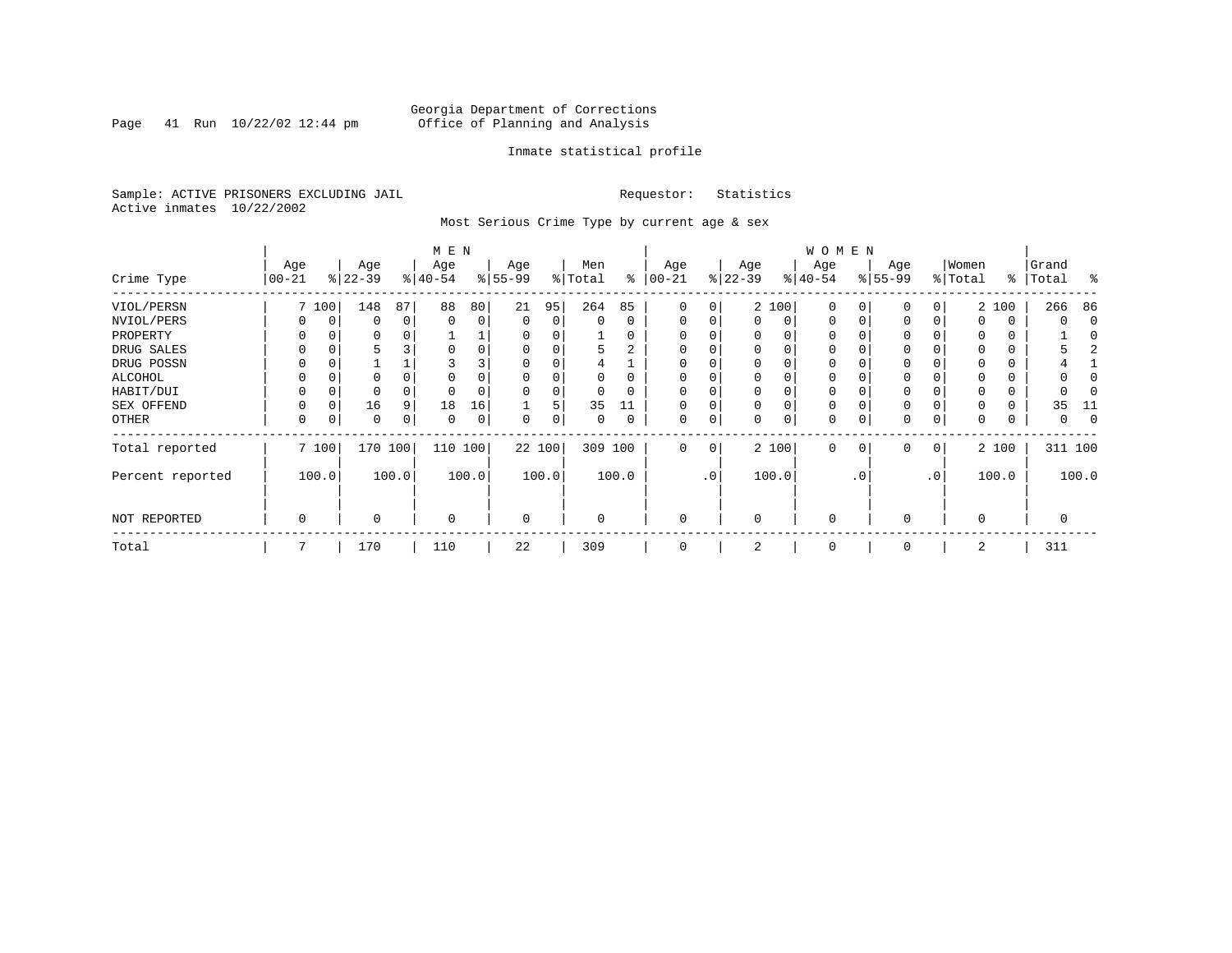Georgia Department of Corrections
Office of Planning and Analysis

Inmate statistical profile

Sample: ACTIVE PRISONERS EXCLUDING JAIL　　　　Requestor: Statistics
Active inmates 10/22/2002

Most Serious Crime Type by current age & sex

| Crime Type | MEN Age 00-21 | % | Age 22-39 | % | Age 40-54 | % | Age 55-99 | % | Men Total | % | WOMEN Age 00-21 | % | Age 22-39 | % | Age 40-54 | % | Age 55-99 | % | Women Total | % | Grand Total | % |
|---|---|---|---|---|---|---|---|---|---|---|---|---|---|---|---|---|---|---|---|---|---|---|
| VIOL/PERSN | 7 | 100 | 148 | 87 | 88 | 80 | 21 | 95 | 264 | 85 | 0 | 0 | 2 | 100 | 0 | 0 | 0 | 0 | 2 | 100 | 266 | 86 |
| NVIOL/PERS | 0 | 0 | 0 | 0 | 0 | 0 | 0 | 0 | 0 | 0 | 0 | 0 | 0 | 0 | 0 | 0 | 0 | 0 | 0 | 0 | 0 | 0 |
| PROPERTY | 0 | 0 | 0 | 0 | 1 | 1 | 0 | 0 | 1 | 0 | 0 | 0 | 0 | 0 | 0 | 0 | 0 | 0 | 0 | 0 | 1 | 0 |
| DRUG SALES | 0 | 0 | 5 | 3 | 0 | 0 | 0 | 0 | 5 | 2 | 0 | 0 | 0 | 0 | 0 | 0 | 0 | 0 | 0 | 0 | 5 | 2 |
| DRUG POSSN | 0 | 0 | 1 | 1 | 3 | 3 | 0 | 0 | 4 | 1 | 0 | 0 | 0 | 0 | 0 | 0 | 0 | 0 | 0 | 0 | 4 | 1 |
| ALCOHOL | 0 | 0 | 0 | 0 | 0 | 0 | 0 | 0 | 0 | 0 | 0 | 0 | 0 | 0 | 0 | 0 | 0 | 0 | 0 | 0 | 0 | 0 |
| HABIT/DUI | 0 | 0 | 0 | 0 | 0 | 0 | 0 | 0 | 0 | 0 | 0 | 0 | 0 | 0 | 0 | 0 | 0 | 0 | 0 | 0 | 0 | 0 |
| SEX OFFEND | 0 | 0 | 16 | 9 | 18 | 16 | 1 | 5 | 35 | 11 | 0 | 0 | 0 | 0 | 0 | 0 | 0 | 0 | 0 | 0 | 35 | 11 |
| OTHER | 0 | 0 | 0 | 0 | 0 | 0 | 0 | 0 | 0 | 0 | 0 | 0 | 0 | 0 | 0 | 0 | 0 | 0 | 0 | 0 | 0 | 0 |
| Total reported | 7 | 100 | 170 | 100 | 110 | 100 | 22 | 100 | 309 | 100 | 0 | 0 | 2 | 100 | 0 | 0 | 0 | 0 | 2 | 100 | 311 | 100 |
| Percent reported | | 100.0 | | 100.0 | | 100.0 | | 100.0 | | 100.0 | | .0 | | 100.0 | | .0 | | .0 | | 100.0 | | 100.0 |
| NOT REPORTED | 0 | | 0 | | 0 | | 0 | | 0 | | 0 | | 0 | | 0 | | 0 | | 0 | | 0 | |
| Total | 7 | | 170 | | 110 | | 22 | | 309 | | 0 | | 2 | | 0 | | 0 | | 2 | | 311 | |